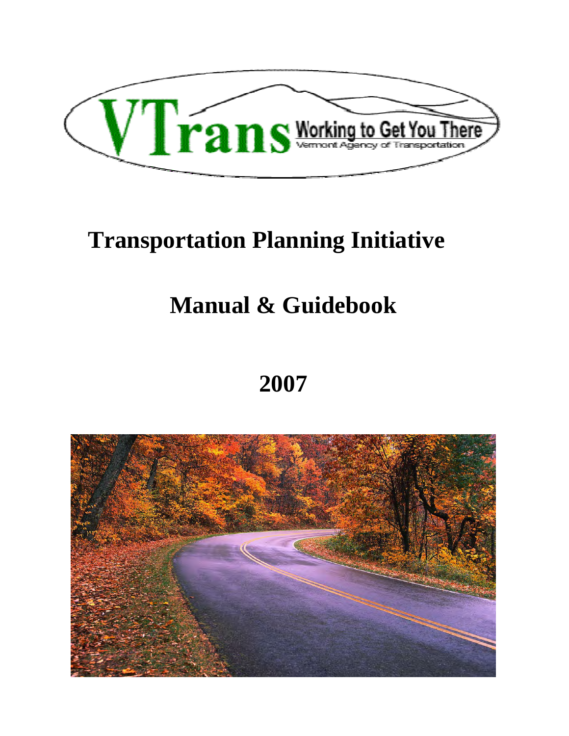VTrans Working to Get You There
Vermont Agency of Transportation

# Transportation Planning Initiative

# Manual & Guidebook

# 2007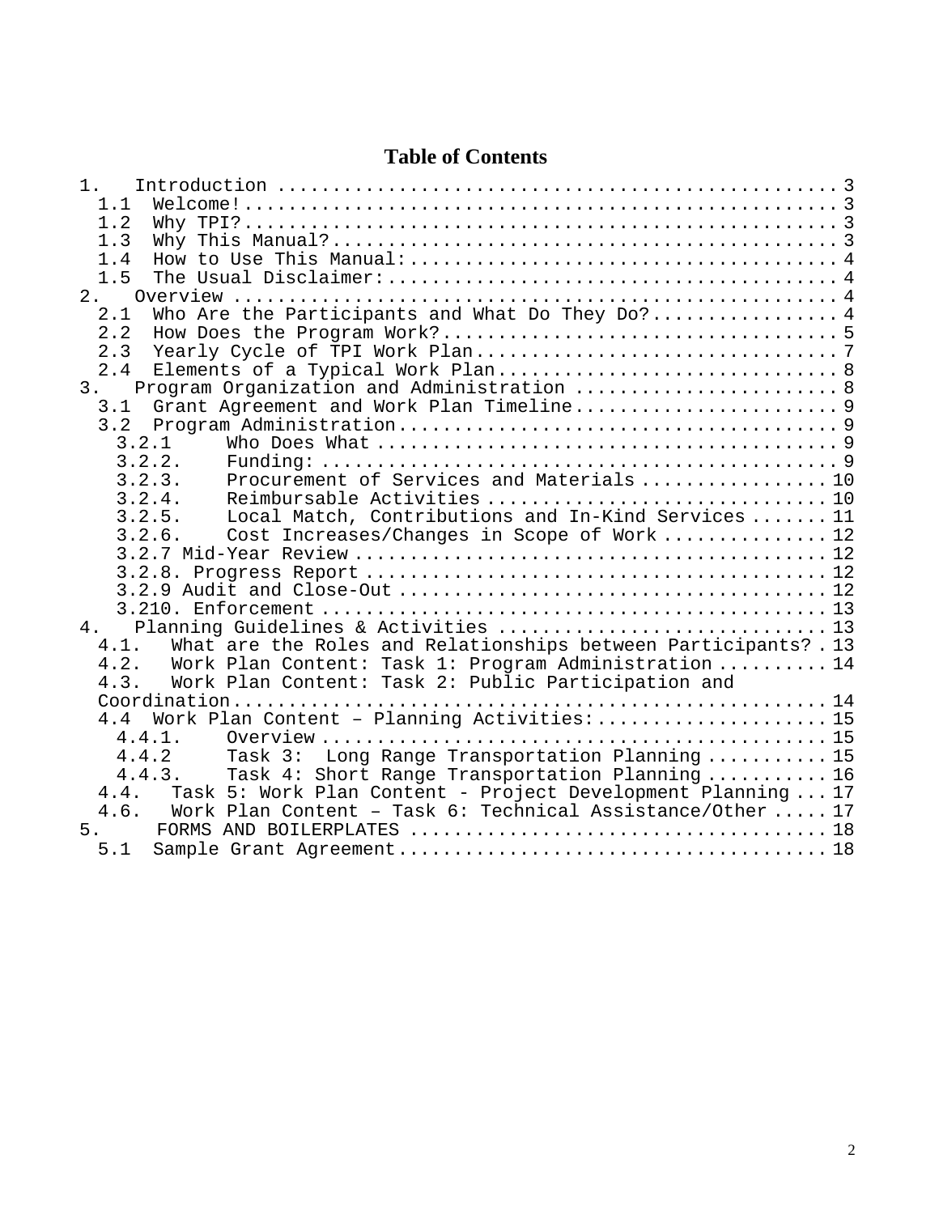# Table of Contents

1. Introduction .................................................... 3
  1.1 Welcome!..................................................... 3
  1.2 Why TPI?..................................................... 3
  1.3 Why This Manual?............................................. 3
  1.4 How to Use This Manual:...................................... 4
  1.5 The Usual Disclaimer:........................................ 4
2. Overview ........................................................ 4
  2.1 Who Are the Participants and What Do They Do?................ 4
  2.2 How Does the Program Work?................................... 5
  2.3 Yearly Cycle of TPI Work Plan................................ 7
  2.4 Elements of a Typical Work Plan.............................. 8
3. Program Organization and Administration ......................... 8
  3.1 Grant Agreement and Work Plan Timeline....................... 9
  3.2 Program Administration....................................... 9
    3.2.1 Who Does What ........................................... 9
    3.2.2. Funding: ............................................... 9
    3.2.3. Procurement of Services and Materials .................. 10
    3.2.4. Reimbursable Activities ................................ 10
    3.2.5. Local Match, Contributions and In-Kind Services ........ 11
    3.2.6. Cost Increases/Changes in Scope of Work ................ 12
    3.2.7 Mid-Year Review ......................................... 12
    3.2.8. Progress Report ........................................ 12
    3.2.9 Audit and Close-Out ..................................... 12
    3.210. Enforcement ............................................ 13
4. Planning Guidelines & Activities ................................ 13
  4.1. What are the Roles and Relationships between Participants? . 13
  4.2. Work Plan Content: Task 1: Program Administration .......... 14
  4.3. Work Plan Content: Task 2: Public Participation and Coordination................................................ 14
  4.4 Work Plan Content – Planning Activities:..................... 15
    4.4.1. Overview ............................................... 15
    4.4.2 Task 3: Long Range Transportation Planning .............. 15
    4.4.3. Task 4: Short Range Transportation Planning ............ 16
  4.4. Task 5: Work Plan Content - Project Development Planning ... 17
  4.6. Work Plan Content – Task 6: Technical Assistance/Other ..... 17
5. FORMS AND BOILERPLATES .......................................... 18
  5.1 Sample Grant Agreement....................................... 18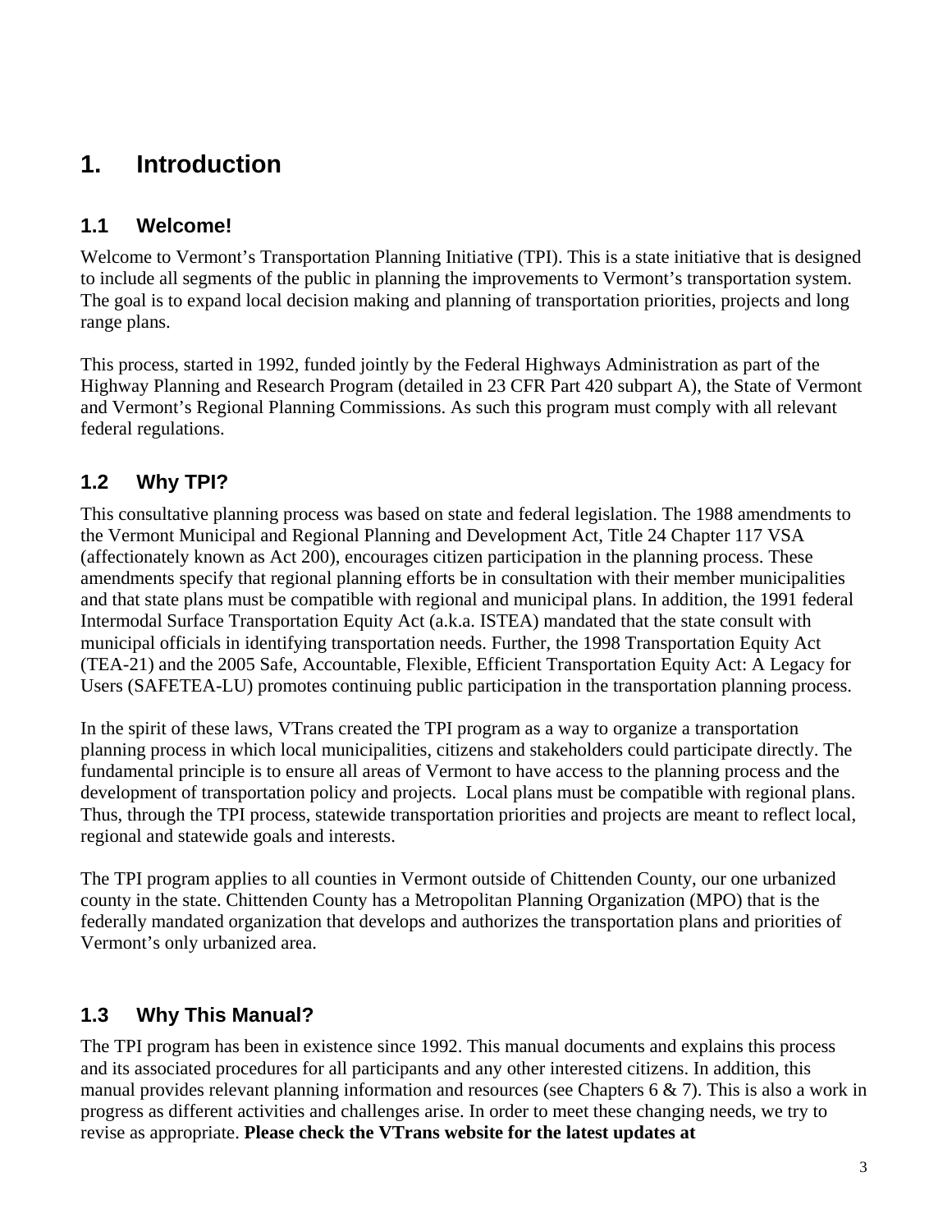# 1. Introduction

## 1.1 Welcome!

Welcome to Vermont's Transportation Planning Initiative (TPI). This is a state initiative that is designed to include all segments of the public in planning the improvements to Vermont's transportation system. The goal is to expand local decision making and planning of transportation priorities, projects and long range plans.

This process, started in 1992, funded jointly by the Federal Highways Administration as part of the Highway Planning and Research Program (detailed in 23 CFR Part 420 subpart A), the State of Vermont and Vermont's Regional Planning Commissions. As such this program must comply with all relevant federal regulations.

## 1.2 Why TPI?

This consultative planning process was based on state and federal legislation. The 1988 amendments to the Vermont Municipal and Regional Planning and Development Act, Title 24 Chapter 117 VSA (affectionately known as Act 200), encourages citizen participation in the planning process. These amendments specify that regional planning efforts be in consultation with their member municipalities and that state plans must be compatible with regional and municipal plans. In addition, the 1991 federal Intermodal Surface Transportation Equity Act (a.k.a. ISTEA) mandated that the state consult with municipal officials in identifying transportation needs. Further, the 1998 Transportation Equity Act (TEA-21) and the 2005 Safe, Accountable, Flexible, Efficient Transportation Equity Act: A Legacy for Users (SAFETEA-LU) promotes continuing public participation in the transportation planning process.

In the spirit of these laws, VTrans created the TPI program as a way to organize a transportation planning process in which local municipalities, citizens and stakeholders could participate directly. The fundamental principle is to ensure all areas of Vermont to have access to the planning process and the development of transportation policy and projects. Local plans must be compatible with regional plans. Thus, through the TPI process, statewide transportation priorities and projects are meant to reflect local, regional and statewide goals and interests.

The TPI program applies to all counties in Vermont outside of Chittenden County, our one urbanized county in the state. Chittenden County has a Metropolitan Planning Organization (MPO) that is the federally mandated organization that develops and authorizes the transportation plans and priorities of Vermont's only urbanized area.

## 1.3 Why This Manual?

The TPI program has been in existence since 1992. This manual documents and explains this process and its associated procedures for all participants and any other interested citizens. In addition, this manual provides relevant planning information and resources (see Chapters 6 & 7). This is also a work in progress as different activities and challenges arise. In order to meet these changing needs, we try to revise as appropriate. **Please check the VTrans website for the latest updates at**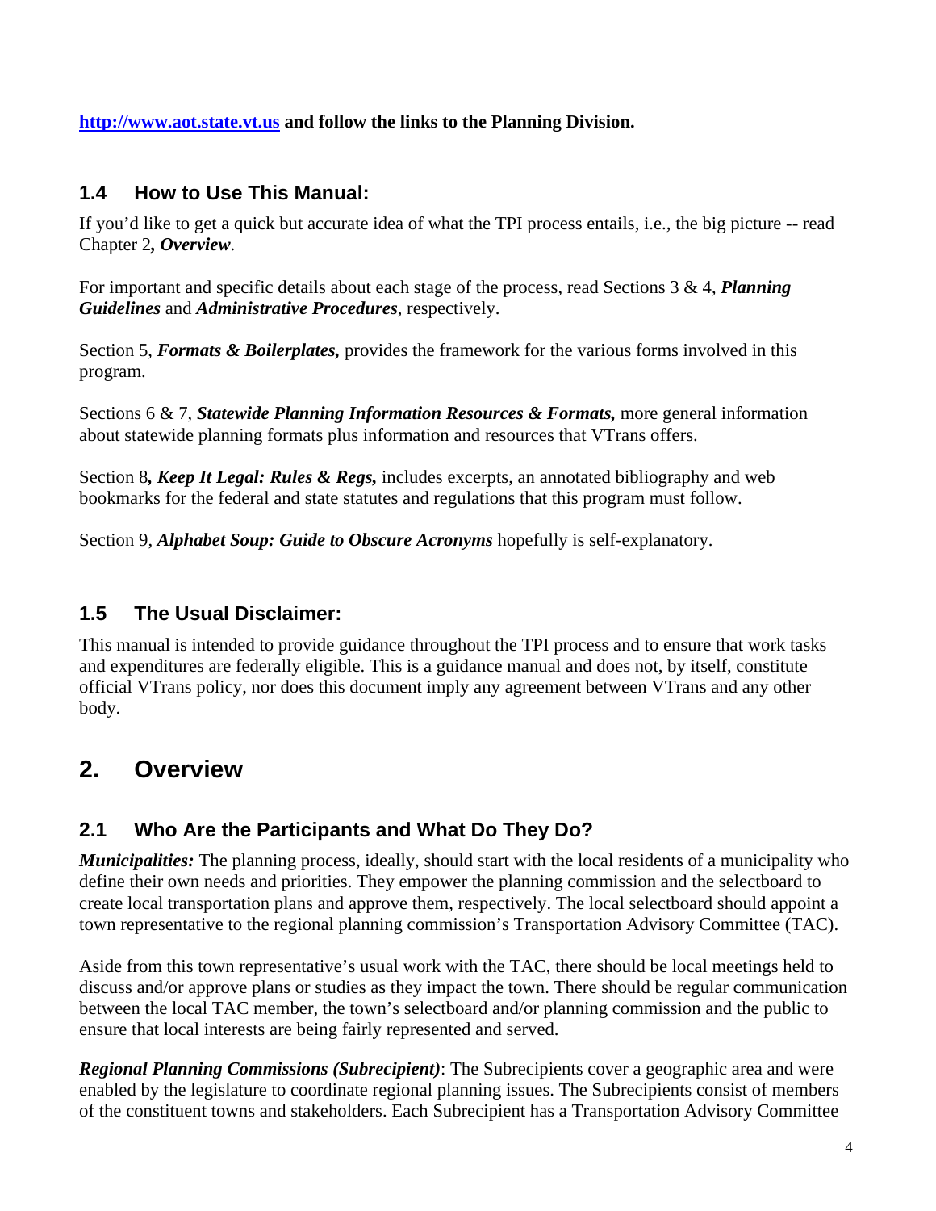**[http://www.aot.state.vt.us](http://www.aot.state.vt.us) and follow the links to the Planning Division.**

### 1.4 How to Use This Manual:

If you'd like to get a quick but accurate idea of what the TPI process entails, i.e., the big picture -- read Chapter 2***, Overview***.

For important and specific details about each stage of the process, read Sections 3 & 4, ***Planning Guidelines*** and ***Administrative Procedures***, respectively.

Section 5, ***Formats & Boilerplates,*** provides the framework for the various forms involved in this program.

Sections 6 & 7, ***Statewide Planning Information Resources & Formats,*** more general information about statewide planning formats plus information and resources that VTrans offers.

Section 8***, Keep It Legal: Rules & Regs,*** includes excerpts, an annotated bibliography and web bookmarks for the federal and state statutes and regulations that this program must follow.

Section 9, ***Alphabet Soup: Guide to Obscure Acronyms*** hopefully is self-explanatory.

### 1.5 The Usual Disclaimer:

This manual is intended to provide guidance throughout the TPI process and to ensure that work tasks and expenditures are federally eligible. This is a guidance manual and does not, by itself, constitute official VTrans policy, nor does this document imply any agreement between VTrans and any other body.

## 2. Overview

### 2.1 Who Are the Participants and What Do They Do?

***Municipalities:*** The planning process, ideally, should start with the local residents of a municipality who define their own needs and priorities. They empower the planning commission and the selectboard to create local transportation plans and approve them, respectively. The local selectboard should appoint a town representative to the regional planning commission's Transportation Advisory Committee (TAC).

Aside from this town representative's usual work with the TAC, there should be local meetings held to discuss and/or approve plans or studies as they impact the town. There should be regular communication between the local TAC member, the town's selectboard and/or planning commission and the public to ensure that local interests are being fairly represented and served.

***Regional Planning Commissions (Subrecipient)***: The Subrecipients cover a geographic area and were enabled by the legislature to coordinate regional planning issues. The Subrecipients consist of members of the constituent towns and stakeholders. Each Subrecipient has a Transportation Advisory Committee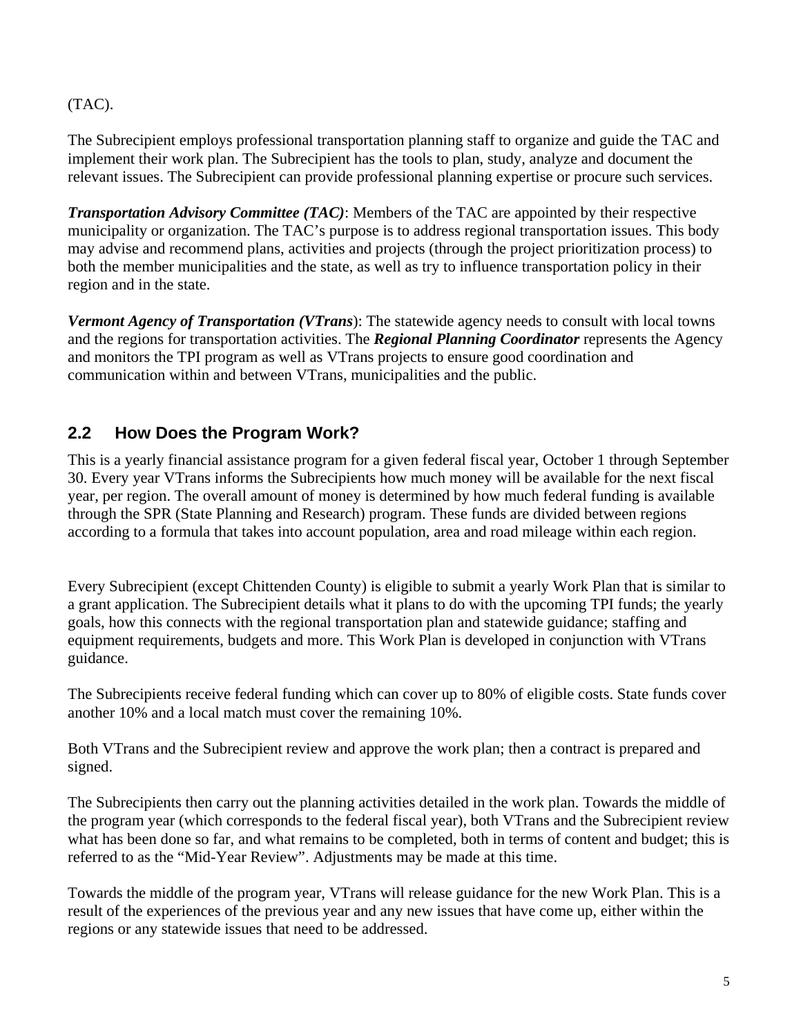(TAC).

The Subrecipient employs professional transportation planning staff to organize and guide the TAC and implement their work plan. The Subrecipient has the tools to plan, study, analyze and document the relevant issues. The Subrecipient can provide professional planning expertise or procure such services.

***Transportation Advisory Committee (TAC)***: Members of the TAC are appointed by their respective municipality or organization. The TAC's purpose is to address regional transportation issues. This body may advise and recommend plans, activities and projects (through the project prioritization process) to both the member municipalities and the state, as well as try to influence transportation policy in their region and in the state.

***Vermont Agency of Transportation (VTrans***): The statewide agency needs to consult with local towns and the regions for transportation activities. The ***Regional Planning Coordinator*** represents the Agency and monitors the TPI program as well as VTrans projects to ensure good coordination and communication within and between VTrans, municipalities and the public.

## 2.2 How Does the Program Work?

This is a yearly financial assistance program for a given federal fiscal year, October 1 through September 30. Every year VTrans informs the Subrecipients how much money will be available for the next fiscal year, per region. The overall amount of money is determined by how much federal funding is available through the SPR (State Planning and Research) program. These funds are divided between regions according to a formula that takes into account population, area and road mileage within each region.

Every Subrecipient (except Chittenden County) is eligible to submit a yearly Work Plan that is similar to a grant application. The Subrecipient details what it plans to do with the upcoming TPI funds; the yearly goals, how this connects with the regional transportation plan and statewide guidance; staffing and equipment requirements, budgets and more. This Work Plan is developed in conjunction with VTrans guidance.

The Subrecipients receive federal funding which can cover up to 80% of eligible costs. State funds cover another 10% and a local match must cover the remaining 10%.

Both VTrans and the Subrecipient review and approve the work plan; then a contract is prepared and signed.

The Subrecipients then carry out the planning activities detailed in the work plan. Towards the middle of the program year (which corresponds to the federal fiscal year), both VTrans and the Subrecipient review what has been done so far, and what remains to be completed, both in terms of content and budget; this is referred to as the "Mid-Year Review". Adjustments may be made at this time.

Towards the middle of the program year, VTrans will release guidance for the new Work Plan. This is a result of the experiences of the previous year and any new issues that have come up, either within the regions or any statewide issues that need to be addressed.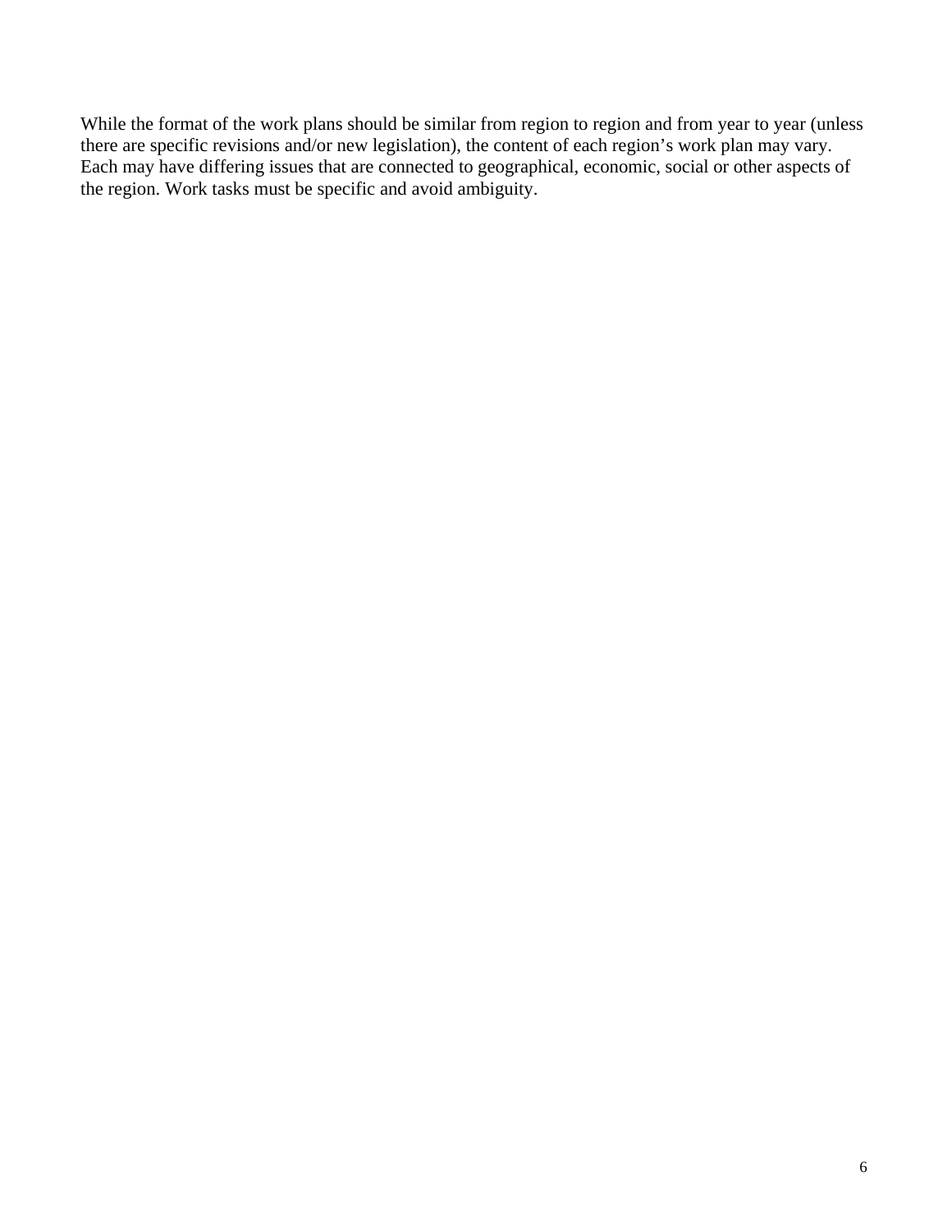While the format of the work plans should be similar from region to region and from year to year (unless there are specific revisions and/or new legislation), the content of each region's work plan may vary. Each may have differing issues that are connected to geographical, economic, social or other aspects of the region. Work tasks must be specific and avoid ambiguity.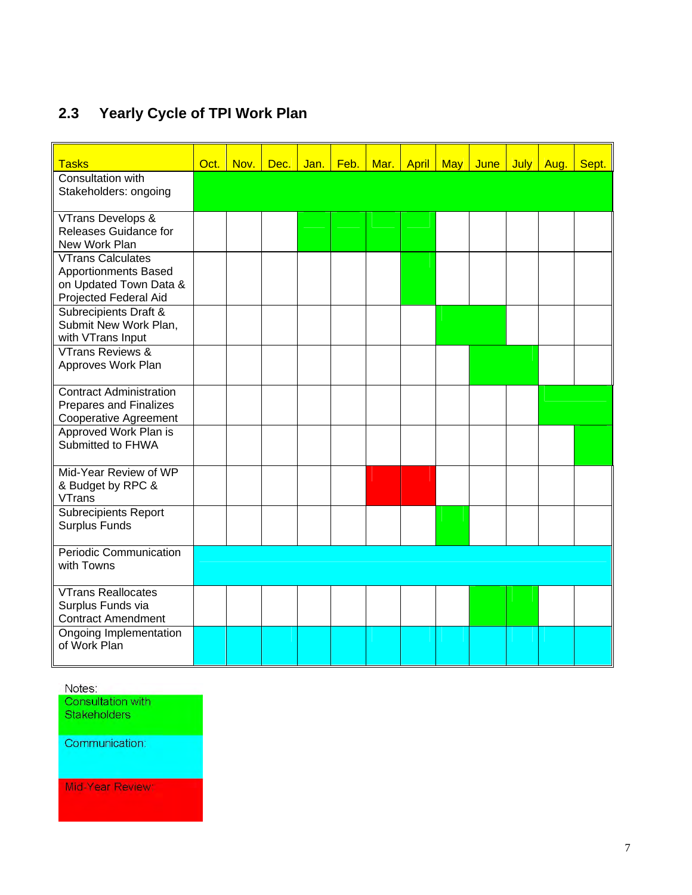## 2.3 Yearly Cycle of TPI Work Plan

| Tasks | Oct. | Nov. | Dec. | Jan. | Feb. | Mar. | April | May | June | July | Aug. | Sept. |
|---|---|---|---|---|---|---|---|---|---|---|---|---|
| Consultation with Stakeholders: ongoing | ■ | ■ | ■ | ■ | ■ | ■ | ■ | ■ | ■ | ■ | ■ | ■ |
| VTrans Develops & Releases Guidance for New Work Plan | | | | ■ | ■ | ■ | ■ | | | | | |
| VTrans Calculates Apportionments Based on Updated Town Data & Projected Federal Aid | | | | | | | ■ | | | | | |
| Subrecipients Draft & Submit New Work Plan, with VTrans Input | | | | | | | | ■ | ■ | | | |
| VTrans Reviews & Approves Work Plan | | | | | | | | | ■ | ■ | | |
| Contract Administration Prepares and Finalizes Cooperative Agreement | | | | | | | | | | | ■ | ■ |
| Approved Work Plan is Submitted to FHWA | | | | | | | | | | | | ■ |
| Mid-Year Review of WP & Budget by RPC & VTrans | | | | | | ■ | ■ | | | | | |
| Subrecipients Report Surplus Funds | | | | | | | | ■ | | | | |
| Periodic Communication with Towns | ■ | ■ | ■ | ■ | ■ | ■ | ■ | ■ | ■ | ■ | ■ | ■ |
| VTrans Reallocates Surplus Funds via Contract Amendment | | | | | | | | | ■ | ■ | | |
| Ongoing Implementation of Work Plan | ■ | ■ | ■ | ■ | ■ | ■ | ■ | ■ | ■ | ■ | ■ | ■ |

Notes:

- Consultation with Stakeholders (green)
- Communication: (cyan)
- Mid-Year Review: (red)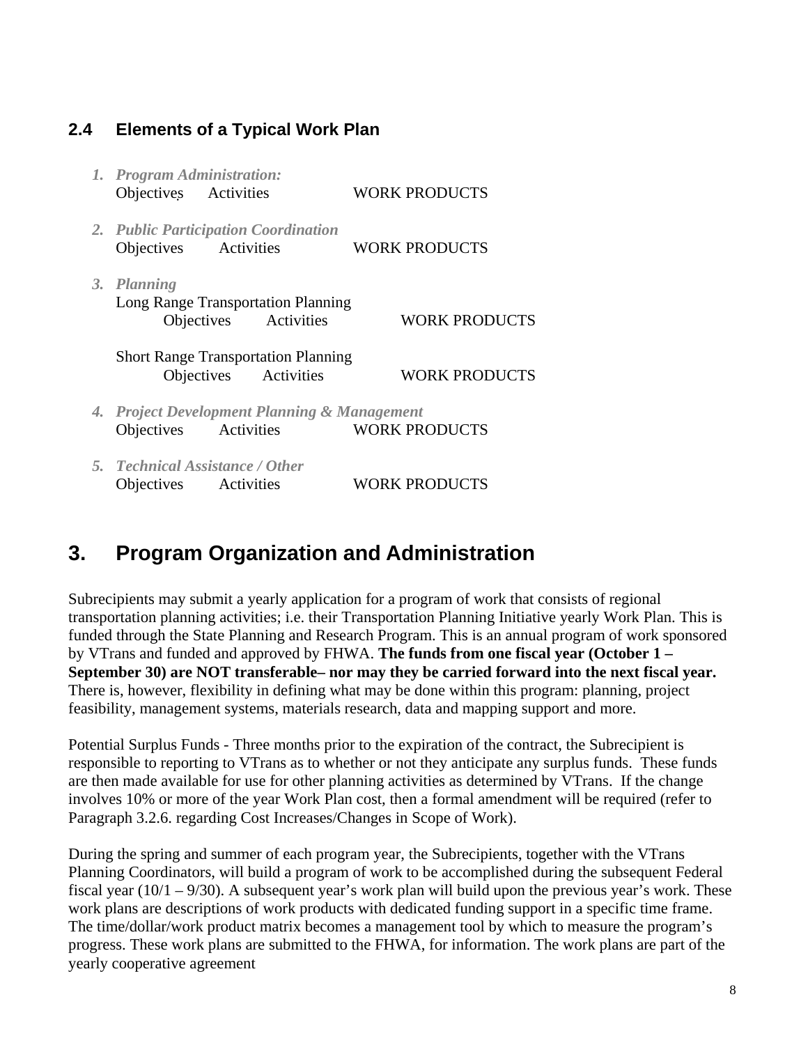## 2.4 Elements of a Typical Work Plan

1. ***Program Administration:***
   Objectives Activities WORK PRODUCTS

2. ***Public Participation Coordination***
   Objectives Activities WORK PRODUCTS

3. ***Planning***
   Long Range Transportation Planning
   Objectives Activities WORK PRODUCTS

   Short Range Transportation Planning
   Objectives Activities WORK PRODUCTS

4. ***Project Development Planning & Management***
   Objectives Activities WORK PRODUCTS

5. ***Technical Assistance / Other***
   Objectives Activities WORK PRODUCTS

# 3. Program Organization and Administration

Subrecipients may submit a yearly application for a program of work that consists of regional transportation planning activities; i.e. their Transportation Planning Initiative yearly Work Plan. This is funded through the State Planning and Research Program. This is an annual program of work sponsored by VTrans and funded and approved by FHWA. **The funds from one fiscal year (October 1 – September 30) are NOT transferable– nor may they be carried forward into the next fiscal year.** There is, however, flexibility in defining what may be done within this program: planning, project feasibility, management systems, materials research, data and mapping support and more.

Potential Surplus Funds - Three months prior to the expiration of the contract, the Subrecipient is responsible to reporting to VTrans as to whether or not they anticipate any surplus funds. These funds are then made available for use for other planning activities as determined by VTrans. If the change involves 10% or more of the year Work Plan cost, then a formal amendment will be required (refer to Paragraph 3.2.6. regarding Cost Increases/Changes in Scope of Work).

During the spring and summer of each program year, the Subrecipients, together with the VTrans Planning Coordinators, will build a program of work to be accomplished during the subsequent Federal fiscal year (10/1 – 9/30). A subsequent year's work plan will build upon the previous year's work. These work plans are descriptions of work products with dedicated funding support in a specific time frame. The time/dollar/work product matrix becomes a management tool by which to measure the program's progress. These work plans are submitted to the FHWA, for information. The work plans are part of the yearly cooperative agreement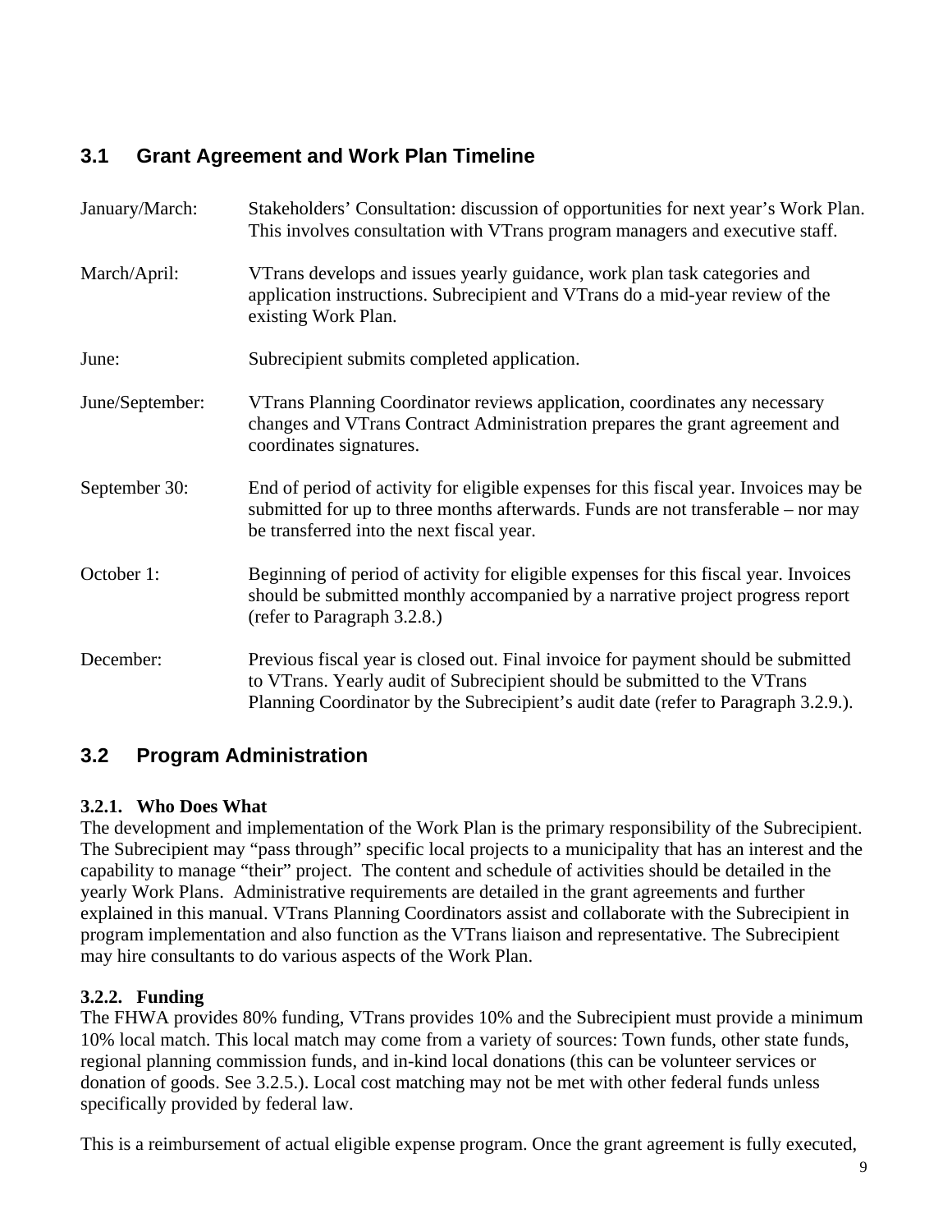## 3.1 Grant Agreement and Work Plan Timeline

| | |
|---|---|
| January/March: | Stakeholders' Consultation: discussion of opportunities for next year's Work Plan. This involves consultation with VTrans program managers and executive staff. |
| March/April: | VTrans develops and issues yearly guidance, work plan task categories and application instructions. Subrecipient and VTrans do a mid-year review of the existing Work Plan. |
| June: | Subrecipient submits completed application. |
| June/September: | VTrans Planning Coordinator reviews application, coordinates any necessary changes and VTrans Contract Administration prepares the grant agreement and coordinates signatures. |
| September 30: | End of period of activity for eligible expenses for this fiscal year. Invoices may be submitted for up to three months afterwards. Funds are not transferable – nor may be transferred into the next fiscal year. |
| October 1: | Beginning of period of activity for eligible expenses for this fiscal year. Invoices should be submitted monthly accompanied by a narrative project progress report (refer to Paragraph 3.2.8.) |
| December: | Previous fiscal year is closed out. Final invoice for payment should be submitted to VTrans. Yearly audit of Subrecipient should be submitted to the VTrans Planning Coordinator by the Subrecipient's audit date (refer to Paragraph 3.2.9.). |

## 3.2 Program Administration

### 3.2.1. Who Does What

The development and implementation of the Work Plan is the primary responsibility of the Subrecipient. The Subrecipient may "pass through" specific local projects to a municipality that has an interest and the capability to manage "their" project. The content and schedule of activities should be detailed in the yearly Work Plans. Administrative requirements are detailed in the grant agreements and further explained in this manual. VTrans Planning Coordinators assist and collaborate with the Subrecipient in program implementation and also function as the VTrans liaison and representative. The Subrecipient may hire consultants to do various aspects of the Work Plan.

### 3.2.2. Funding

The FHWA provides 80% funding, VTrans provides 10% and the Subrecipient must provide a minimum 10% local match. This local match may come from a variety of sources: Town funds, other state funds, regional planning commission funds, and in-kind local donations (this can be volunteer services or donation of goods. See 3.2.5.). Local cost matching may not be met with other federal funds unless specifically provided by federal law.

This is a reimbursement of actual eligible expense program. Once the grant agreement is fully executed,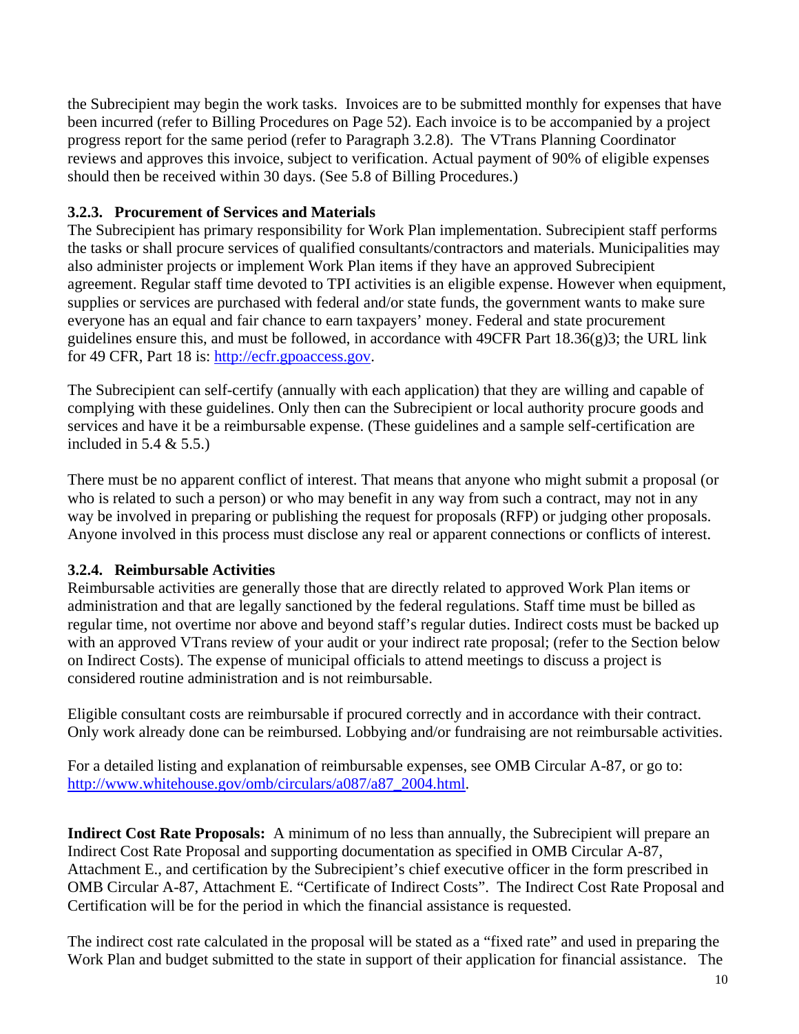the Subrecipient may begin the work tasks. Invoices are to be submitted monthly for expenses that have been incurred (refer to Billing Procedures on Page 52). Each invoice is to be accompanied by a project progress report for the same period (refer to Paragraph 3.2.8). The VTrans Planning Coordinator reviews and approves this invoice, subject to verification. Actual payment of 90% of eligible expenses should then be received within 30 days. (See 5.8 of Billing Procedures.)

### 3.2.3. Procurement of Services and Materials

The Subrecipient has primary responsibility for Work Plan implementation. Subrecipient staff performs the tasks or shall procure services of qualified consultants/contractors and materials. Municipalities may also administer projects or implement Work Plan items if they have an approved Subrecipient agreement. Regular staff time devoted to TPI activities is an eligible expense. However when equipment, supplies or services are purchased with federal and/or state funds, the government wants to make sure everyone has an equal and fair chance to earn taxpayers' money. Federal and state procurement guidelines ensure this, and must be followed, in accordance with 49CFR Part 18.36(g)3; the URL link for 49 CFR, Part 18 is: [http://ecfr.gpoaccess.gov](http://ecfr.gpoaccess.gov).

The Subrecipient can self-certify (annually with each application) that they are willing and capable of complying with these guidelines. Only then can the Subrecipient or local authority procure goods and services and have it be a reimbursable expense. (These guidelines and a sample self-certification are included in 5.4 & 5.5.)

There must be no apparent conflict of interest. That means that anyone who might submit a proposal (or who is related to such a person) or who may benefit in any way from such a contract, may not in any way be involved in preparing or publishing the request for proposals (RFP) or judging other proposals. Anyone involved in this process must disclose any real or apparent connections or conflicts of interest.

### 3.2.4. Reimbursable Activities

Reimbursable activities are generally those that are directly related to approved Work Plan items or administration and that are legally sanctioned by the federal regulations. Staff time must be billed as regular time, not overtime nor above and beyond staff's regular duties. Indirect costs must be backed up with an approved VTrans review of your audit or your indirect rate proposal; (refer to the Section below on Indirect Costs). The expense of municipal officials to attend meetings to discuss a project is considered routine administration and is not reimbursable.

Eligible consultant costs are reimbursable if procured correctly and in accordance with their contract. Only work already done can be reimbursed. Lobbying and/or fundraising are not reimbursable activities.

For a detailed listing and explanation of reimbursable expenses, see OMB Circular A-87, or go to: [http://www.whitehouse.gov/omb/circulars/a087/a87_2004.html](http://www.whitehouse.gov/omb/circulars/a087/a87_2004.html).

**Indirect Cost Rate Proposals:** A minimum of no less than annually, the Subrecipient will prepare an Indirect Cost Rate Proposal and supporting documentation as specified in OMB Circular A-87, Attachment E., and certification by the Subrecipient's chief executive officer in the form prescribed in OMB Circular A-87, Attachment E. "Certificate of Indirect Costs". The Indirect Cost Rate Proposal and Certification will be for the period in which the financial assistance is requested.

The indirect cost rate calculated in the proposal will be stated as a "fixed rate" and used in preparing the Work Plan and budget submitted to the state in support of their application for financial assistance. The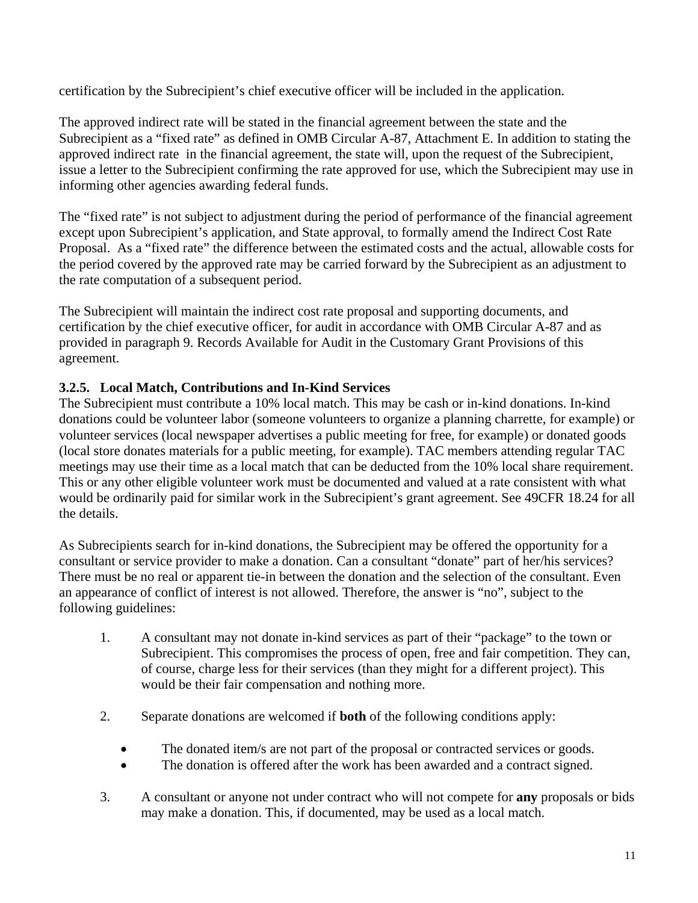certification by the Subrecipient's chief executive officer will be included in the application.

The approved indirect rate will be stated in the financial agreement between the state and the Subrecipient as a "fixed rate" as defined in OMB Circular A-87, Attachment E. In addition to stating the approved indirect rate in the financial agreement, the state will, upon the request of the Subrecipient, issue a letter to the Subrecipient confirming the rate approved for use, which the Subrecipient may use in informing other agencies awarding federal funds.

The "fixed rate" is not subject to adjustment during the period of performance of the financial agreement except upon Subrecipient's application, and State approval, to formally amend the Indirect Cost Rate Proposal. As a "fixed rate" the difference between the estimated costs and the actual, allowable costs for the period covered by the approved rate may be carried forward by the Subrecipient as an adjustment to the rate computation of a subsequent period.

The Subrecipient will maintain the indirect cost rate proposal and supporting documents, and certification by the chief executive officer, for audit in accordance with OMB Circular A-87 and as provided in paragraph 9. Records Available for Audit in the Customary Grant Provisions of this agreement.

### 3.2.5. Local Match, Contributions and In-Kind Services

The Subrecipient must contribute a 10% local match. This may be cash or in-kind donations. In-kind donations could be volunteer labor (someone volunteers to organize a planning charrette, for example) or volunteer services (local newspaper advertises a public meeting for free, for example) or donated goods (local store donates materials for a public meeting, for example). TAC members attending regular TAC meetings may use their time as a local match that can be deducted from the 10% local share requirement. This or any other eligible volunteer work must be documented and valued at a rate consistent with what would be ordinarily paid for similar work in the Subrecipient's grant agreement. See 49CFR 18.24 for all the details.

As Subrecipients search for in-kind donations, the Subrecipient may be offered the opportunity for a consultant or service provider to make a donation. Can a consultant "donate" part of her/his services? There must be no real or apparent tie-in between the donation and the selection of the consultant. Even an appearance of conflict of interest is not allowed. Therefore, the answer is "no", subject to the following guidelines:

1. A consultant may not donate in-kind services as part of their "package" to the town or Subrecipient. This compromises the process of open, free and fair competition. They can, of course, charge less for their services (than they might for a different project). This would be their fair compensation and nothing more.

2. Separate donations are welcomed if **both** of the following conditions apply:

   - The donated item/s are not part of the proposal or contracted services or goods.
   - The donation is offered after the work has been awarded and a contract signed.

3. A consultant or anyone not under contract who will not compete for **any** proposals or bids may make a donation. This, if documented, may be used as a local match.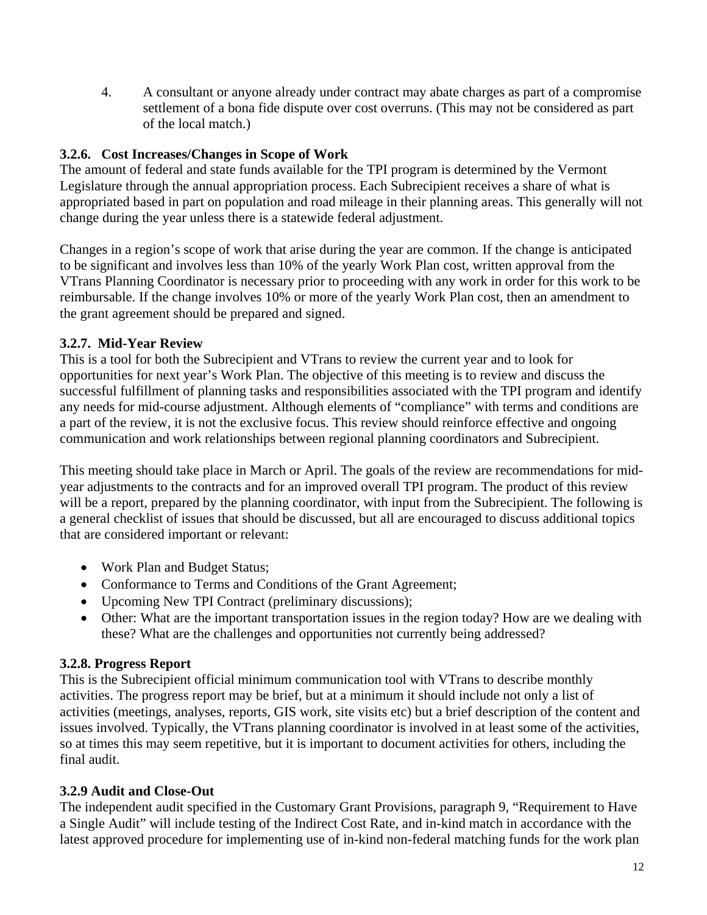4. A consultant or anyone already under contract may abate charges as part of a compromise settlement of a bona fide dispute over cost overruns. (This may not be considered as part of the local match.)

### 3.2.6. Cost Increases/Changes in Scope of Work

The amount of federal and state funds available for the TPI program is determined by the Vermont Legislature through the annual appropriation process. Each Subrecipient receives a share of what is appropriated based in part on population and road mileage in their planning areas. This generally will not change during the year unless there is a statewide federal adjustment.

Changes in a region's scope of work that arise during the year are common. If the change is anticipated to be significant and involves less than 10% of the yearly Work Plan cost, written approval from the VTrans Planning Coordinator is necessary prior to proceeding with any work in order for this work to be reimbursable. If the change involves 10% or more of the yearly Work Plan cost, then an amendment to the grant agreement should be prepared and signed.

### 3.2.7. Mid-Year Review

This is a tool for both the Subrecipient and VTrans to review the current year and to look for opportunities for next year's Work Plan. The objective of this meeting is to review and discuss the successful fulfillment of planning tasks and responsibilities associated with the TPI program and identify any needs for mid-course adjustment. Although elements of "compliance" with terms and conditions are a part of the review, it is not the exclusive focus. This review should reinforce effective and ongoing communication and work relationships between regional planning coordinators and Subrecipient.

This meeting should take place in March or April. The goals of the review are recommendations for mid-year adjustments to the contracts and for an improved overall TPI program. The product of this review will be a report, prepared by the planning coordinator, with input from the Subrecipient. The following is a general checklist of issues that should be discussed, but all are encouraged to discuss additional topics that are considered important or relevant:

- Work Plan and Budget Status;
- Conformance to Terms and Conditions of the Grant Agreement;
- Upcoming New TPI Contract (preliminary discussions);
- Other: What are the important transportation issues in the region today? How are we dealing with these? What are the challenges and opportunities not currently being addressed?

### 3.2.8. Progress Report

This is the Subrecipient official minimum communication tool with VTrans to describe monthly activities. The progress report may be brief, but at a minimum it should include not only a list of activities (meetings, analyses, reports, GIS work, site visits etc) but a brief description of the content and issues involved. Typically, the VTrans planning coordinator is involved in at least some of the activities, so at times this may seem repetitive, but it is important to document activities for others, including the final audit.

### 3.2.9 Audit and Close-Out

The independent audit specified in the Customary Grant Provisions, paragraph 9, "Requirement to Have a Single Audit" will include testing of the Indirect Cost Rate, and in-kind match in accordance with the latest approved procedure for implementing use of in-kind non-federal matching funds for the work plan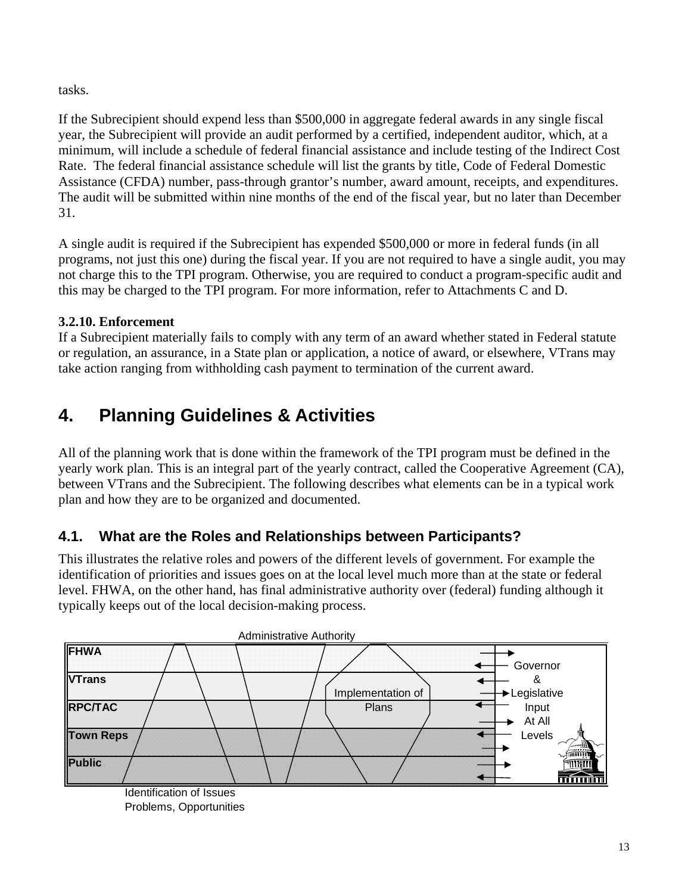tasks.

If the Subrecipient should expend less than $500,000 in aggregate federal awards in any single fiscal year, the Subrecipient will provide an audit performed by a certified, independent auditor, which, at a minimum, will include a schedule of federal financial assistance and include testing of the Indirect Cost Rate. The federal financial assistance schedule will list the grants by title, Code of Federal Domestic Assistance (CFDA) number, pass-through grantor's number, award amount, receipts, and expenditures. The audit will be submitted within nine months of the end of the fiscal year, but no later than December 31.

A single audit is required if the Subrecipient has expended $500,000 or more in federal funds (in all programs, not just this one) during the fiscal year. If you are not required to have a single audit, you may not charge this to the TPI program. Otherwise, you are required to conduct a program-specific audit and this may be charged to the TPI program. For more information, refer to Attachments C and D.

### 3.2.10. Enforcement

If a Subrecipient materially fails to comply with any term of an award whether stated in Federal statute or regulation, an assurance, in a State plan or application, a notice of award, or elsewhere, VTrans may take action ranging from withholding cash payment to termination of the current award.

# 4. Planning Guidelines & Activities

All of the planning work that is done within the framework of the TPI program must be defined in the yearly work plan. This is an integral part of the yearly contract, called the Cooperative Agreement (CA), between VTrans and the Subrecipient. The following describes what elements can be in a typical work plan and how they are to be organized and documented.

## 4.1. What are the Roles and Relationships between Participants?

This illustrates the relative roles and powers of the different levels of government. For example the identification of priorities and issues goes on at the local level much more than at the state or federal level. FHWA, on the other hand, has final administrative authority over (federal) funding although it typically keeps out of the local decision-making process.

Administrative Authority

FHWA

VTrans

RPC/TAC

Town Reps

Public

Implementation of Plans

Governor & Legislative Input At All Levels

Identification of Issues Problems, Opportunities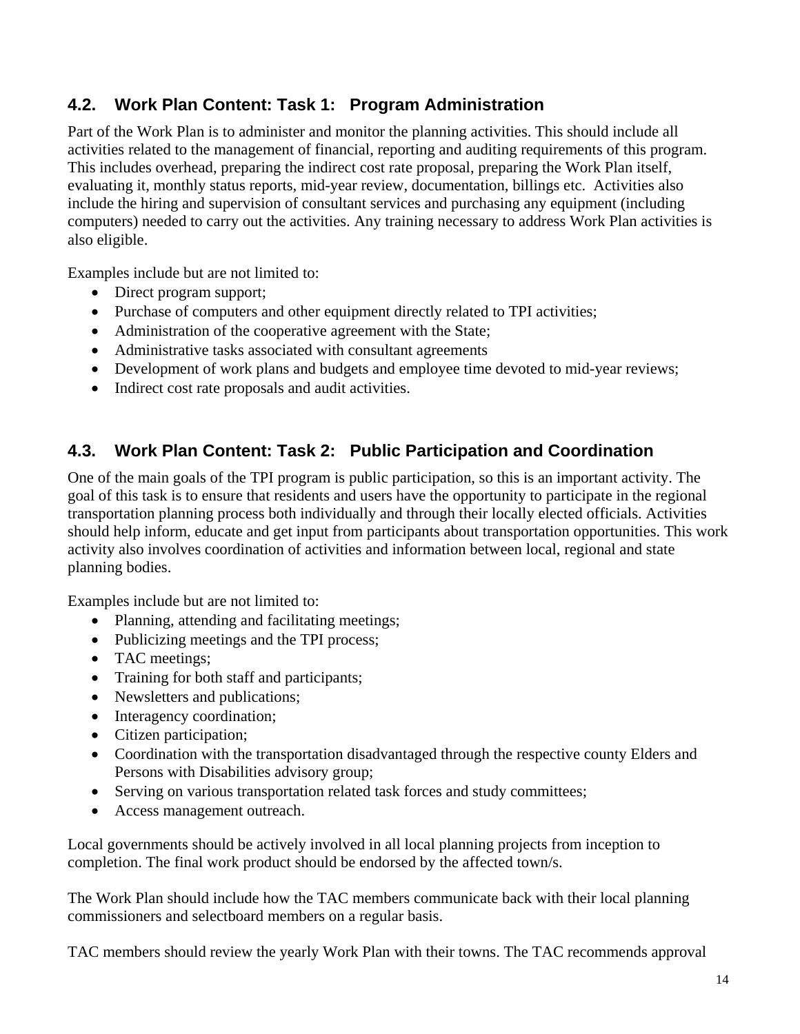## 4.2. Work Plan Content: Task 1: Program Administration

Part of the Work Plan is to administer and monitor the planning activities. This should include all activities related to the management of financial, reporting and auditing requirements of this program. This includes overhead, preparing the indirect cost rate proposal, preparing the Work Plan itself, evaluating it, monthly status reports, mid-year review, documentation, billings etc. Activities also include the hiring and supervision of consultant services and purchasing any equipment (including computers) needed to carry out the activities. Any training necessary to address Work Plan activities is also eligible.

Examples include but are not limited to:

- Direct program support;
- Purchase of computers and other equipment directly related to TPI activities;
- Administration of the cooperative agreement with the State;
- Administrative tasks associated with consultant agreements
- Development of work plans and budgets and employee time devoted to mid-year reviews;
- Indirect cost rate proposals and audit activities.

## 4.3. Work Plan Content: Task 2: Public Participation and Coordination

One of the main goals of the TPI program is public participation, so this is an important activity. The goal of this task is to ensure that residents and users have the opportunity to participate in the regional transportation planning process both individually and through their locally elected officials. Activities should help inform, educate and get input from participants about transportation opportunities. This work activity also involves coordination of activities and information between local, regional and state planning bodies.

Examples include but are not limited to:

- Planning, attending and facilitating meetings;
- Publicizing meetings and the TPI process;
- TAC meetings;
- Training for both staff and participants;
- Newsletters and publications;
- Interagency coordination;
- Citizen participation;
- Coordination with the transportation disadvantaged through the respective county Elders and Persons with Disabilities advisory group;
- Serving on various transportation related task forces and study committees;
- Access management outreach.

Local governments should be actively involved in all local planning projects from inception to completion. The final work product should be endorsed by the affected town/s.

The Work Plan should include how the TAC members communicate back with their local planning commissioners and selectboard members on a regular basis.

TAC members should review the yearly Work Plan with their towns. The TAC recommends approval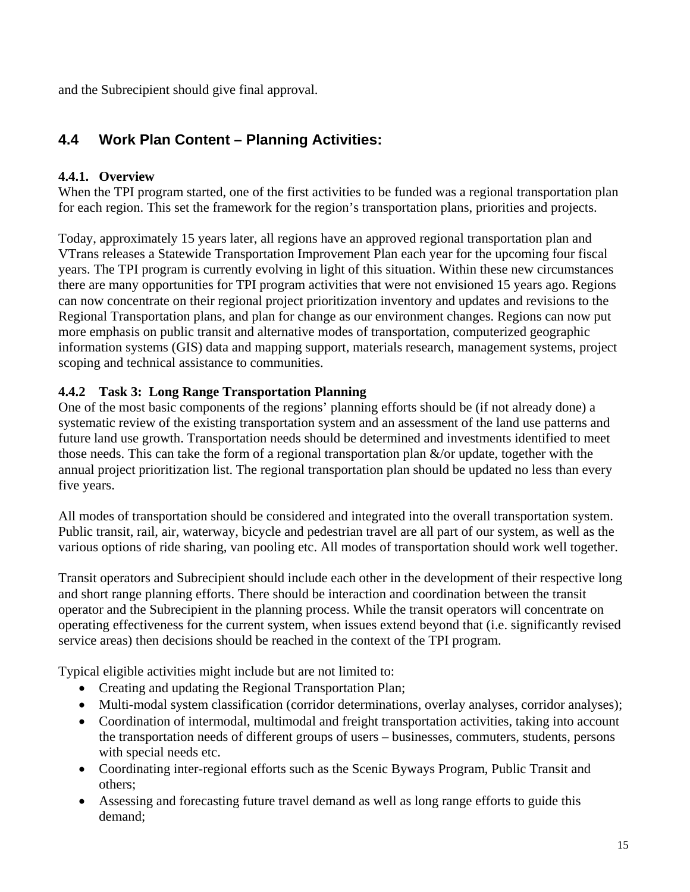and the Subrecipient should give final approval.

## 4.4 Work Plan Content – Planning Activities:

### 4.4.1. Overview

When the TPI program started, one of the first activities to be funded was a regional transportation plan for each region. This set the framework for the region's transportation plans, priorities and projects.

Today, approximately 15 years later, all regions have an approved regional transportation plan and VTrans releases a Statewide Transportation Improvement Plan each year for the upcoming four fiscal years. The TPI program is currently evolving in light of this situation. Within these new circumstances there are many opportunities for TPI program activities that were not envisioned 15 years ago. Regions can now concentrate on their regional project prioritization inventory and updates and revisions to the Regional Transportation plans, and plan for change as our environment changes. Regions can now put more emphasis on public transit and alternative modes of transportation, computerized geographic information systems (GIS) data and mapping support, materials research, management systems, project scoping and technical assistance to communities.

### 4.4.2 Task 3: Long Range Transportation Planning

One of the most basic components of the regions' planning efforts should be (if not already done) a systematic review of the existing transportation system and an assessment of the land use patterns and future land use growth. Transportation needs should be determined and investments identified to meet those needs. This can take the form of a regional transportation plan &/or update, together with the annual project prioritization list. The regional transportation plan should be updated no less than every five years.

All modes of transportation should be considered and integrated into the overall transportation system. Public transit, rail, air, waterway, bicycle and pedestrian travel are all part of our system, as well as the various options of ride sharing, van pooling etc. All modes of transportation should work well together.

Transit operators and Subrecipient should include each other in the development of their respective long and short range planning efforts. There should be interaction and coordination between the transit operator and the Subrecipient in the planning process. While the transit operators will concentrate on operating effectiveness for the current system, when issues extend beyond that (i.e. significantly revised service areas) then decisions should be reached in the context of the TPI program.

Typical eligible activities might include but are not limited to:

- Creating and updating the Regional Transportation Plan;
- Multi-modal system classification (corridor determinations, overlay analyses, corridor analyses);
- Coordination of intermodal, multimodal and freight transportation activities, taking into account the transportation needs of different groups of users – businesses, commuters, students, persons with special needs etc.
- Coordinating inter-regional efforts such as the Scenic Byways Program, Public Transit and others;
- Assessing and forecasting future travel demand as well as long range efforts to guide this demand;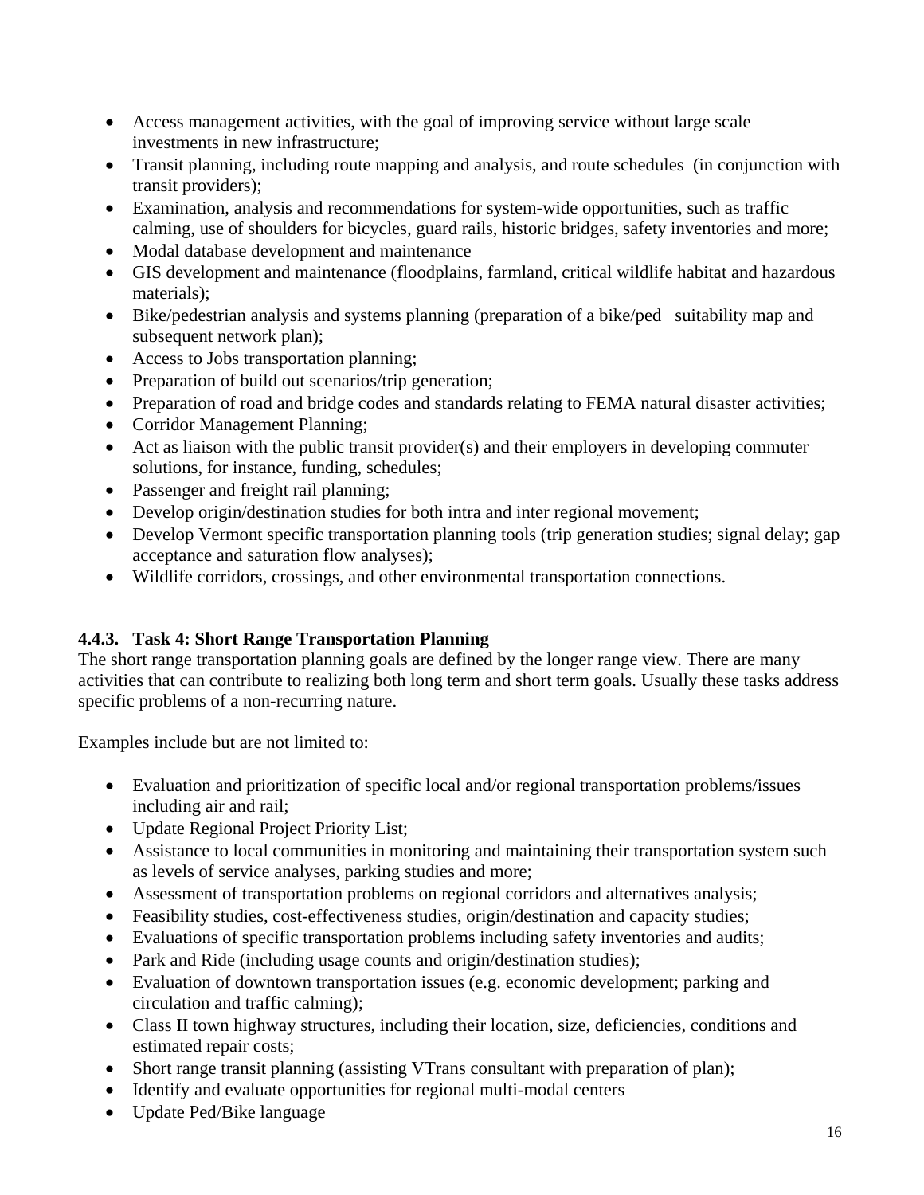- Access management activities, with the goal of improving service without large scale investments in new infrastructure;
- Transit planning, including route mapping and analysis, and route schedules (in conjunction with transit providers);
- Examination, analysis and recommendations for system-wide opportunities, such as traffic calming, use of shoulders for bicycles, guard rails, historic bridges, safety inventories and more;
- Modal database development and maintenance
- GIS development and maintenance (floodplains, farmland, critical wildlife habitat and hazardous materials);
- Bike/pedestrian analysis and systems planning (preparation of a bike/ped suitability map and subsequent network plan);
- Access to Jobs transportation planning;
- Preparation of build out scenarios/trip generation;
- Preparation of road and bridge codes and standards relating to FEMA natural disaster activities;
- Corridor Management Planning;
- Act as liaison with the public transit provider(s) and their employers in developing commuter solutions, for instance, funding, schedules;
- Passenger and freight rail planning;
- Develop origin/destination studies for both intra and inter regional movement;
- Develop Vermont specific transportation planning tools (trip generation studies; signal delay; gap acceptance and saturation flow analyses);
- Wildlife corridors, crossings, and other environmental transportation connections.

#### 4.4.3. Task 4: Short Range Transportation Planning

The short range transportation planning goals are defined by the longer range view. There are many activities that can contribute to realizing both long term and short term goals. Usually these tasks address specific problems of a non-recurring nature.

Examples include but are not limited to:

- Evaluation and prioritization of specific local and/or regional transportation problems/issues including air and rail;
- Update Regional Project Priority List;
- Assistance to local communities in monitoring and maintaining their transportation system such as levels of service analyses, parking studies and more;
- Assessment of transportation problems on regional corridors and alternatives analysis;
- Feasibility studies, cost-effectiveness studies, origin/destination and capacity studies;
- Evaluations of specific transportation problems including safety inventories and audits;
- Park and Ride (including usage counts and origin/destination studies);
- Evaluation of downtown transportation issues (e.g. economic development; parking and circulation and traffic calming);
- Class II town highway structures, including their location, size, deficiencies, conditions and estimated repair costs;
- Short range transit planning (assisting VTrans consultant with preparation of plan);
- Identify and evaluate opportunities for regional multi-modal centers
- Update Ped/Bike language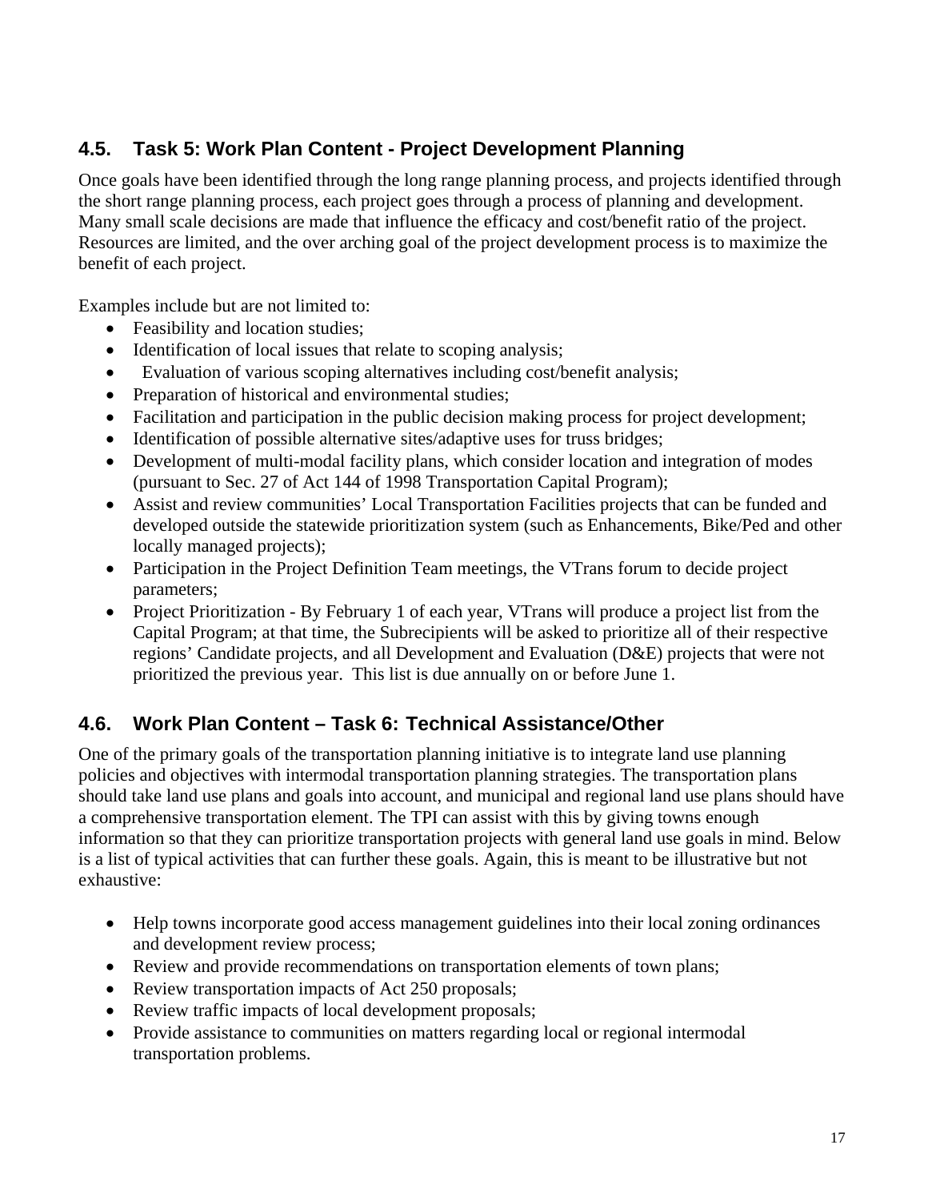## 4.5. Task 5: Work Plan Content - Project Development Planning

Once goals have been identified through the long range planning process, and projects identified through the short range planning process, each project goes through a process of planning and development. Many small scale decisions are made that influence the efficacy and cost/benefit ratio of the project. Resources are limited, and the over arching goal of the project development process is to maximize the benefit of each project.

Examples include but are not limited to:

- Feasibility and location studies;
- Identification of local issues that relate to scoping analysis;
- Evaluation of various scoping alternatives including cost/benefit analysis;
- Preparation of historical and environmental studies;
- Facilitation and participation in the public decision making process for project development;
- Identification of possible alternative sites/adaptive uses for truss bridges;
- Development of multi-modal facility plans, which consider location and integration of modes (pursuant to Sec. 27 of Act 144 of 1998 Transportation Capital Program);
- Assist and review communities' Local Transportation Facilities projects that can be funded and developed outside the statewide prioritization system (such as Enhancements, Bike/Ped and other locally managed projects);
- Participation in the Project Definition Team meetings, the VTrans forum to decide project parameters;
- Project Prioritization - By February 1 of each year, VTrans will produce a project list from the Capital Program; at that time, the Subrecipients will be asked to prioritize all of their respective regions' Candidate projects, and all Development and Evaluation (D&E) projects that were not prioritized the previous year. This list is due annually on or before June 1.

## 4.6. Work Plan Content – Task 6: Technical Assistance/Other

One of the primary goals of the transportation planning initiative is to integrate land use planning policies and objectives with intermodal transportation planning strategies. The transportation plans should take land use plans and goals into account, and municipal and regional land use plans should have a comprehensive transportation element. The TPI can assist with this by giving towns enough information so that they can prioritize transportation projects with general land use goals in mind. Below is a list of typical activities that can further these goals. Again, this is meant to be illustrative but not exhaustive:

- Help towns incorporate good access management guidelines into their local zoning ordinances and development review process;
- Review and provide recommendations on transportation elements of town plans;
- Review transportation impacts of Act 250 proposals;
- Review traffic impacts of local development proposals;
- Provide assistance to communities on matters regarding local or regional intermodal transportation problems.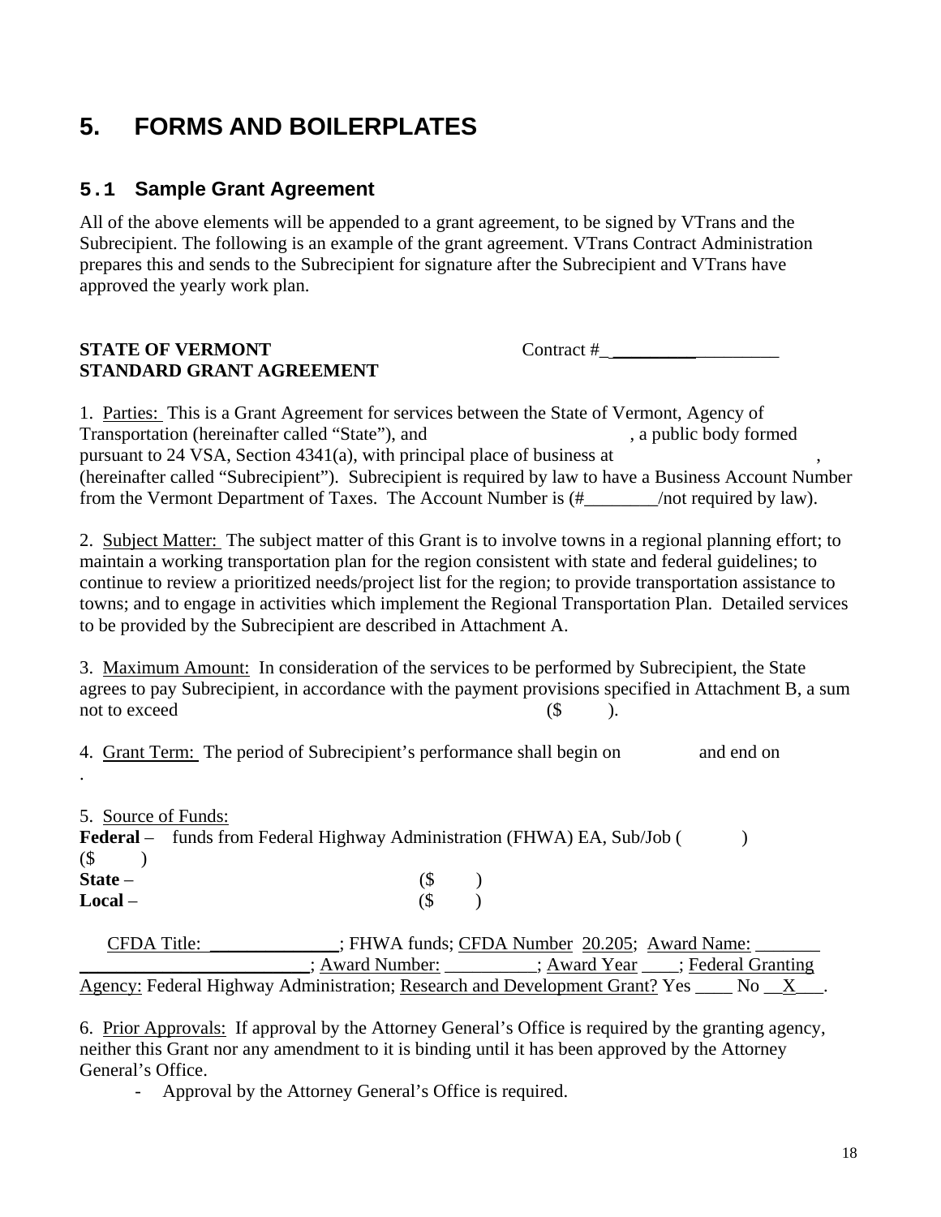# 5. FORMS AND BOILERPLATES

## 5.1 Sample Grant Agreement

All of the above elements will be appended to a grant agreement, to be signed by VTrans and the Subrecipient. The following is an example of the grant agreement. VTrans Contract Administration prepares this and sends to the Subrecipient for signature after the Subrecipient and VTrans have approved the yearly work plan.

**STATE OF VERMONT** Contract #____________________

**STANDARD GRANT AGREEMENT**

1. Parties: This is a Grant Agreement for services between the State of Vermont, Agency of Transportation (hereinafter called "State"), and , a public body formed pursuant to 24 VSA, Section 4341(a), with principal place of business at , (hereinafter called "Subrecipient"). Subrecipient is required by law to have a Business Account Number from the Vermont Department of Taxes. The Account Number is (#________/not required by law).

2. Subject Matter: The subject matter of this Grant is to involve towns in a regional planning effort; to maintain a working transportation plan for the region consistent with state and federal guidelines; to continue to review a prioritized needs/project list for the region; to provide transportation assistance to towns; and to engage in activities which implement the Regional Transportation Plan. Detailed services to be provided by the Subrecipient are described in Attachment A.

3. Maximum Amount: In consideration of the services to be performed by Subrecipient, the State agrees to pay Subrecipient, in accordance with the payment provisions specified in Attachment B, a sum not to exceed ($ ).

4. Grant Term: The period of Subrecipient's performance shall begin on and end on .

5. Source of Funds:
**Federal** – funds from Federal Highway Administration (FHWA) EA, Sub/Job ( ) ($ )
**State** – ($ )
**Local** – ($ )

CFDA Title: ______________; FHWA funds; CFDA Number 20.205; Award Name: _______ _________________________; Award Number: __________; Award Year ____; Federal Granting Agency: Federal Highway Administration; Research and Development Grant? Yes ____ No __X___.

6. Prior Approvals: If approval by the Attorney General's Office is required by the granting agency, neither this Grant nor any amendment to it is binding until it has been approved by the Attorney General's Office.

- Approval by the Attorney General's Office is required.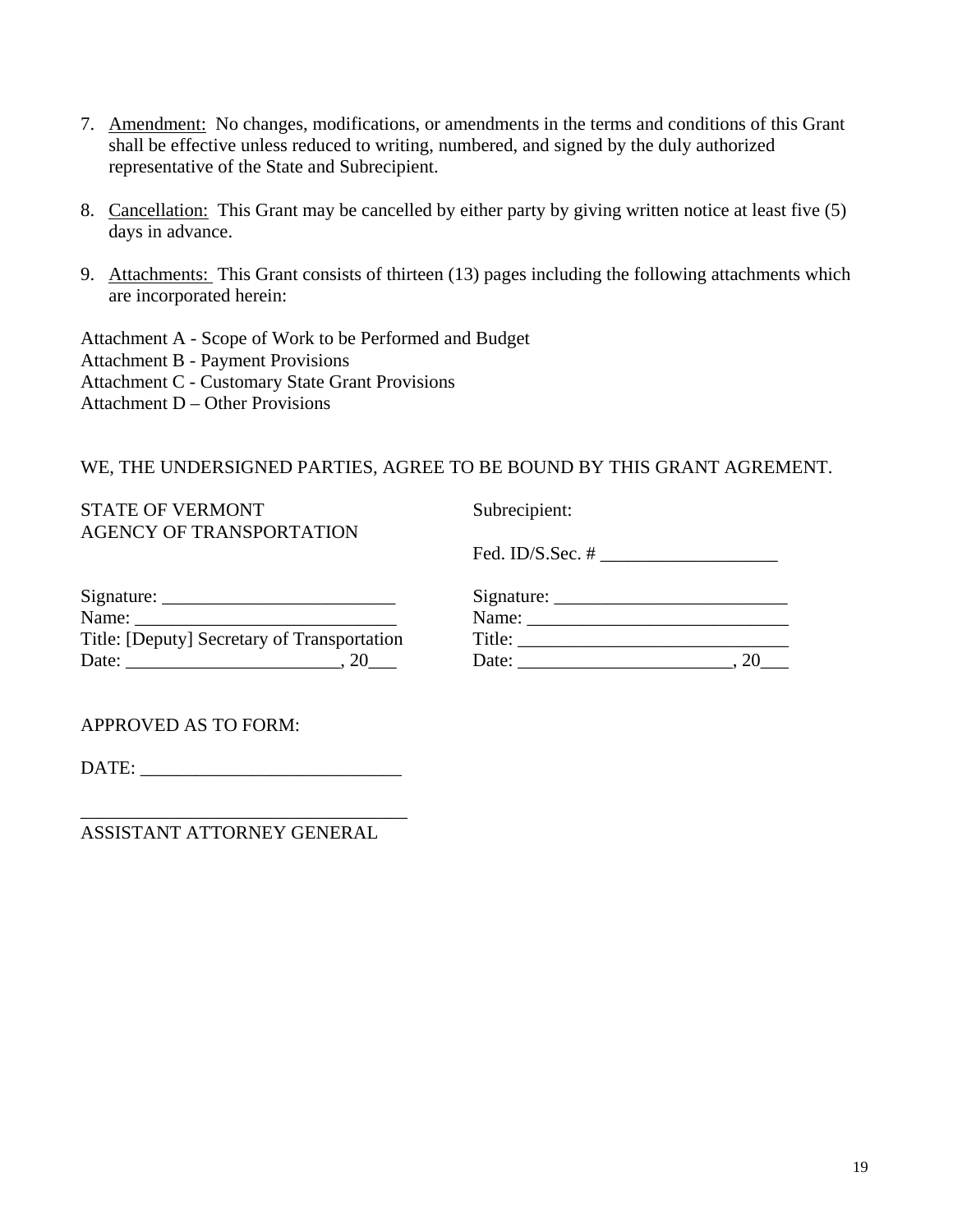7. Amendment: No changes, modifications, or amendments in the terms and conditions of this Grant shall be effective unless reduced to writing, numbered, and signed by the duly authorized representative of the State and Subrecipient.

8. Cancellation: This Grant may be cancelled by either party by giving written notice at least five (5) days in advance.

9. Attachments: This Grant consists of thirteen (13) pages including the following attachments which are incorporated herein:

Attachment A - Scope of Work to be Performed and Budget
Attachment B - Payment Provisions
Attachment C - Customary State Grant Provisions
Attachment D – Other Provisions

WE, THE UNDERSIGNED PARTIES, AGREE TO BE BOUND BY THIS GRANT AGREMENT.

STATE OF VERMONT
AGENCY OF TRANSPORTATION

Signature: _________________________
Name: ____________________________
Title: [Deputy] Secretary of Transportation
Date: _______________________, 20___

Subrecipient:

Fed. ID/S.Sec. # ___________________

Signature: _________________________
Name: ____________________________
Title: _____________________________
Date: _______________________, 20___

APPROVED AS TO FORM:

DATE: ____________________________

___________________________________
ASSISTANT ATTORNEY GENERAL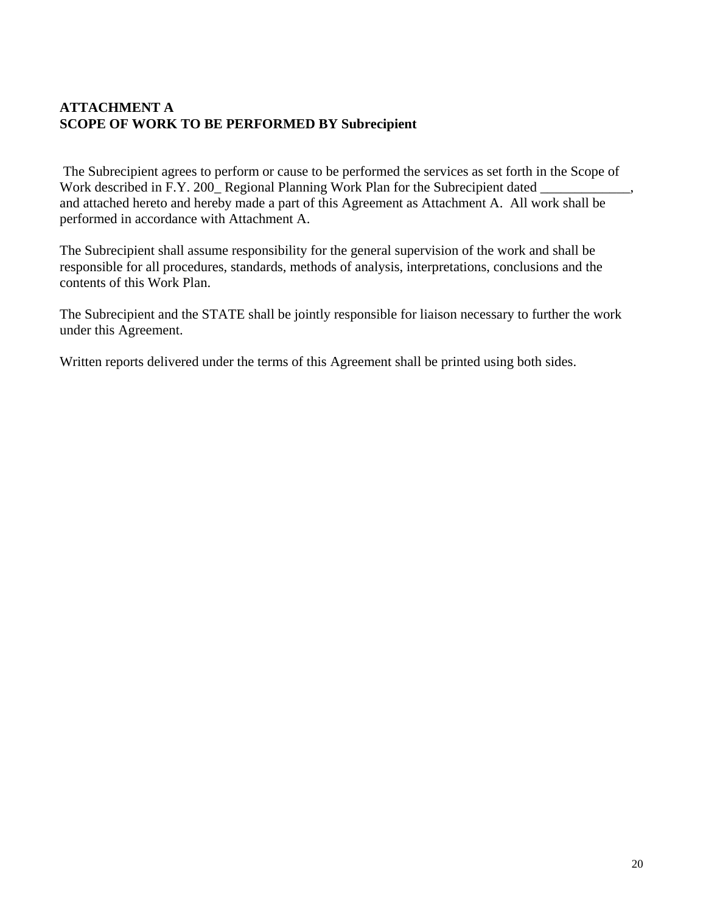**ATTACHMENT A**
**SCOPE OF WORK TO BE PERFORMED BY Subrecipient**

The Subrecipient agrees to perform or cause to be performed the services as set forth in the Scope of Work described in F.Y. 200_ Regional Planning Work Plan for the Subrecipient dated _____________, and attached hereto and hereby made a part of this Agreement as Attachment A. All work shall be performed in accordance with Attachment A.

The Subrecipient shall assume responsibility for the general supervision of the work and shall be responsible for all procedures, standards, methods of analysis, interpretations, conclusions and the contents of this Work Plan.

The Subrecipient and the STATE shall be jointly responsible for liaison necessary to further the work under this Agreement.

Written reports delivered under the terms of this Agreement shall be printed using both sides.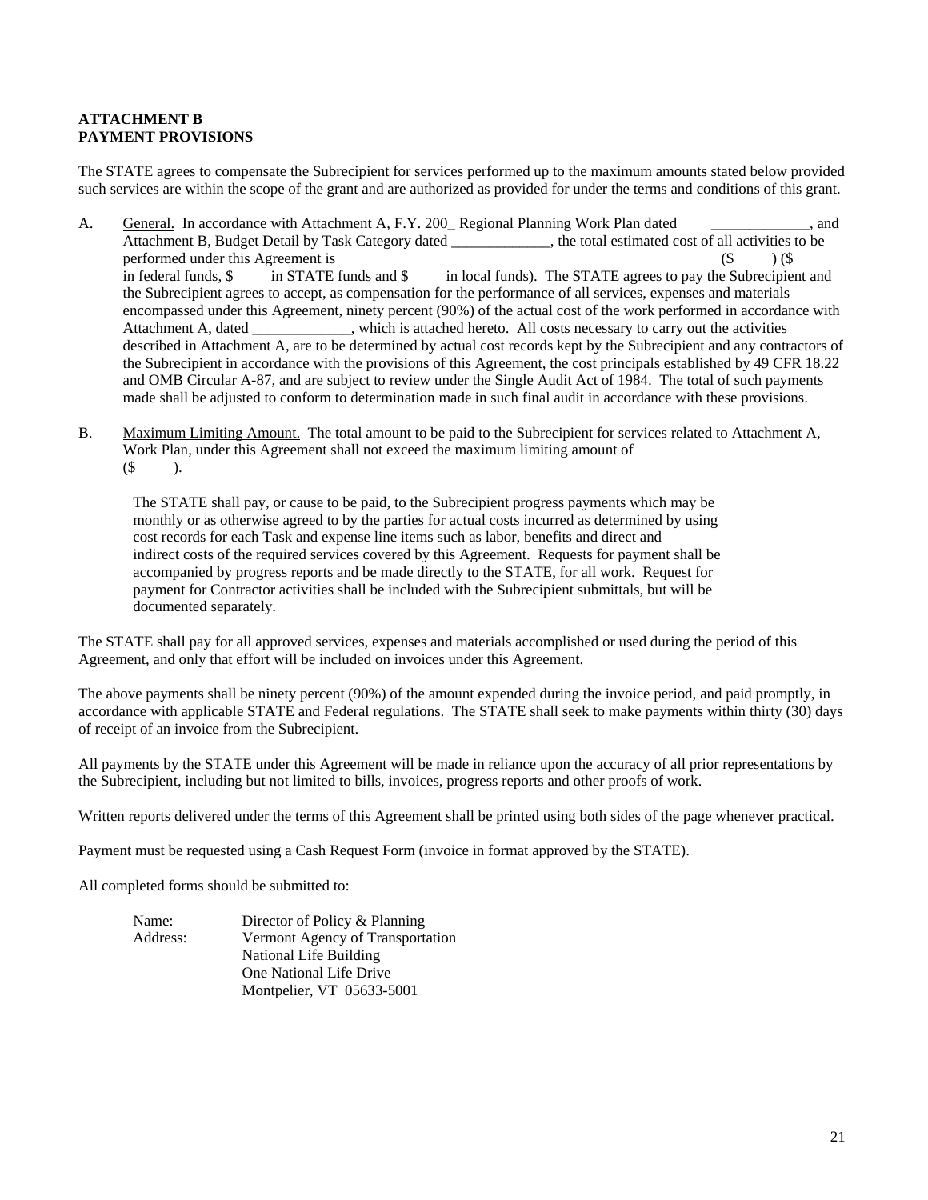**ATTACHMENT B**
**PAYMENT PROVISIONS**

The STATE agrees to compensate the Subrecipient for services performed up to the maximum amounts stated below provided such services are within the scope of the grant and are authorized as provided for under the terms and conditions of this grant.

A. General. In accordance with Attachment A, F.Y. 200_ Regional Planning Work Plan dated _____________, and Attachment B, Budget Detail by Task Category dated _____________, the total estimated cost of all activities to be performed under this Agreement is ($ ) ($ in federal funds, $ in STATE funds and $ in local funds). The STATE agrees to pay the Subrecipient and the Subrecipient agrees to accept, as compensation for the performance of all services, expenses and materials encompassed under this Agreement, ninety percent (90%) of the actual cost of the work performed in accordance with Attachment A, dated _____________, which is attached hereto. All costs necessary to carry out the activities described in Attachment A, are to be determined by actual cost records kept by the Subrecipient and any contractors of the Subrecipient in accordance with the provisions of this Agreement, the cost principals established by 49 CFR 18.22 and OMB Circular A-87, and are subject to review under the Single Audit Act of 1984. The total of such payments made shall be adjusted to conform to determination made in such final audit in accordance with these provisions.

B. Maximum Limiting Amount. The total amount to be paid to the Subrecipient for services related to Attachment A, Work Plan, under this Agreement shall not exceed the maximum limiting amount of ($ ).

The STATE shall pay, or cause to be paid, to the Subrecipient progress payments which may be monthly or as otherwise agreed to by the parties for actual costs incurred as determined by using cost records for each Task and expense line items such as labor, benefits and direct and indirect costs of the required services covered by this Agreement. Requests for payment shall be accompanied by progress reports and be made directly to the STATE, for all work. Request for payment for Contractor activities shall be included with the Subrecipient submittals, but will be documented separately.

The STATE shall pay for all approved services, expenses and materials accomplished or used during the period of this Agreement, and only that effort will be included on invoices under this Agreement.

The above payments shall be ninety percent (90%) of the amount expended during the invoice period, and paid promptly, in accordance with applicable STATE and Federal regulations. The STATE shall seek to make payments within thirty (30) days of receipt of an invoice from the Subrecipient.

All payments by the STATE under this Agreement will be made in reliance upon the accuracy of all prior representations by the Subrecipient, including but not limited to bills, invoices, progress reports and other proofs of work.

Written reports delivered under the terms of this Agreement shall be printed using both sides of the page whenever practical.

Payment must be requested using a Cash Request Form (invoice in format approved by the STATE).

All completed forms should be submitted to:

Name: Director of Policy & Planning
Address: Vermont Agency of Transportation
National Life Building
One National Life Drive
Montpelier, VT 05633-5001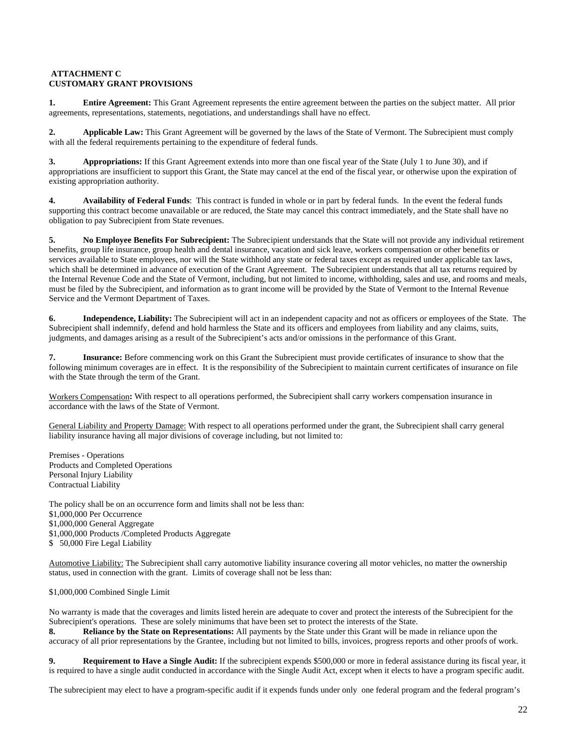**ATTACHMENT C**
**CUSTOMARY GRANT PROVISIONS**

**1. Entire Agreement:** This Grant Agreement represents the entire agreement between the parties on the subject matter. All prior agreements, representations, statements, negotiations, and understandings shall have no effect.

**2. Applicable Law:** This Grant Agreement will be governed by the laws of the State of Vermont. The Subrecipient must comply with all the federal requirements pertaining to the expenditure of federal funds.

**3. Appropriations:** If this Grant Agreement extends into more than one fiscal year of the State (July 1 to June 30), and if appropriations are insufficient to support this Grant, the State may cancel at the end of the fiscal year, or otherwise upon the expiration of existing appropriation authority.

**4. Availability of Federal Funds**: This contract is funded in whole or in part by federal funds. In the event the federal funds supporting this contract become unavailable or are reduced, the State may cancel this contract immediately, and the State shall have no obligation to pay Subrecipient from State revenues.

**5. No Employee Benefits For Subrecipient:** The Subrecipient understands that the State will not provide any individual retirement benefits, group life insurance, group health and dental insurance, vacation and sick leave, workers compensation or other benefits or services available to State employees, nor will the State withhold any state or federal taxes except as required under applicable tax laws, which shall be determined in advance of execution of the Grant Agreement. The Subrecipient understands that all tax returns required by the Internal Revenue Code and the State of Vermont, including, but not limited to income, withholding, sales and use, and rooms and meals, must be filed by the Subrecipient, and information as to grant income will be provided by the State of Vermont to the Internal Revenue Service and the Vermont Department of Taxes.

**6. Independence, Liability:** The Subrecipient will act in an independent capacity and not as officers or employees of the State. The Subrecipient shall indemnify, defend and hold harmless the State and its officers and employees from liability and any claims, suits, judgments, and damages arising as a result of the Subrecipient's acts and/or omissions in the performance of this Grant.

**7. Insurance:** Before commencing work on this Grant the Subrecipient must provide certificates of insurance to show that the following minimum coverages are in effect. It is the responsibility of the Subrecipient to maintain current certificates of insurance on file with the State through the term of the Grant.

Workers Compensation**:** With respect to all operations performed, the Subrecipient shall carry workers compensation insurance in accordance with the laws of the State of Vermont.

General Liability and Property Damage: With respect to all operations performed under the grant, the Subrecipient shall carry general liability insurance having all major divisions of coverage including, but not limited to:

Premises - Operations
Products and Completed Operations
Personal Injury Liability
Contractual Liability

The policy shall be on an occurrence form and limits shall not be less than:
$1,000,000 Per Occurrence
$1,000,000 General Aggregate
$1,000,000 Products /Completed Products Aggregate
$ 50,000 Fire Legal Liability

Automotive Liability: The Subrecipient shall carry automotive liability insurance covering all motor vehicles, no matter the ownership status, used in connection with the grant. Limits of coverage shall not be less than:

$1,000,000 Combined Single Limit

No warranty is made that the coverages and limits listed herein are adequate to cover and protect the interests of the Subrecipient for the Subrecipient's operations. These are solely minimums that have been set to protect the interests of the State.

**8. Reliance by the State on Representations:** All payments by the State under this Grant will be made in reliance upon the accuracy of all prior representations by the Grantee, including but not limited to bills, invoices, progress reports and other proofs of work.

**9. Requirement to Have a Single Audit:** If the subrecipient expends $500,000 or more in federal assistance during its fiscal year, it is required to have a single audit conducted in accordance with the Single Audit Act, except when it elects to have a program specific audit.

The subrecipient may elect to have a program-specific audit if it expends funds under only one federal program and the federal program's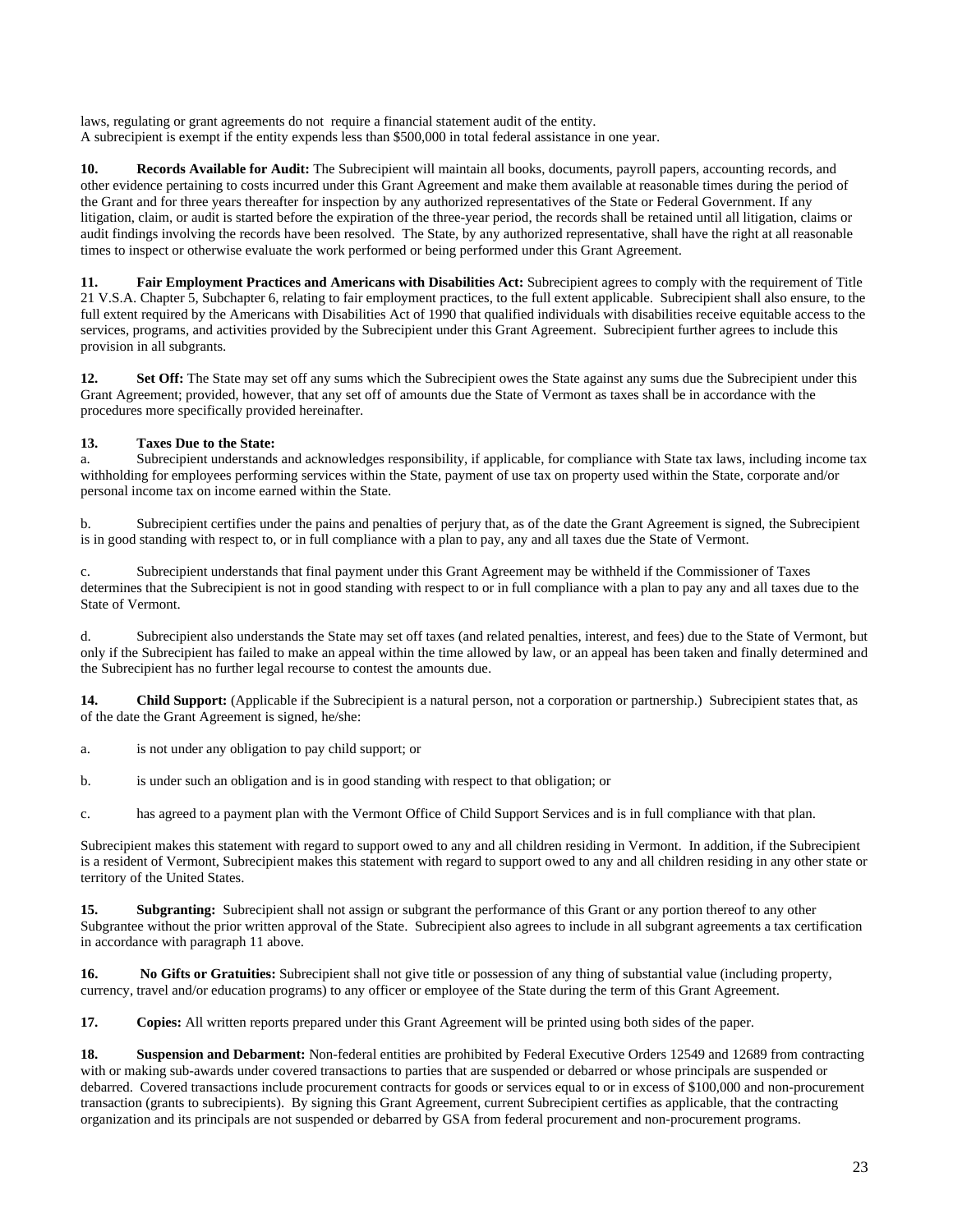laws, regulating or grant agreements do not require a financial statement audit of the entity.
A subrecipient is exempt if the entity expends less than $500,000 in total federal assistance in one year.

**10. Records Available for Audit:** The Subrecipient will maintain all books, documents, payroll papers, accounting records, and other evidence pertaining to costs incurred under this Grant Agreement and make them available at reasonable times during the period of the Grant and for three years thereafter for inspection by any authorized representatives of the State or Federal Government. If any litigation, claim, or audit is started before the expiration of the three-year period, the records shall be retained until all litigation, claims or audit findings involving the records have been resolved. The State, by any authorized representative, shall have the right at all reasonable times to inspect or otherwise evaluate the work performed or being performed under this Grant Agreement.

**11. Fair Employment Practices and Americans with Disabilities Act:** Subrecipient agrees to comply with the requirement of Title 21 V.S.A. Chapter 5, Subchapter 6, relating to fair employment practices, to the full extent applicable. Subrecipient shall also ensure, to the full extent required by the Americans with Disabilities Act of 1990 that qualified individuals with disabilities receive equitable access to the services, programs, and activities provided by the Subrecipient under this Grant Agreement. Subrecipient further agrees to include this provision in all subgrants.

**12. Set Off:** The State may set off any sums which the Subrecipient owes the State against any sums due the Subrecipient under this Grant Agreement; provided, however, that any set off of amounts due the State of Vermont as taxes shall be in accordance with the procedures more specifically provided hereinafter.

**13. Taxes Due to the State:**

a. Subrecipient understands and acknowledges responsibility, if applicable, for compliance with State tax laws, including income tax withholding for employees performing services within the State, payment of use tax on property used within the State, corporate and/or personal income tax on income earned within the State.

b. Subrecipient certifies under the pains and penalties of perjury that, as of the date the Grant Agreement is signed, the Subrecipient is in good standing with respect to, or in full compliance with a plan to pay, any and all taxes due the State of Vermont.

c. Subrecipient understands that final payment under this Grant Agreement may be withheld if the Commissioner of Taxes determines that the Subrecipient is not in good standing with respect to or in full compliance with a plan to pay any and all taxes due to the State of Vermont.

d. Subrecipient also understands the State may set off taxes (and related penalties, interest, and fees) due to the State of Vermont, but only if the Subrecipient has failed to make an appeal within the time allowed by law, or an appeal has been taken and finally determined and the Subrecipient has no further legal recourse to contest the amounts due.

**14. Child Support:** (Applicable if the Subrecipient is a natural person, not a corporation or partnership.) Subrecipient states that, as of the date the Grant Agreement is signed, he/she:

a. is not under any obligation to pay child support; or

b. is under such an obligation and is in good standing with respect to that obligation; or

c. has agreed to a payment plan with the Vermont Office of Child Support Services and is in full compliance with that plan.

Subrecipient makes this statement with regard to support owed to any and all children residing in Vermont. In addition, if the Subrecipient is a resident of Vermont, Subrecipient makes this statement with regard to support owed to any and all children residing in any other state or territory of the United States.

**15. Subgranting:** Subrecipient shall not assign or subgrant the performance of this Grant or any portion thereof to any other Subgrantee without the prior written approval of the State. Subrecipient also agrees to include in all subgrant agreements a tax certification in accordance with paragraph 11 above.

**16. No Gifts or Gratuities:** Subrecipient shall not give title or possession of any thing of substantial value (including property, currency, travel and/or education programs) to any officer or employee of the State during the term of this Grant Agreement.

**17. Copies:** All written reports prepared under this Grant Agreement will be printed using both sides of the paper.

**18. Suspension and Debarment:** Non-federal entities are prohibited by Federal Executive Orders 12549 and 12689 from contracting with or making sub-awards under covered transactions to parties that are suspended or debarred or whose principals are suspended or debarred. Covered transactions include procurement contracts for goods or services equal to or in excess of $100,000 and non-procurement transaction (grants to subrecipients). By signing this Grant Agreement, current Subrecipient certifies as applicable, that the contracting organization and its principals are not suspended or debarred by GSA from federal procurement and non-procurement programs.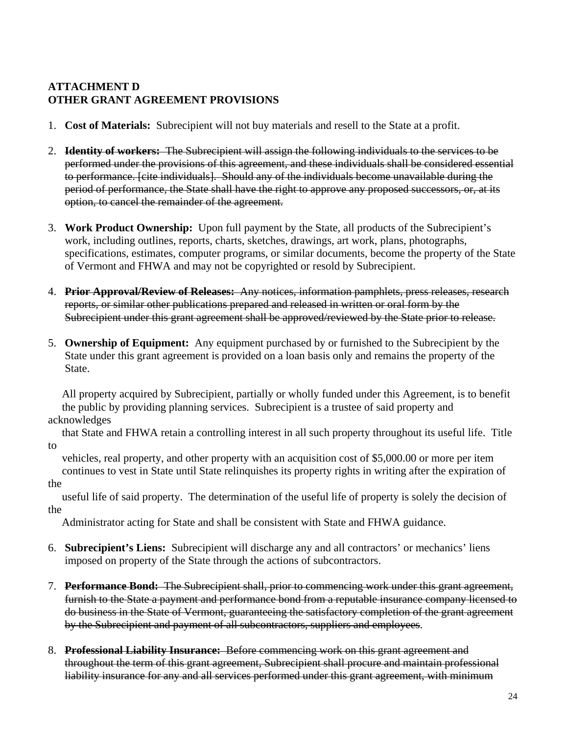**ATTACHMENT D**
**OTHER GRANT AGREEMENT PROVISIONS**

1. **Cost of Materials:** Subrecipient will not buy materials and resell to the State at a profit.

2. ~~**Identity of workers:** The Subrecipient will assign the following individuals to the services to be performed under the provisions of this agreement, and these individuals shall be considered essential to performance. [cite individuals]. Should any of the individuals become unavailable during the period of performance, the State shall have the right to approve any proposed successors, or, at its option, to cancel the remainder of the agreement.~~

3. **Work Product Ownership:** Upon full payment by the State, all products of the Subrecipient's work, including outlines, reports, charts, sketches, drawings, art work, plans, photographs, specifications, estimates, computer programs, or similar documents, become the property of the State of Vermont and FHWA and may not be copyrighted or resold by Subrecipient.

4. ~~**Prior Approval/Review of Releases:** Any notices, information pamphlets, press releases, research reports, or similar other publications prepared and released in written or oral form by the Subrecipient under this grant agreement shall be approved/reviewed by the State prior to release.~~

5. **Ownership of Equipment:** Any equipment purchased by or furnished to the Subrecipient by the State under this grant agreement is provided on a loan basis only and remains the property of the State.

   All property acquired by Subrecipient, partially or wholly funded under this Agreement, is to benefit the public by providing planning services. Subrecipient is a trustee of said property and acknowledges that State and FHWA retain a controlling interest in all such property throughout its useful life. Title to vehicles, real property, and other property with an acquisition cost of $5,000.00 or more per item continues to vest in State until State relinquishes its property rights in writing after the expiration of the useful life of said property. The determination of the useful life of property is solely the decision of the Administrator acting for State and shall be consistent with State and FHWA guidance.

6. **Subrecipient's Liens:** Subrecipient will discharge any and all contractors' or mechanics' liens imposed on property of the State through the actions of subcontractors.

7. ~~**Performance Bond:** The Subrecipient shall, prior to commencing work under this grant agreement, furnish to the State a payment and performance bond from a reputable insurance company licensed to do business in the State of Vermont, guaranteeing the satisfactory completion of the grant agreement by the Subrecipient and payment of all subcontractors, suppliers and employees~~.

8. ~~**Professional Liability Insurance:** Before commencing work on this grant agreement and throughout the term of this grant agreement, Subrecipient shall procure and maintain professional liability insurance for any and all services performed under this grant agreement, with minimum~~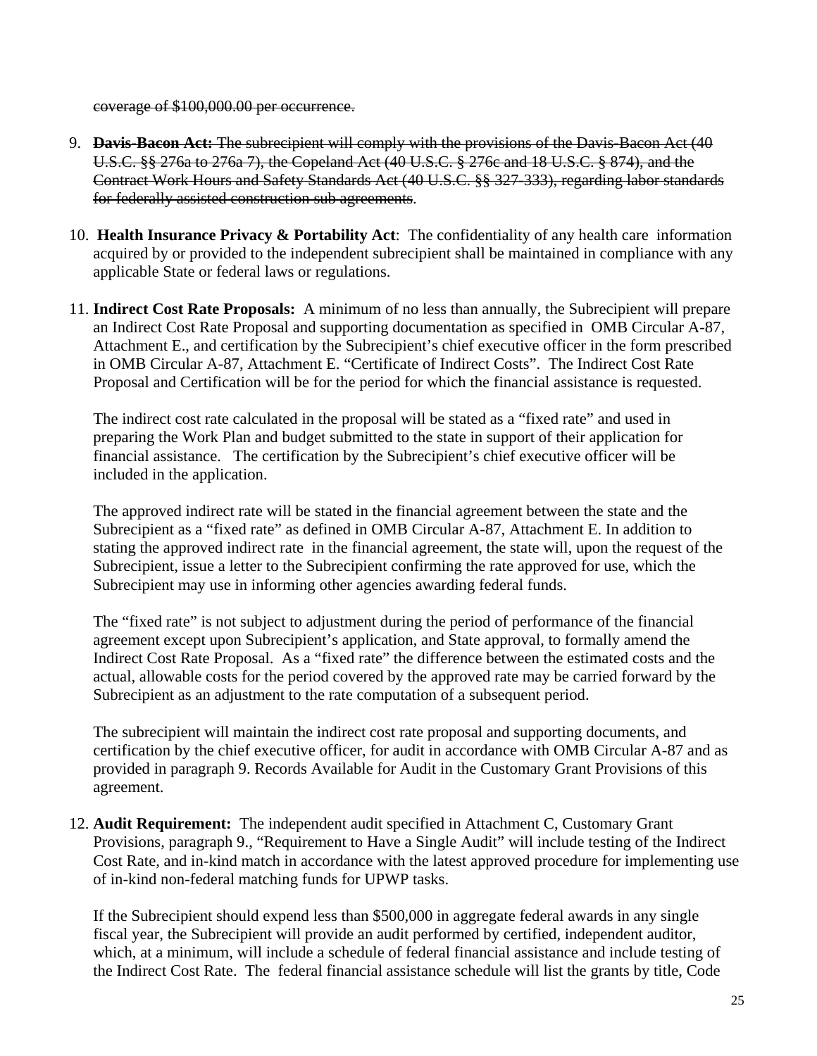~~coverage of $100,000.00 per occurrence.~~

9. ~~**Davis-Bacon Act:** The subrecipient will comply with the provisions of the Davis-Bacon Act (40 U.S.C. §§ 276a to 276a 7), the Copeland Act (40 U.S.C. § 276c and 18 U.S.C. § 874), and the Contract Work Hours and Safety Standards Act (40 U.S.C. §§ 327-333), regarding labor standards for federally assisted construction sub agreements~~.

10. **Health Insurance Privacy & Portability Act**: The confidentiality of any health care information acquired by or provided to the independent subrecipient shall be maintained in compliance with any applicable State or federal laws or regulations.

11. **Indirect Cost Rate Proposals:** A minimum of no less than annually, the Subrecipient will prepare an Indirect Cost Rate Proposal and supporting documentation as specified in OMB Circular A-87, Attachment E., and certification by the Subrecipient's chief executive officer in the form prescribed in OMB Circular A-87, Attachment E. "Certificate of Indirect Costs". The Indirect Cost Rate Proposal and Certification will be for the period for which the financial assistance is requested.

    The indirect cost rate calculated in the proposal will be stated as a "fixed rate" and used in preparing the Work Plan and budget submitted to the state in support of their application for financial assistance. The certification by the Subrecipient's chief executive officer will be included in the application.

    The approved indirect rate will be stated in the financial agreement between the state and the Subrecipient as a "fixed rate" as defined in OMB Circular A-87, Attachment E. In addition to stating the approved indirect rate in the financial agreement, the state will, upon the request of the Subrecipient, issue a letter to the Subrecipient confirming the rate approved for use, which the Subrecipient may use in informing other agencies awarding federal funds.

    The "fixed rate" is not subject to adjustment during the period of performance of the financial agreement except upon Subrecipient's application, and State approval, to formally amend the Indirect Cost Rate Proposal. As a "fixed rate" the difference between the estimated costs and the actual, allowable costs for the period covered by the approved rate may be carried forward by the Subrecipient as an adjustment to the rate computation of a subsequent period.

    The subrecipient will maintain the indirect cost rate proposal and supporting documents, and certification by the chief executive officer, for audit in accordance with OMB Circular A-87 and as provided in paragraph 9. Records Available for Audit in the Customary Grant Provisions of this agreement.

12. **Audit Requirement:** The independent audit specified in Attachment C, Customary Grant Provisions, paragraph 9., "Requirement to Have a Single Audit" will include testing of the Indirect Cost Rate, and in-kind match in accordance with the latest approved procedure for implementing use of in-kind non-federal matching funds for UPWP tasks.

    If the Subrecipient should expend less than $500,000 in aggregate federal awards in any single fiscal year, the Subrecipient will provide an audit performed by certified, independent auditor, which, at a minimum, will include a schedule of federal financial assistance and include testing of the Indirect Cost Rate. The federal financial assistance schedule will list the grants by title, Code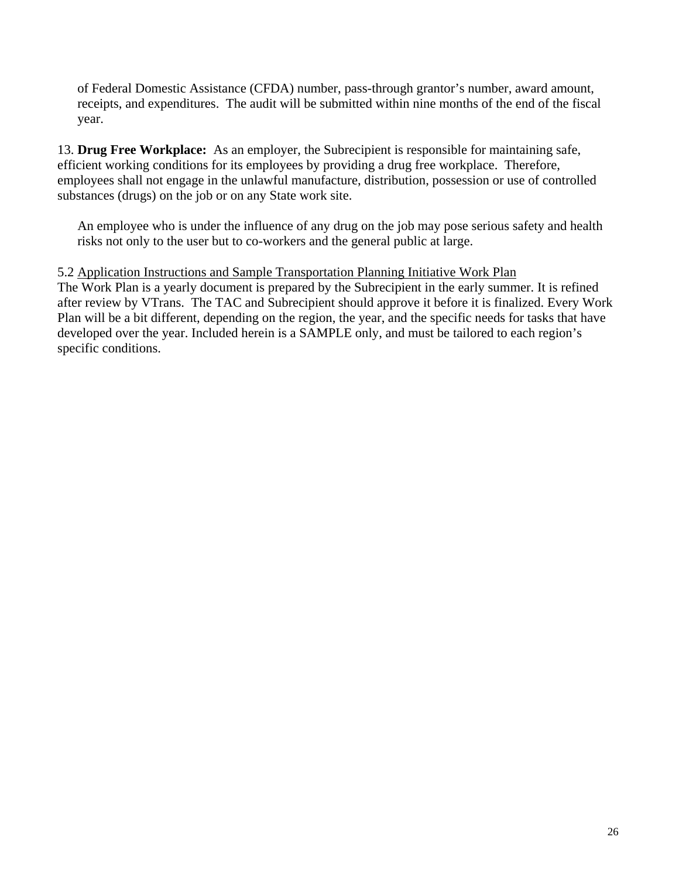of Federal Domestic Assistance (CFDA) number, pass-through grantor's number, award amount, receipts, and expenditures. The audit will be submitted within nine months of the end of the fiscal year.

13. **Drug Free Workplace:** As an employer, the Subrecipient is responsible for maintaining safe, efficient working conditions for its employees by providing a drug free workplace. Therefore, employees shall not engage in the unlawful manufacture, distribution, possession or use of controlled substances (drugs) on the job or on any State work site.

An employee who is under the influence of any drug on the job may pose serious safety and health risks not only to the user but to co-workers and the general public at large.

5.2 Application Instructions and Sample Transportation Planning Initiative Work Plan

The Work Plan is a yearly document is prepared by the Subrecipient in the early summer. It is refined after review by VTrans. The TAC and Subrecipient should approve it before it is finalized. Every Work Plan will be a bit different, depending on the region, the year, and the specific needs for tasks that have developed over the year. Included herein is a SAMPLE only, and must be tailored to each region's specific conditions.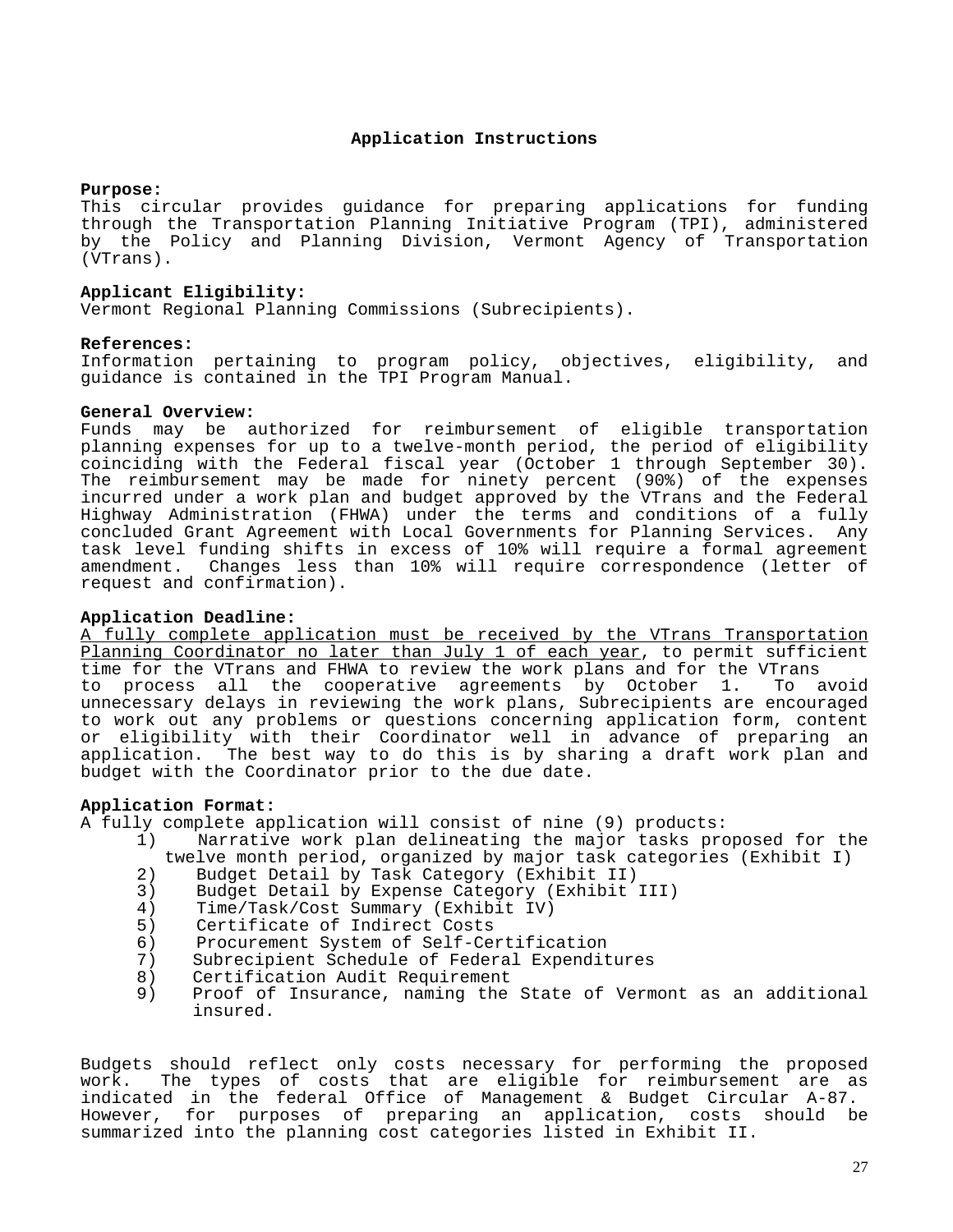## Application Instructions

**Purpose:**
This circular provides guidance for preparing applications for funding through the Transportation Planning Initiative Program (TPI), administered by the Policy and Planning Division, Vermont Agency of Transportation (VTrans).

**Applicant Eligibility:**
Vermont Regional Planning Commissions (Subrecipients).

**References:**
Information pertaining to program policy, objectives, eligibility, and guidance is contained in the TPI Program Manual.

**General Overview:**
Funds may be authorized for reimbursement of eligible transportation planning expenses for up to a twelve-month period, the period of eligibility coinciding with the Federal fiscal year (October 1 through September 30). The reimbursement may be made for ninety percent (90%) of the expenses incurred under a work plan and budget approved by the VTrans and the Federal Highway Administration (FHWA) under the terms and conditions of a fully concluded Grant Agreement with Local Governments for Planning Services. Any task level funding shifts in excess of 10% will require a formal agreement amendment. Changes less than 10% will require correspondence (letter of request and confirmation).

**Application Deadline:**
<u>A fully complete application must be received by the VTrans Transportation Planning Coordinator no later than July 1 of each year</u>, to permit sufficient time for the VTrans and FHWA to review the work plans and for the VTrans to process all the cooperative agreements by October 1. To avoid unnecessary delays in reviewing the work plans, Subrecipients are encouraged to work out any problems or questions concerning application form, content or eligibility with their Coordinator well in advance of preparing an application. The best way to do this is by sharing a draft work plan and budget with the Coordinator prior to the due date.

**Application Format:**
A fully complete application will consist of nine (9) products:

1) Narrative work plan delineating the major tasks proposed for the twelve month period, organized by major task categories (Exhibit I)
2) Budget Detail by Task Category (Exhibit II)
3) Budget Detail by Expense Category (Exhibit III)
4) Time/Task/Cost Summary (Exhibit IV)
5) Certificate of Indirect Costs
6) Procurement System of Self-Certification
7) Subrecipient Schedule of Federal Expenditures
8) Certification Audit Requirement
9) Proof of Insurance, naming the State of Vermont as an additional insured.

Budgets should reflect only costs necessary for performing the proposed work. The types of costs that are eligible for reimbursement are as indicated in the federal Office of Management & Budget Circular A-87. However, for purposes of preparing an application, costs should be summarized into the planning cost categories listed in Exhibit II.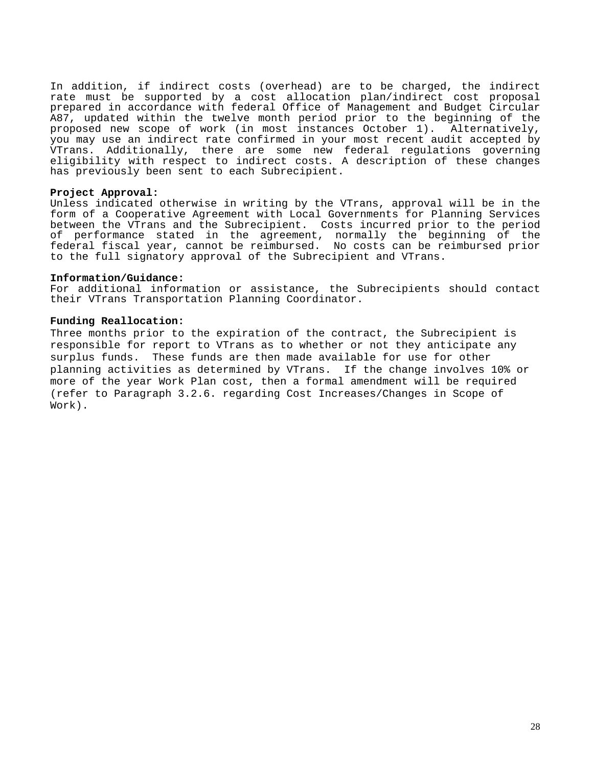In addition, if indirect costs (overhead) are to be charged, the indirect rate must be supported by a cost allocation plan/indirect cost proposal prepared in accordance with federal Office of Management and Budget Circular A87, updated within the twelve month period prior to the beginning of the proposed new scope of work (in most instances October 1). Alternatively, you may use an indirect rate confirmed in your most recent audit accepted by VTrans. Additionally, there are some new federal regulations governing eligibility with respect to indirect costs. A description of these changes has previously been sent to each Subrecipient.

**Project Approval:**
Unless indicated otherwise in writing by the VTrans, approval will be in the form of a Cooperative Agreement with Local Governments for Planning Services between the VTrans and the Subrecipient. Costs incurred prior to the period of performance stated in the agreement, normally the beginning of the federal fiscal year, cannot be reimbursed. No costs can be reimbursed prior to the full signatory approval of the Subrecipient and VTrans.

**Information/Guidance:**
For additional information or assistance, the Subrecipients should contact their VTrans Transportation Planning Coordinator.

**Funding Reallocation:**
Three months prior to the expiration of the contract, the Subrecipient is responsible for report to VTrans as to whether or not they anticipate any surplus funds. These funds are then made available for use for other planning activities as determined by VTrans. If the change involves 10% or more of the year Work Plan cost, then a formal amendment will be required (refer to Paragraph 3.2.6. regarding Cost Increases/Changes in Scope of Work).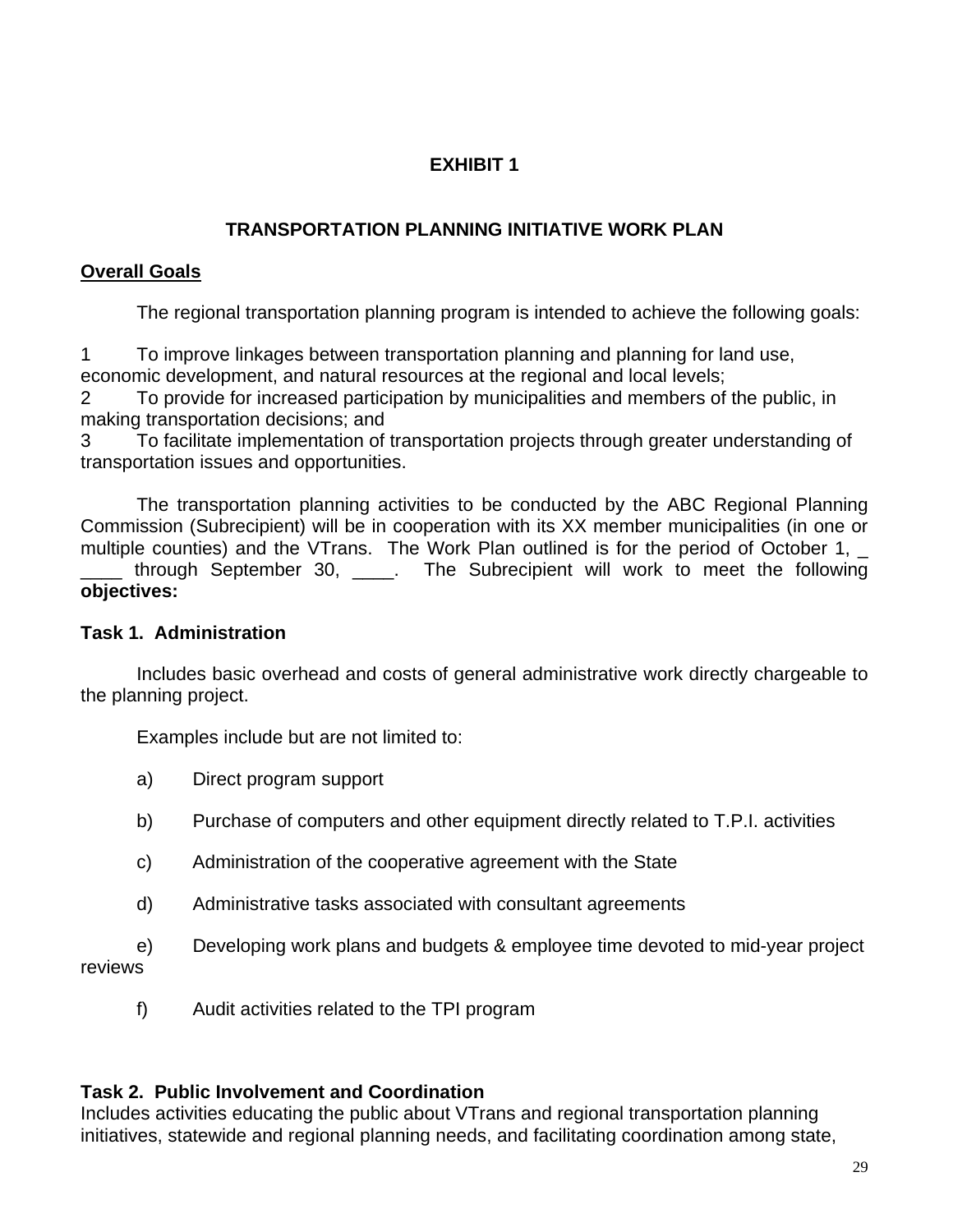**EXHIBIT 1**

**TRANSPORTATION PLANNING INITIATIVE WORK PLAN**

**Overall Goals**

The regional transportation planning program is intended to achieve the following goals:

1 To improve linkages between transportation planning and planning for land use, economic development, and natural resources at the regional and local levels;
2 To provide for increased participation by municipalities and members of the public, in making transportation decisions; and
3 To facilitate implementation of transportation projects through greater understanding of transportation issues and opportunities.

The transportation planning activities to be conducted by the ABC Regional Planning Commission (Subrecipient) will be in cooperation with its XX member municipalities (in one or multiple counties) and the VTrans. The Work Plan outlined is for the period of October 1, _____ through September 30, ____. The Subrecipient will work to meet the following **objectives:**

**Task 1. Administration**

Includes basic overhead and costs of general administrative work directly chargeable to the planning project.

Examples include but are not limited to:

a) Direct program support

b) Purchase of computers and other equipment directly related to T.P.I. activities

c) Administration of the cooperative agreement with the State

d) Administrative tasks associated with consultant agreements

e) Developing work plans and budgets & employee time devoted to mid-year project reviews

f) Audit activities related to the TPI program

**Task 2. Public Involvement and Coordination**

Includes activities educating the public about VTrans and regional transportation planning initiatives, statewide and regional planning needs, and facilitating coordination among state,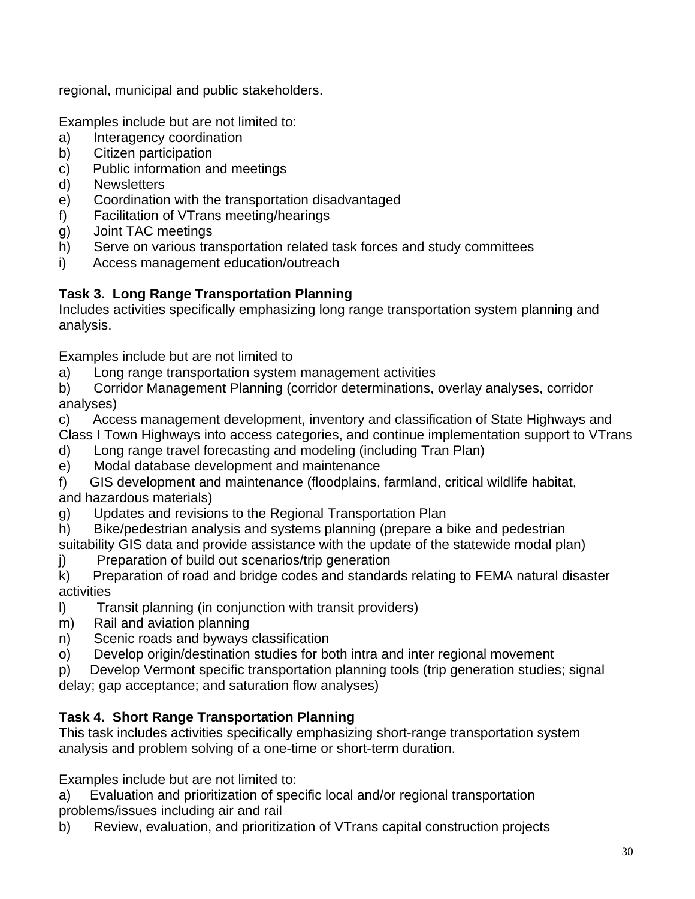regional, municipal and public stakeholders.

Examples include but are not limited to:

a) Interagency coordination
b) Citizen participation
c) Public information and meetings
d) Newsletters
e) Coordination with the transportation disadvantaged
f) Facilitation of VTrans meeting/hearings
g) Joint TAC meetings
h) Serve on various transportation related task forces and study committees
i) Access management education/outreach

**Task 3. Long Range Transportation Planning**

Includes activities specifically emphasizing long range transportation system planning and analysis.

Examples include but are not limited to

a) Long range transportation system management activities
b) Corridor Management Planning (corridor determinations, overlay analyses, corridor analyses)
c) Access management development, inventory and classification of State Highways and Class I Town Highways into access categories, and continue implementation support to VTrans
d) Long range travel forecasting and modeling (including Tran Plan)
e) Modal database development and maintenance
f) GIS development and maintenance (floodplains, farmland, critical wildlife habitat, and hazardous materials)
g) Updates and revisions to the Regional Transportation Plan
h) Bike/pedestrian analysis and systems planning (prepare a bike and pedestrian suitability GIS data and provide assistance with the update of the statewide modal plan)
j) Preparation of build out scenarios/trip generation
k) Preparation of road and bridge codes and standards relating to FEMA natural disaster activities
l) Transit planning (in conjunction with transit providers)
m) Rail and aviation planning
n) Scenic roads and byways classification
o) Develop origin/destination studies for both intra and inter regional movement
p) Develop Vermont specific transportation planning tools (trip generation studies; signal delay; gap acceptance; and saturation flow analyses)

**Task 4. Short Range Transportation Planning**

This task includes activities specifically emphasizing short-range transportation system analysis and problem solving of a one-time or short-term duration.

Examples include but are not limited to:

a) Evaluation and prioritization of specific local and/or regional transportation problems/issues including air and rail
b) Review, evaluation, and prioritization of VTrans capital construction projects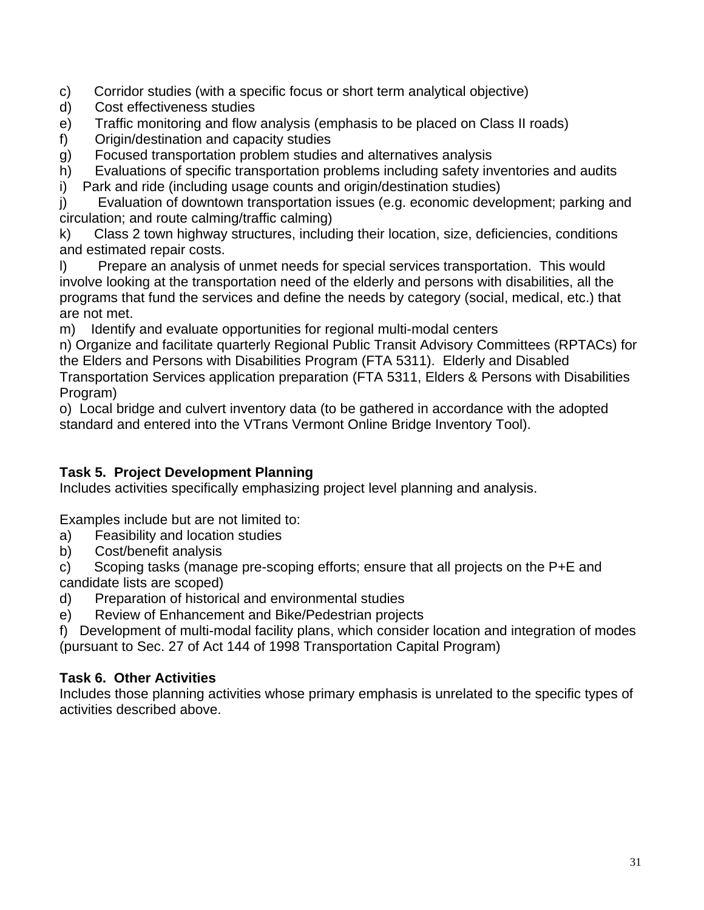c) Corridor studies (with a specific focus or short term analytical objective)
d) Cost effectiveness studies
e) Traffic monitoring and flow analysis (emphasis to be placed on Class II roads)
f) Origin/destination and capacity studies
g) Focused transportation problem studies and alternatives analysis
h) Evaluations of specific transportation problems including safety inventories and audits
i) Park and ride (including usage counts and origin/destination studies)
j) Evaluation of downtown transportation issues (e.g. economic development; parking and circulation; and route calming/traffic calming)
k) Class 2 town highway structures, including their location, size, deficiencies, conditions and estimated repair costs.
l) Prepare an analysis of unmet needs for special services transportation. This would involve looking at the transportation need of the elderly and persons with disabilities, all the programs that fund the services and define the needs by category (social, medical, etc.) that are not met.
m) Identify and evaluate opportunities for regional multi-modal centers
n) Organize and facilitate quarterly Regional Public Transit Advisory Committees (RPTACs) for the Elders and Persons with Disabilities Program (FTA 5311). Elderly and Disabled Transportation Services application preparation (FTA 5311, Elders & Persons with Disabilities Program)
o) Local bridge and culvert inventory data (to be gathered in accordance with the adopted standard and entered into the VTrans Vermont Online Bridge Inventory Tool).

**Task 5. Project Development Planning**
Includes activities specifically emphasizing project level planning and analysis.

Examples include but are not limited to:
a) Feasibility and location studies
b) Cost/benefit analysis
c) Scoping tasks (manage pre-scoping efforts; ensure that all projects on the P+E and candidate lists are scoped)
d) Preparation of historical and environmental studies
e) Review of Enhancement and Bike/Pedestrian projects
f) Development of multi-modal facility plans, which consider location and integration of modes (pursuant to Sec. 27 of Act 144 of 1998 Transportation Capital Program)

**Task 6. Other Activities**
Includes those planning activities whose primary emphasis is unrelated to the specific types of activities described above.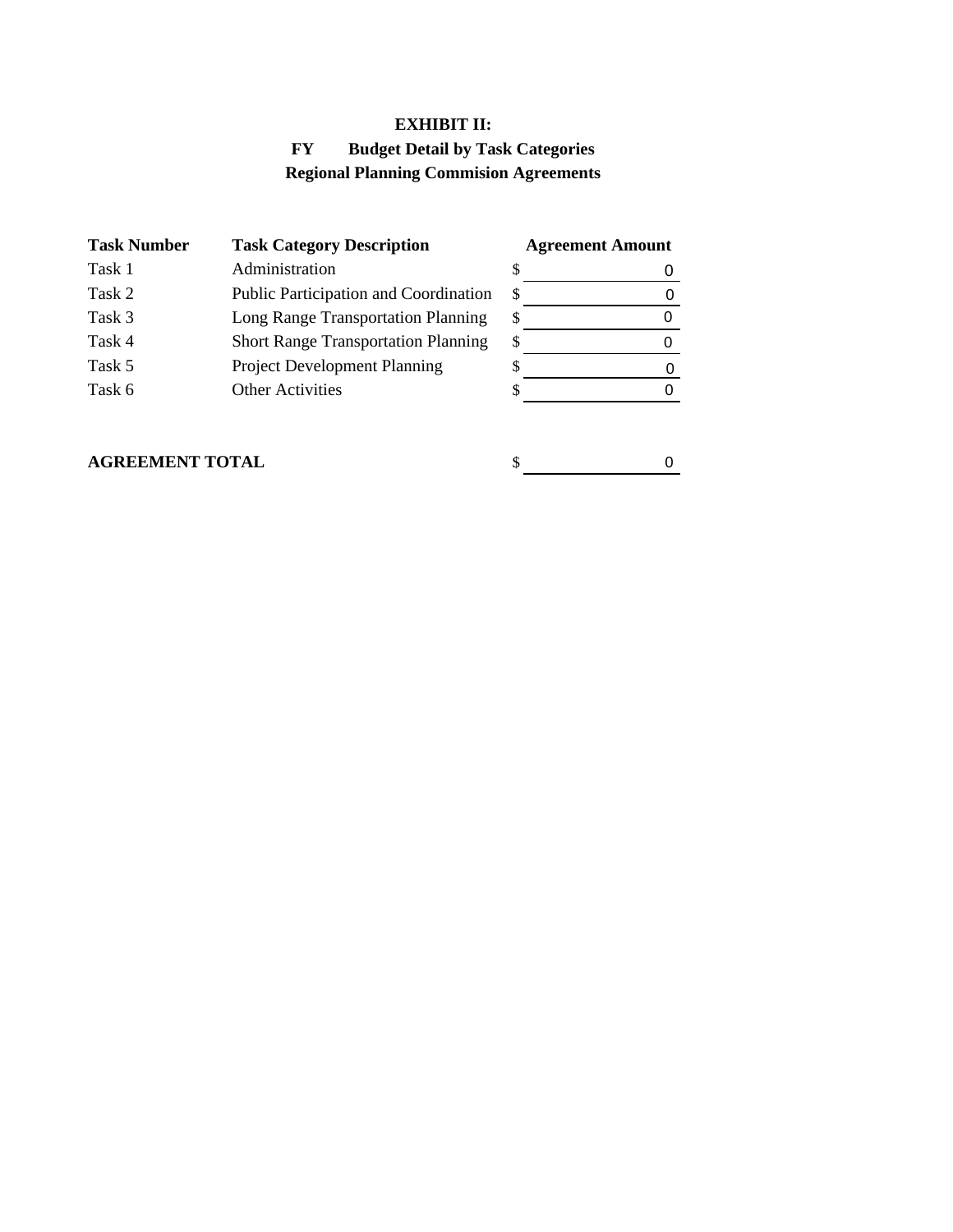**EXHIBIT II:**

**FY Budget Detail by Task Categories**

**Regional Planning Commision Agreements**

| Task Number | Task Category Description | Agreement Amount |
|---|---|---|
| Task 1 | Administration | $ 0 |
| Task 2 | Public Participation and Coordination | $ 0 |
| Task 3 | Long Range Transportation Planning | $ 0 |
| Task 4 | Short Range Transportation Planning | $ 0 |
| Task 5 | Project Development Planning | $ 0 |
| Task 6 | Other Activities | $ 0 |
| **AGREEMENT TOTAL** | | $ 0 |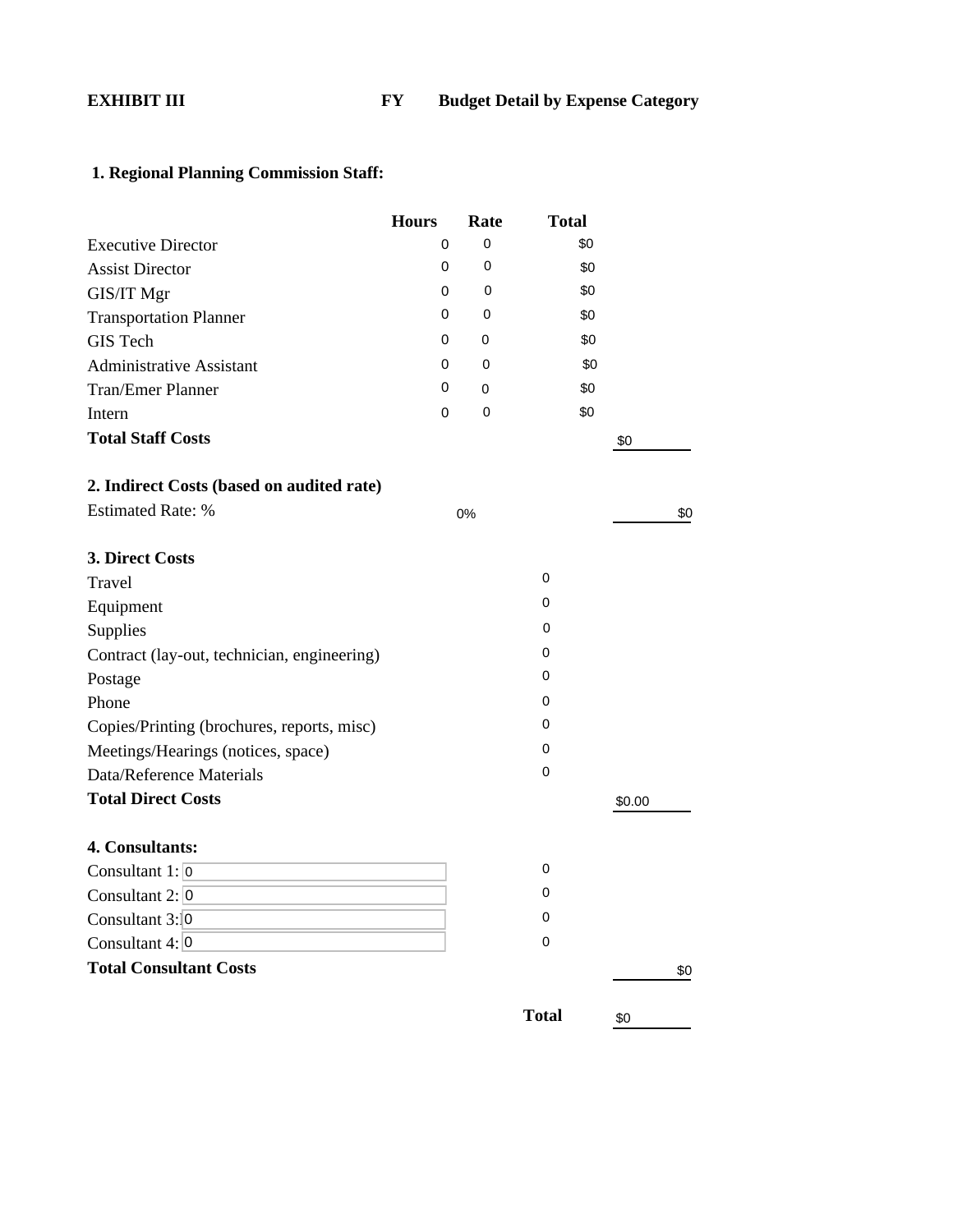**EXHIBIT III** **FY** **Budget Detail by Expense Category**

**1. Regional Planning Commission Staff:**

| | Hours | Rate | Total | |
|---|---|---|---|---|
| Executive Director | 0 | 0 | $0 | |
| Assist Director | 0 | 0 | $0 | |
| GIS/IT Mgr | 0 | 0 | $0 | |
| Transportation Planner | 0 | 0 | $0 | |
| GIS Tech | 0 | 0 | $0 | |
| Administrative Assistant | 0 | 0 | $0 | |
| Tran/Emer Planner | 0 | 0 | $0 | |
| Intern | 0 | 0 | $0 | |
| **Total Staff Costs** | | | | $0 |

**2. Indirect Costs (based on audited rate)**

| | | | |
|---|---|---|---|
| Estimated Rate: % | 0% | | $0 |

**3. Direct Costs**

| | | |
|---|---|---|
| Travel | 0 | |
| Equipment | 0 | |
| Supplies | 0 | |
| Contract (lay-out, technician, engineering) | 0 | |
| Postage | 0 | |
| Phone | 0 | |
| Copies/Printing (brochures, reports, misc) | 0 | |
| Meetings/Hearings (notices, space) | 0 | |
| Data/Reference Materials | 0 | |
| **Total Direct Costs** | | $0.00 |

**4. Consultants:**

| | | |
|---|---|---|
| Consultant 1: 0 | 0 | |
| Consultant 2: 0 | 0 | |
| Consultant 3: 0 | 0 | |
| Consultant 4: 0 | 0 | |
| **Total Consultant Costs** | | $0 |

**Total** $0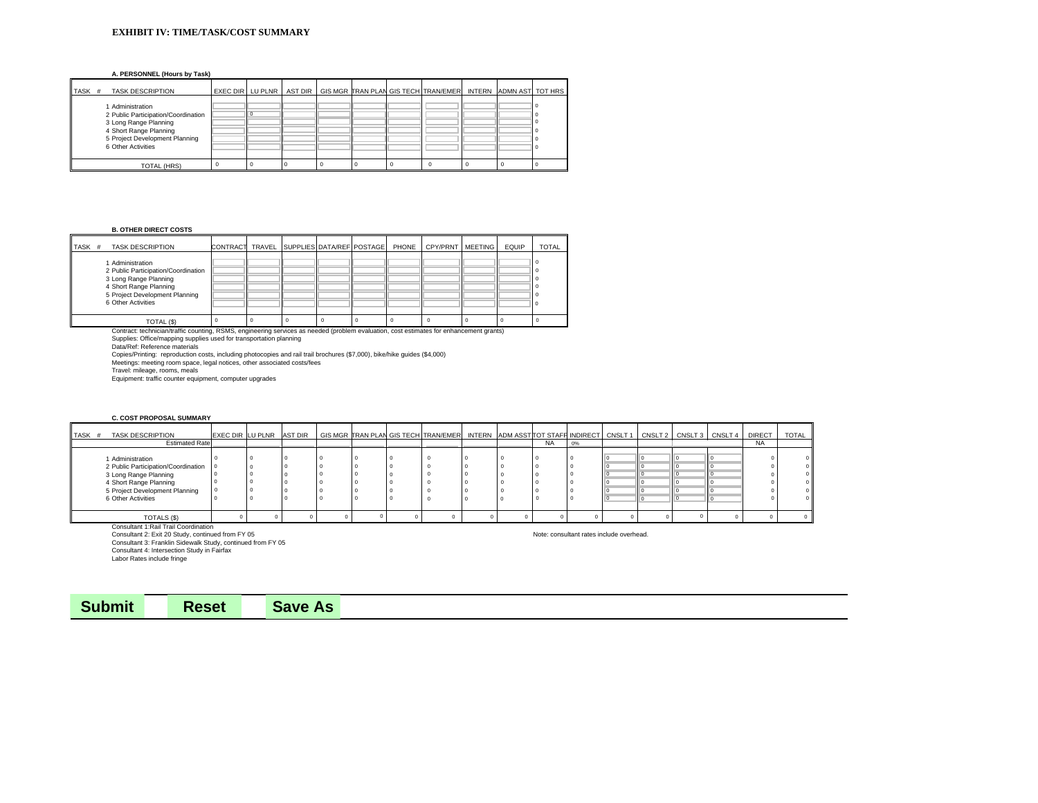**EXHIBIT IV: TIME/TASK/COST SUMMARY**

**A. PERSONNEL (Hours by Task)**

| TASK # | TASK DESCRIPTION | EXEC DIR | LU PLNR | AST DIR | GIS MGR | TRAN PLAN | GIS TECH | TRAN/EMER | INTERN | ADMN AST | TOT HRS |
|---|---|---|---|---|---|---|---|---|---|---|---|
| 1 | Administration | | | | | | | | | | 0 |
| 2 | Public Participation/Coordination | | 0 | | | | | | | | 0 |
| 3 | Long Range Planning | | | | | | | | | | 0 |
| 4 | Short Range Planning | | | | | | | | | | 0 |
| 5 | Project Development Planning | | | | | | | | | | 0 |
| 6 | Other Activities | | | | | | | | | | 0 |
| | TOTAL (HRS) | 0 | 0 | 0 | 0 | 0 | 0 | 0 | 0 | 0 | 0 |

**B. OTHER DIRECT COSTS**

| TASK # | TASK DESCRIPTION | CONTRACT | TRAVEL | SUPPLIES | DATA/REF | POSTAGE | PHONE | CPY/PRNT | MEETING | EQUIP | TOTAL |
|---|---|---|---|---|---|---|---|---|---|---|---|
| 1 | Administration | | | | | | | | | | 0 |
| 2 | Public Participation/Coordination | | | | | | | | | | 0 |
| 3 | Long Range Planning | | | | | | | | | | 0 |
| 4 | Short Range Planning | | | | | | | | | | 0 |
| 5 | Project Development Planning | | | | | | | | | | 0 |
| 6 | Other Activities | | | | | | | | | | 0 |
| | TOTAL ($) | 0 | 0 | 0 | 0 | 0 | 0 | 0 | 0 | 0 | 0 |

Contract: technician/traffic counting, RSMS, engineering services as needed (problem evaluation, cost estimates for enhancement grants)
Supplies: Office/mapping supplies used for transportation planning
Data/Ref: Reference materials
Copies/Printing: reproduction costs, including photocopies and rail trail brochures ($7,000), bike/hike guides ($4,000)
Meetings: meeting room space, legal notices, other associated costs/fees
Travel: mileage, rooms, meals
Equipment: traffic counter equipment, computer upgrades

**C. COST PROPOSAL SUMMARY**

| TASK # | TASK DESCRIPTION | EXEC DIR | LU PLNR | AST DIR | GIS MGR | TRAN PLAN | GIS TECH | TRAN/EMER | INTERN | ADM ASST | TOT STAFF | INDIRECT | CNSLT 1 | CNSLT 2 | CNSLT 3 | CNSLT 4 | DIRECT | TOTAL |
|---|---|---|---|---|---|---|---|---|---|---|---|---|---|---|---|---|---|---|
| | Estimated Rate | | | | | | | | | | NA | 0% | | | | | NA | |
| 1 | Administration | 0 | 0 | 0 | 0 | 0 | 0 | 0 | 0 | 0 | 0 | 0 | 0 | 0 | 0 | 0 | 0 | 0 |
| 2 | Public Participation/Coordination | 0 | 0 | 0 | 0 | 0 | 0 | 0 | 0 | 0 | 0 | 0 | 0 | 0 | 0 | 0 | 0 | 0 |
| 3 | Long Range Planning | 0 | 0 | 0 | 0 | 0 | 0 | 0 | 0 | 0 | 0 | 0 | 0 | 0 | 0 | 0 | 0 | 0 |
| 4 | Short Range Planning | 0 | 0 | 0 | 0 | 0 | 0 | 0 | 0 | 0 | 0 | 0 | 0 | 0 | 0 | 0 | 0 | 0 |
| 5 | Project Development Planning | 0 | 0 | 0 | 0 | 0 | 0 | 0 | 0 | 0 | 0 | 0 | 0 | 0 | 0 | 0 | 0 | 0 |
| 6 | Other Activities | 0 | 0 | 0 | 0 | 0 | 0 | 0 | 0 | 0 | 0 | 0 | 0 | 0 | 0 | 0 | 0 | 0 |
| | TOTALS ($) | 0 | 0 | 0 | 0 | 0 | 0 | 0 | 0 | 0 | 0 | 0 | 0 | 0 | 0 | 0 | 0 | 0 |

Consultant 1:Rail Trail Coordination
Consultant 2: Exit 20 Study, continued from FY 05
Consultant 3: Franklin Sidewalk Study, continued from FY 05
Consultant 4: Intersection Study in Fairfax
Labor Rates include fringe

Note: consultant rates include overhead.

**Submit** **Reset** **Save As**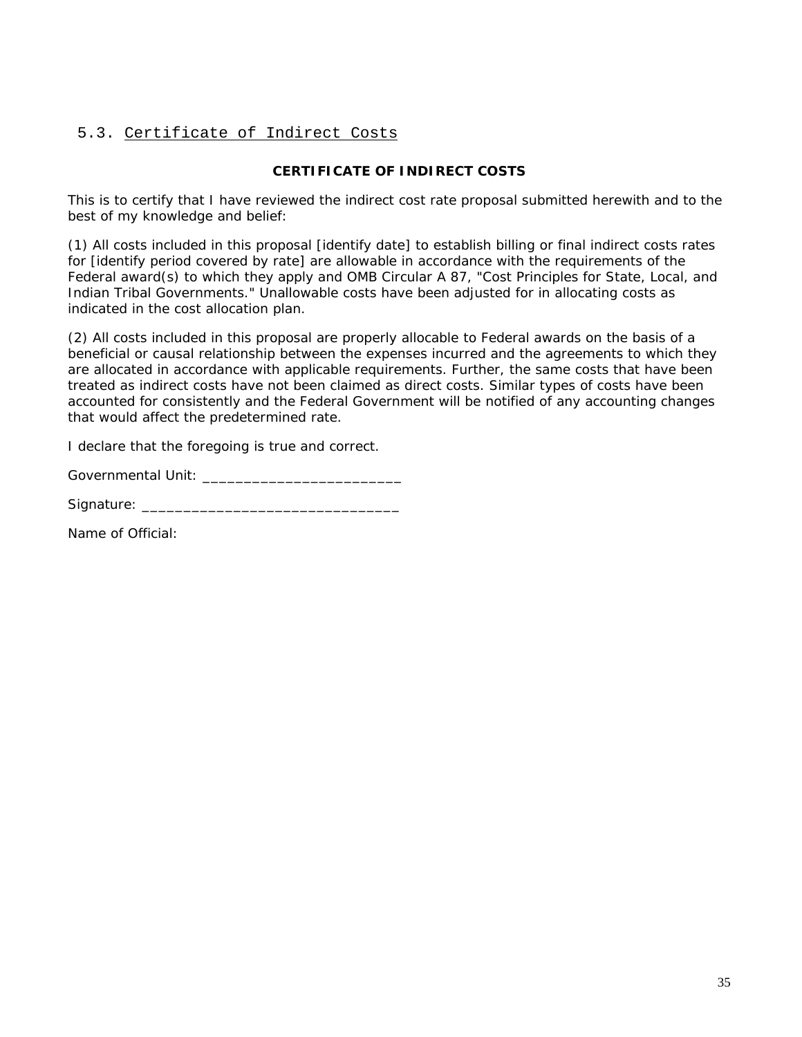### 5.3. Certificate of Indirect Costs

**CERTIFICATE OF INDIRECT COSTS**

This is to certify that I have reviewed the indirect cost rate proposal submitted herewith and to the best of my knowledge and belief:

(1) All costs included in this proposal [identify date] to establish billing or final indirect costs rates for [identify period covered by rate] are allowable in accordance with the requirements of the Federal award(s) to which they apply and OMB Circular A 87, "Cost Principles for State, Local, and Indian Tribal Governments." Unallowable costs have been adjusted for in allocating costs as indicated in the cost allocation plan.

(2) All costs included in this proposal are properly allocable to Federal awards on the basis of a beneficial or causal relationship between the expenses incurred and the agreements to which they are allocated in accordance with applicable requirements. Further, the same costs that have been treated as indirect costs have not been claimed as direct costs. Similar types of costs have been accounted for consistently and the Federal Government will be notified of any accounting changes that would affect the predetermined rate.

I declare that the foregoing is true and correct.

Governmental Unit: ________________________

Signature: ______________________________

Name of Official: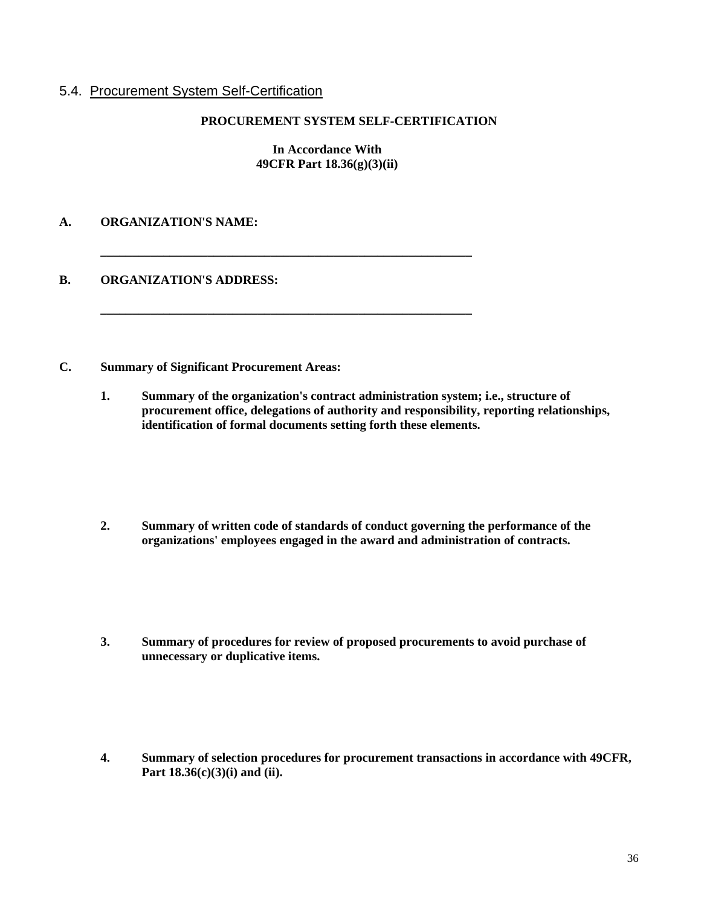## 5.4. Procurement System Self-Certification

**PROCUREMENT SYSTEM SELF-CERTIFICATION**

**In Accordance With**
**49CFR Part 18.36(g)(3)(ii)**

**A. ORGANIZATION'S NAME:**

______________________________________________________________

**B. ORGANIZATION'S ADDRESS:**

______________________________________________________________

**C. Summary of Significant Procurement Areas:**

1. **Summary of the organization's contract administration system; i.e., structure of procurement office, delegations of authority and responsibility, reporting relationships, identification of formal documents setting forth these elements.**

2. **Summary of written code of standards of conduct governing the performance of the organizations' employees engaged in the award and administration of contracts.**

3. **Summary of procedures for review of proposed procurements to avoid purchase of unnecessary or duplicative items.**

4. **Summary of selection procedures for procurement transactions in accordance with 49CFR, Part 18.36(c)(3)(i) and (ii).**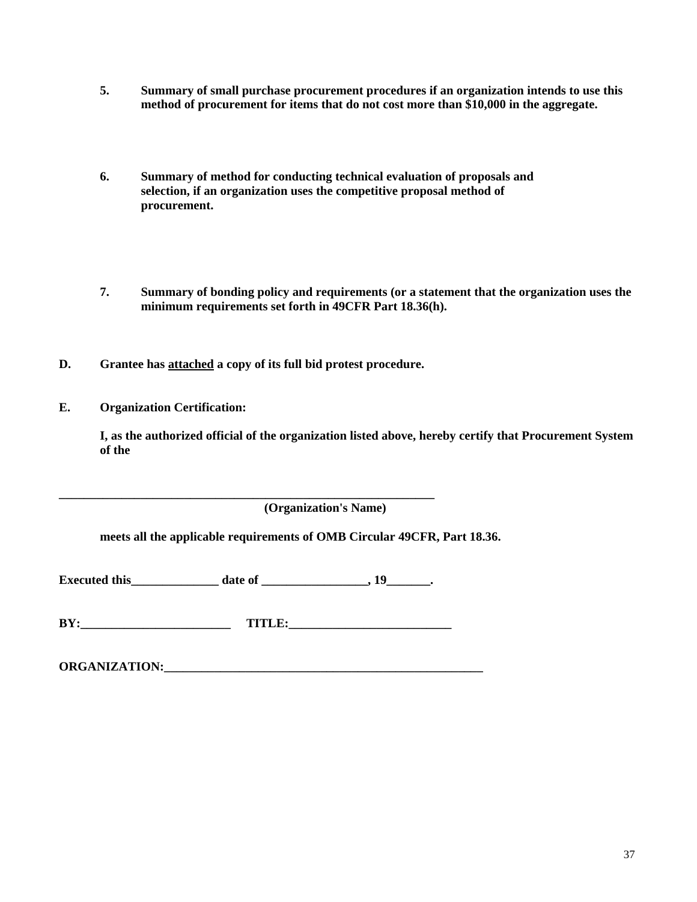**5. Summary of small purchase procurement procedures if an organization intends to use this method of procurement for items that do not cost more than $10,000 in the aggregate.**

**6. Summary of method for conducting technical evaluation of proposals and selection, if an organization uses the competitive proposal method of procurement.**

**7. Summary of bonding policy and requirements (or a statement that the organization uses the minimum requirements set forth in 49CFR Part 18.36(h).**

**D. Grantee has <u>attached</u> a copy of its full bid protest procedure.**

**E. Organization Certification:**

**I, as the authorized official of the organization listed above, hereby certify that Procurement System of the**

**________________________________________________________________**
**(Organization's Name)**

**meets all the applicable requirements of OMB Circular 49CFR, Part 18.36.**

**Executed this______________ date of _________________, 19_______.**

**BY:________________________ TITLE:__________________________**

**ORGANIZATION:____________________________________________________**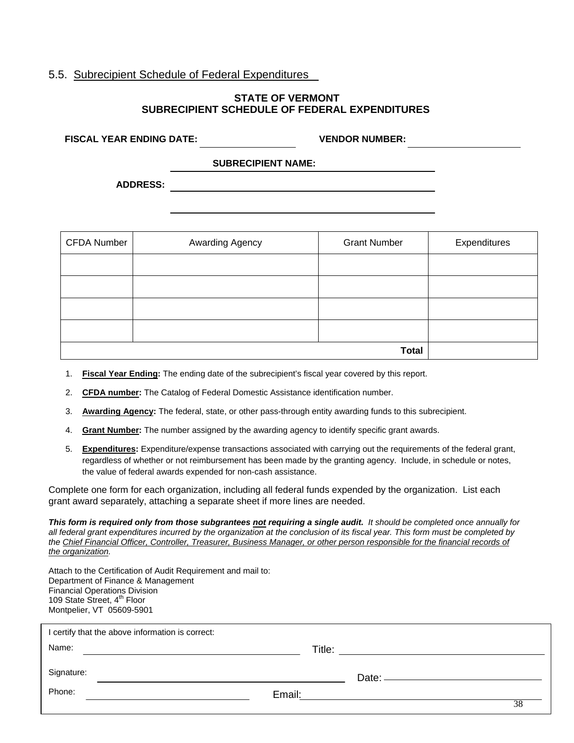## 5.5. Subrecipient Schedule of Federal Expenditures

**STATE OF VERMONT**
**SUBRECIPIENT SCHEDULE OF FEDERAL EXPENDITURES**

**FISCAL YEAR ENDING DATE:** ____________________ **VENDOR NUMBER:** ______________________

**SUBRECIPIENT NAME:** ____________________________________________

**ADDRESS:** ____________________________________________

____________________________________________

| CFDA Number | Awarding Agency | Grant Number | Expenditures |
|---|---|---|---|
| | | | |
| | | | |
| | | | |
| | | | |
| | | **Total** | |

1. **Fiscal Year Ending:** The ending date of the subrecipient's fiscal year covered by this report.
2. **CFDA number:** The Catalog of Federal Domestic Assistance identification number.
3. **Awarding Agency:** The federal, state, or other pass-through entity awarding funds to this subrecipient.
4. **Grant Number:** The number assigned by the awarding agency to identify specific grant awards.
5. **Expenditures:** Expenditure/expense transactions associated with carrying out the requirements of the federal grant, regardless of whether or not reimbursement has been made by the granting agency. Include, in schedule or notes, the value of federal awards expended for non-cash assistance.

Complete one form for each organization, including all federal funds expended by the organization. List each grant award separately, attaching a separate sheet if more lines are needed.

***This form is required only from those subgrantees not requiring a single audit.*** *It should be completed once annually for all federal grant expenditures incurred by the organization at the conclusion of its fiscal year. This form must be completed by the Chief Financial Officer, Controller, Treasurer, Business Manager, or other person responsible for the financial records of the organization.*

Attach to the Certification of Audit Requirement and mail to:
Department of Finance & Management
Financial Operations Division
109 State Street, 4th Floor
Montpelier, VT 05609-5901

I certify that the above information is correct:

Name: ____________________________________ Title: ____________________________________

Signature: ____________________________________ Date: ____________________________

Phone: ____________________________ Email: ____________________________________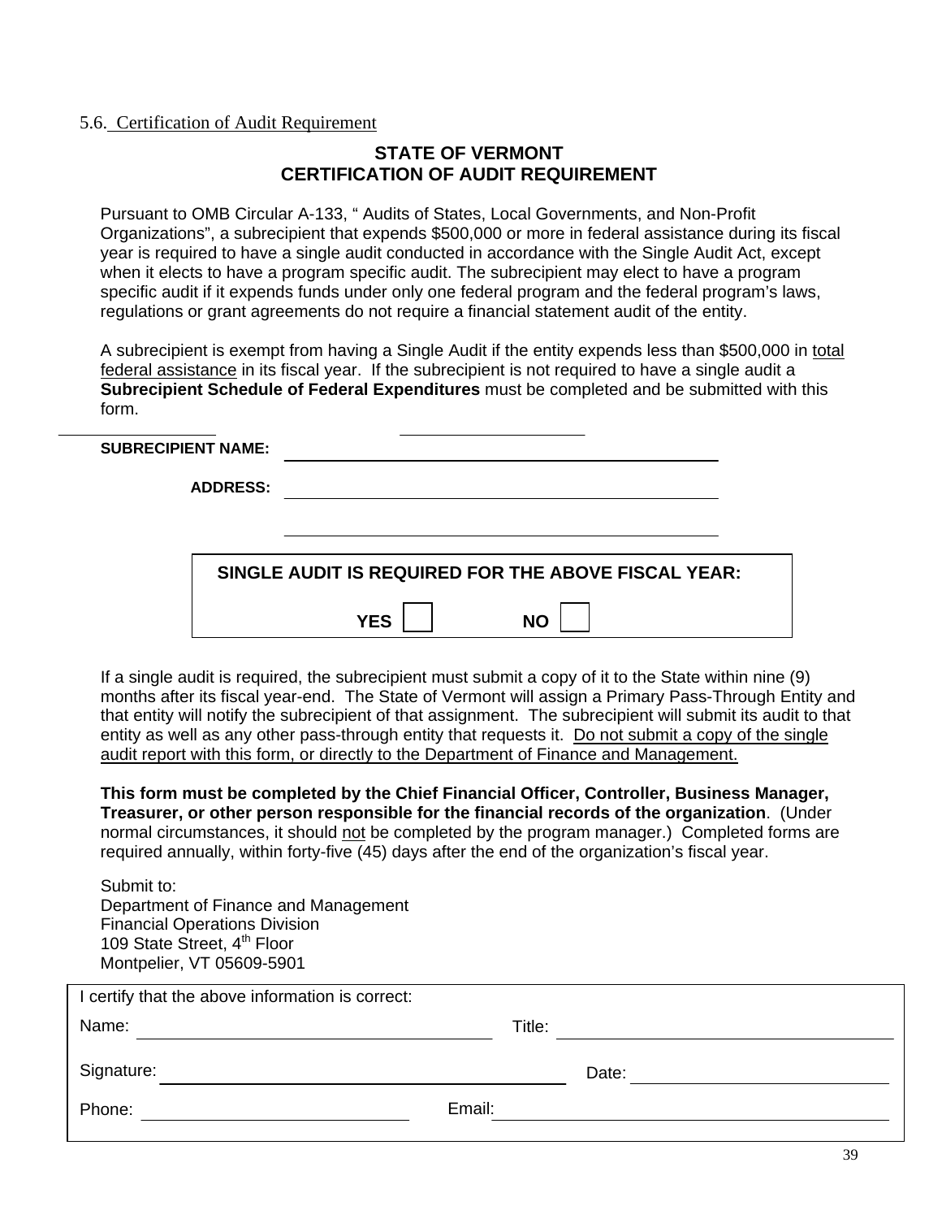5.6. Certification of Audit Requirement

## STATE OF VERMONT
## CERTIFICATION OF AUDIT REQUIREMENT

Pursuant to OMB Circular A-133, " Audits of States, Local Governments, and Non-Profit Organizations", a subrecipient that expends $500,000 or more in federal assistance during its fiscal year is required to have a single audit conducted in accordance with the Single Audit Act, except when it elects to have a program specific audit. The subrecipient may elect to have a program specific audit if it expends funds under only one federal program and the federal program's laws, regulations or grant agreements do not require a financial statement audit of the entity.

A subrecipient is exempt from having a Single Audit if the entity expends less than $500,000 in total federal assistance in its fiscal year. If the subrecipient is not required to have a single audit a **Subrecipient Schedule of Federal Expenditures** must be completed and be submitted with this form.

**SUBRECIPIENT NAME:** ______________________________

**ADDRESS:** ______________________________

______________________________

**SINGLE AUDIT IS REQUIRED FOR THE ABOVE FISCAL YEAR:**

**YES** ☐ **NO** ☐

If a single audit is required, the subrecipient must submit a copy of it to the State within nine (9) months after its fiscal year-end. The State of Vermont will assign a Primary Pass-Through Entity and that entity will notify the subrecipient of that assignment. The subrecipient will submit its audit to that entity as well as any other pass-through entity that requests it. Do not submit a copy of the single audit report with this form, or directly to the Department of Finance and Management.

**This form must be completed by the Chief Financial Officer, Controller, Business Manager, Treasurer, or other person responsible for the financial records of the organization**. (Under normal circumstances, it should not be completed by the program manager.) Completed forms are required annually, within forty-five (45) days after the end of the organization's fiscal year.

Submit to:
Department of Finance and Management
Financial Operations Division
109 State Street, 4th Floor
Montpelier, VT 05609-5901

I certify that the above information is correct:

Name: ______________________ Title: ______________________

Signature: ______________________ Date: ______________________

Phone: ______________________ Email: ______________________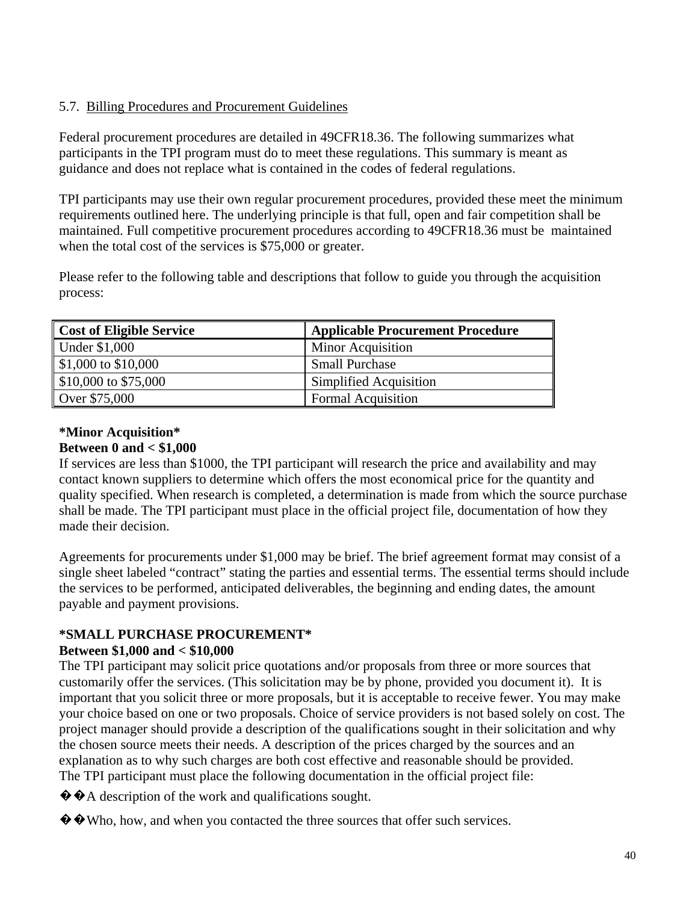## 5.7. Billing Procedures and Procurement Guidelines

Federal procurement procedures are detailed in 49CFR18.36. The following summarizes what participants in the TPI program must do to meet these regulations. This summary is meant as guidance and does not replace what is contained in the codes of federal regulations.

TPI participants may use their own regular procurement procedures, provided these meet the minimum requirements outlined here. The underlying principle is that full, open and fair competition shall be maintained. Full competitive procurement procedures according to 49CFR18.36 must be maintained when the total cost of the services is $75,000 or greater.

Please refer to the following table and descriptions that follow to guide you through the acquisition process:

| Cost of Eligible Service | Applicable Procurement Procedure |
|---|---|
| Under $1,000 | Minor Acquisition |
| $1,000 to $10,000 | Small Purchase |
| $10,000 to $75,000 | Simplified Acquisition |
| Over $75,000 | Formal Acquisition |

**\*Minor Acquisition\***
**Between 0 and < $1,000**

If services are less than $1000, the TPI participant will research the price and availability and may contact known suppliers to determine which offers the most economical price for the quantity and quality specified. When research is completed, a determination is made from which the source purchase shall be made. The TPI participant must place in the official project file, documentation of how they made their decision.

Agreements for procurements under $1,000 may be brief. The brief agreement format may consist of a single sheet labeled "contract" stating the parties and essential terms. The essential terms should include the services to be performed, anticipated deliverables, the beginning and ending dates, the amount payable and payment provisions.

**\*SMALL PURCHASE PROCUREMENT\***
**Between $1,000 and < $10,000**

The TPI participant may solicit price quotations and/or proposals from three or more sources that customarily offer the services. (This solicitation may be by phone, provided you document it). It is important that you solicit three or more proposals, but it is acceptable to receive fewer. You may make your choice based on one or two proposals. Choice of service providers is not based solely on cost. The project manager should provide a description of the qualifications sought in their solicitation and why the chosen source meets their needs. A description of the prices charged by the sources and an explanation as to why such charges are both cost effective and reasonable should be provided.
The TPI participant must place the following documentation in the official project file:

- A description of the work and qualifications sought.
- Who, how, and when you contacted the three sources that offer such services.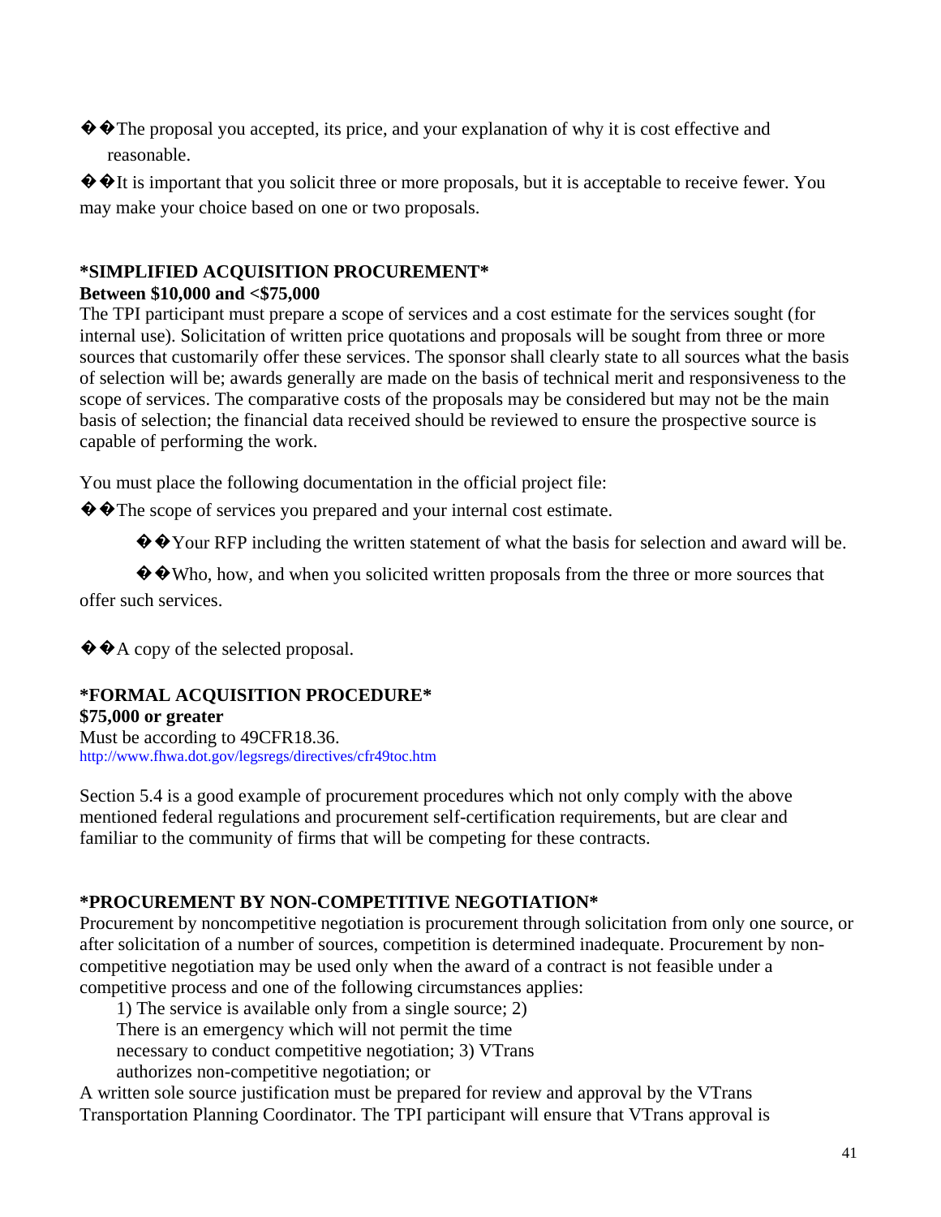- The proposal you accepted, its price, and your explanation of why it is cost effective and reasonable.
- It is important that you solicit three or more proposals, but it is acceptable to receive fewer. You may make your choice based on one or two proposals.

**\*SIMPLIFIED ACQUISITION PROCUREMENT\***
**Between $10,000 and <$75,000**

The TPI participant must prepare a scope of services and a cost estimate for the services sought (for internal use). Solicitation of written price quotations and proposals will be sought from three or more sources that customarily offer these services. The sponsor shall clearly state to all sources what the basis of selection will be; awards generally are made on the basis of technical merit and responsiveness to the scope of services. The comparative costs of the proposals may be considered but may not be the main basis of selection; the financial data received should be reviewed to ensure the prospective source is capable of performing the work.

You must place the following documentation in the official project file:

- The scope of services you prepared and your internal cost estimate.
- Your RFP including the written statement of what the basis for selection and award will be.
- Who, how, and when you solicited written proposals from the three or more sources that offer such services.
- A copy of the selected proposal.

**\*FORMAL ACQUISITION PROCEDURE\***
**$75,000 or greater**

Must be according to 49CFR18.36.
http://www.fhwa.dot.gov/legsregs/directives/cfr49toc.htm

Section 5.4 is a good example of procurement procedures which not only comply with the above mentioned federal regulations and procurement self-certification requirements, but are clear and familiar to the community of firms that will be competing for these contracts.

**\*PROCUREMENT BY NON-COMPETITIVE NEGOTIATION\***

Procurement by noncompetitive negotiation is procurement through solicitation from only one source, or after solicitation of a number of sources, competition is determined inadequate. Procurement by non-competitive negotiation may be used only when the award of a contract is not feasible under a competitive process and one of the following circumstances applies:

1) The service is available only from a single source; 2) There is an emergency which will not permit the time necessary to conduct competitive negotiation; 3) VTrans authorizes non-competitive negotiation; or

A written sole source justification must be prepared for review and approval by the VTrans Transportation Planning Coordinator. The TPI participant will ensure that VTrans approval is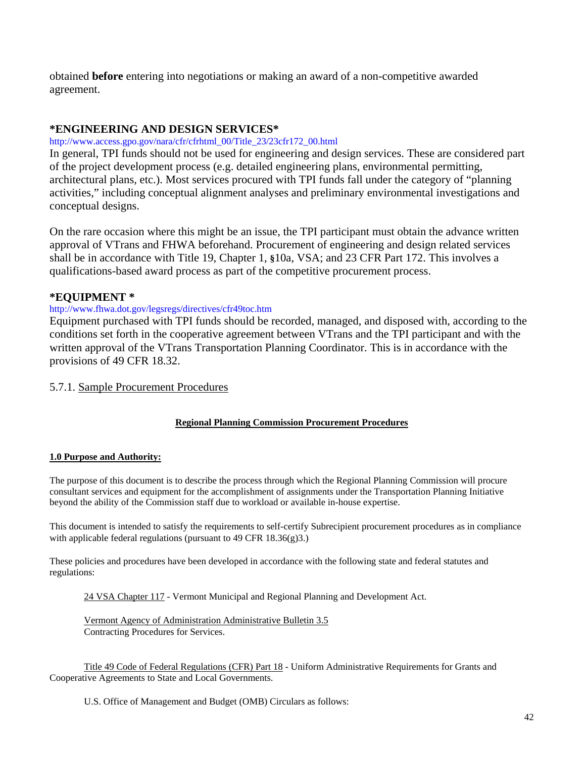obtained **before** entering into negotiations or making an award of a non-competitive awarded agreement.

### *ENGINEERING AND DESIGN SERVICES*

http://www.access.gpo.gov/nara/cfr/cfrhtml_00/Title_23/23cfr172_00.html

In general, TPI funds should not be used for engineering and design services. These are considered part of the project development process (e.g. detailed engineering plans, environmental permitting, architectural plans, etc.). Most services procured with TPI funds fall under the category of "planning activities," including conceptual alignment analyses and preliminary environmental investigations and conceptual designs.

On the rare occasion where this might be an issue, the TPI participant must obtain the advance written approval of VTrans and FHWA beforehand. Procurement of engineering and design related services shall be in accordance with Title 19, Chapter 1, §10a, VSA; and 23 CFR Part 172. This involves a qualifications-based award process as part of the competitive procurement process.

### *EQUIPMENT *

http://www.fhwa.dot.gov/legsregs/directives/cfr49toc.htm

Equipment purchased with TPI funds should be recorded, managed, and disposed with, according to the conditions set forth in the cooperative agreement between VTrans and the TPI participant and with the written approval of the VTrans Transportation Planning Coordinator. This is in accordance with the provisions of 49 CFR 18.32.

5.7.1. Sample Procurement Procedures

**Regional Planning Commission Procurement Procedures**

**1.0 Purpose and Authority:**

The purpose of this document is to describe the process through which the Regional Planning Commission will procure consultant services and equipment for the accomplishment of assignments under the Transportation Planning Initiative beyond the ability of the Commission staff due to workload or available in-house expertise.

This document is intended to satisfy the requirements to self-certify Subrecipient procurement procedures as in compliance with applicable federal regulations (pursuant to 49 CFR 18.36(g)3.)

These policies and procedures have been developed in accordance with the following state and federal statutes and regulations:

24 VSA Chapter 117 - Vermont Municipal and Regional Planning and Development Act.

Vermont Agency of Administration Administrative Bulletin 3.5
Contracting Procedures for Services.

Title 49 Code of Federal Regulations (CFR) Part 18 - Uniform Administrative Requirements for Grants and Cooperative Agreements to State and Local Governments.

U.S. Office of Management and Budget (OMB) Circulars as follows: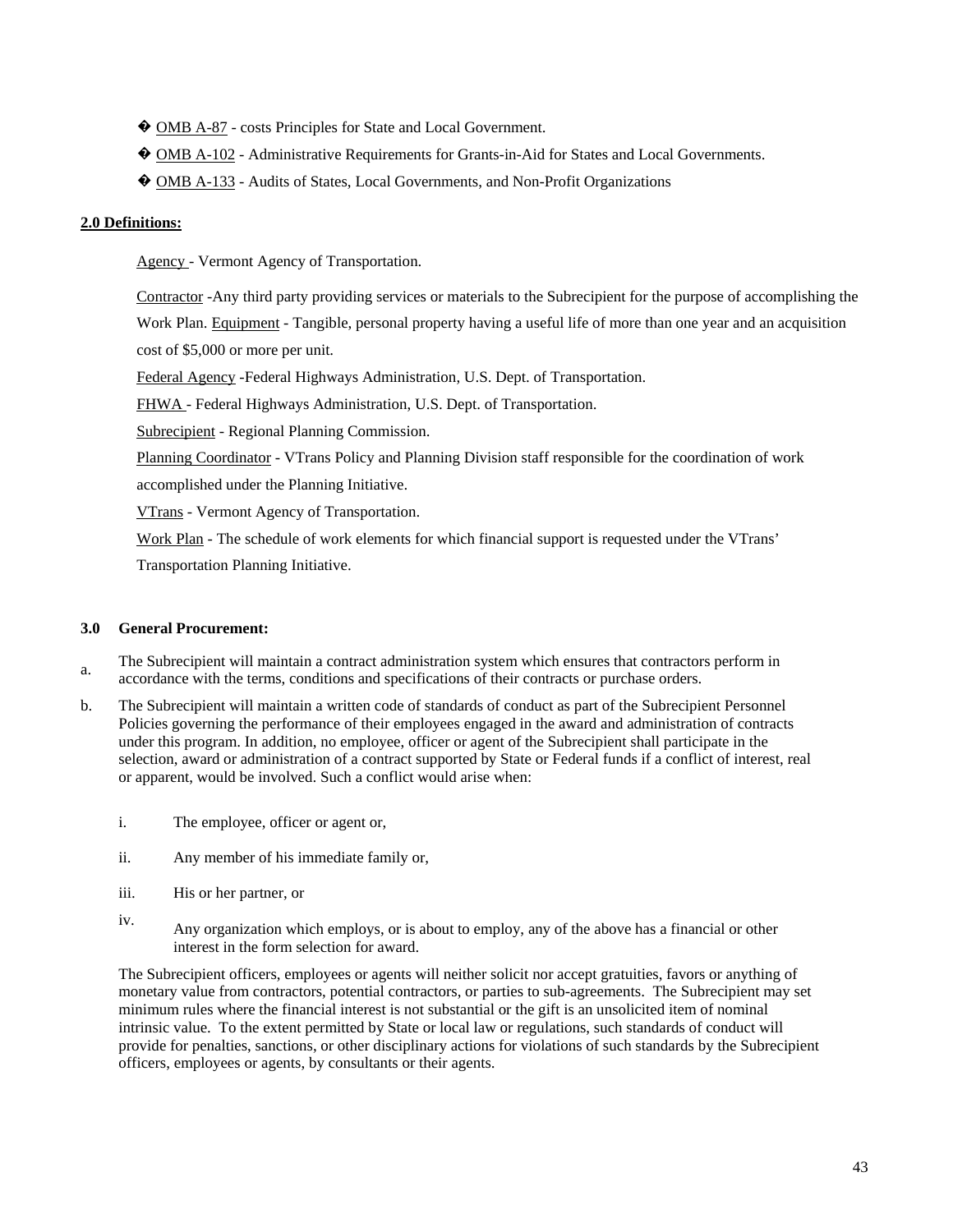� OMB A-87 - costs Principles for State and Local Government.

� OMB A-102 - Administrative Requirements for Grants-in-Aid for States and Local Governments.

� OMB A-133 - Audits of States, Local Governments, and Non-Profit Organizations

## 2.0 Definitions:

Agency - Vermont Agency of Transportation.

Contractor -Any third party providing services or materials to the Subrecipient for the purpose of accomplishing the Work Plan. Equipment - Tangible, personal property having a useful life of more than one year and an acquisition cost of $5,000 or more per unit.

Federal Agency -Federal Highways Administration, U.S. Dept. of Transportation.

FHWA - Federal Highways Administration, U.S. Dept. of Transportation.

Subrecipient - Regional Planning Commission.

Planning Coordinator - VTrans Policy and Planning Division staff responsible for the coordination of work accomplished under the Planning Initiative.

VTrans - Vermont Agency of Transportation.

Work Plan - The schedule of work elements for which financial support is requested under the VTrans' Transportation Planning Initiative.

## 3.0 General Procurement:

a. The Subrecipient will maintain a contract administration system which ensures that contractors perform in accordance with the terms, conditions and specifications of their contracts or purchase orders.

b. The Subrecipient will maintain a written code of standards of conduct as part of the Subrecipient Personnel Policies governing the performance of their employees engaged in the award and administration of contracts under this program. In addition, no employee, officer or agent of the Subrecipient shall participate in the selection, award or administration of a contract supported by State or Federal funds if a conflict of interest, real or apparent, would be involved. Such a conflict would arise when:

   i. The employee, officer or agent or,

   ii. Any member of his immediate family or,

   iii. His or her partner, or

   iv. Any organization which employs, or is about to employ, any of the above has a financial or other interest in the form selection for award.

   The Subrecipient officers, employees or agents will neither solicit nor accept gratuities, favors or anything of monetary value from contractors, potential contractors, or parties to sub-agreements. The Subrecipient may set minimum rules where the financial interest is not substantial or the gift is an unsolicited item of nominal intrinsic value. To the extent permitted by State or local law or regulations, such standards of conduct will provide for penalties, sanctions, or other disciplinary actions for violations of such standards by the Subrecipient officers, employees or agents, by consultants or their agents.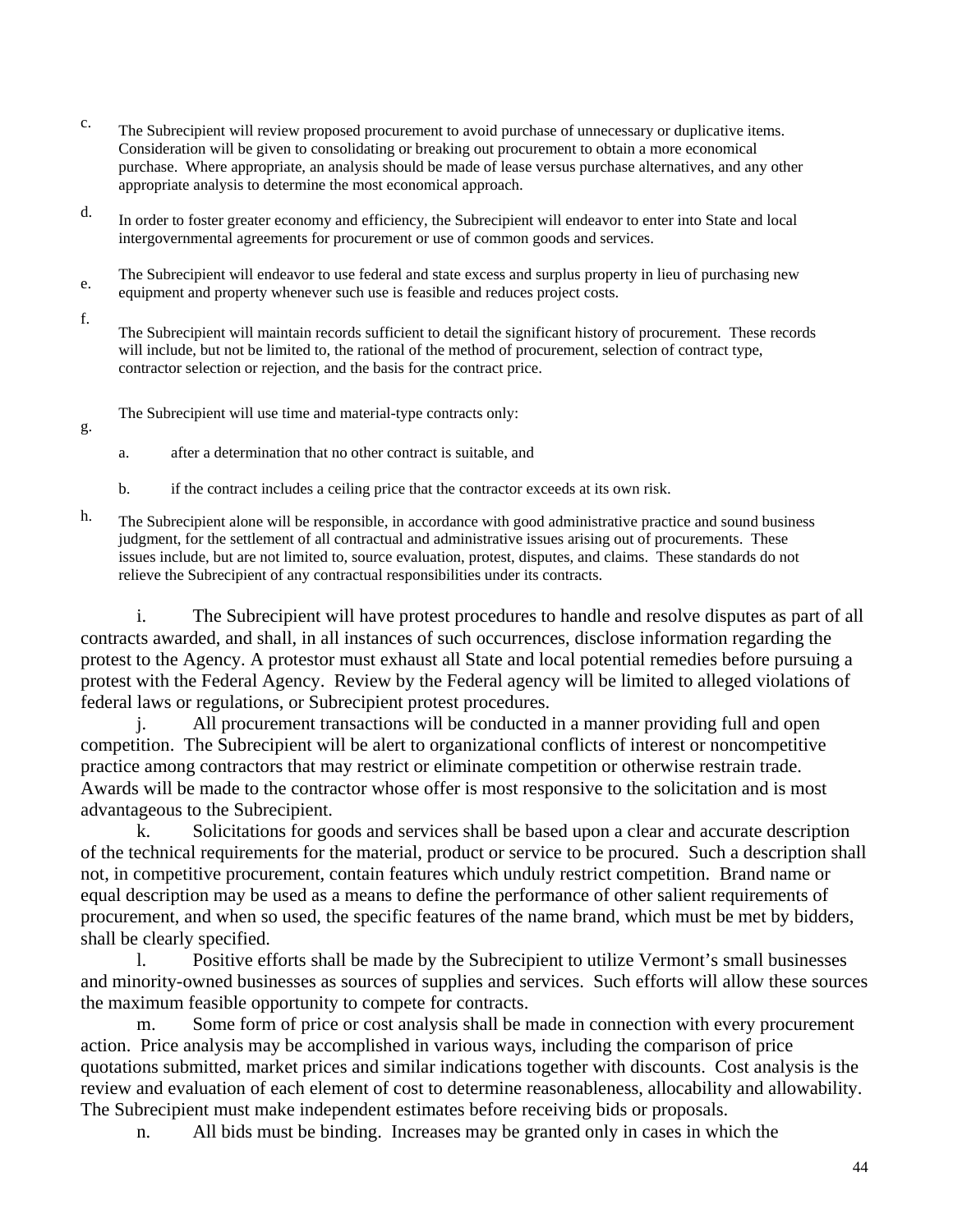c. The Subrecipient will review proposed procurement to avoid purchase of unnecessary or duplicative items. Consideration will be given to consolidating or breaking out procurement to obtain a more economical purchase. Where appropriate, an analysis should be made of lease versus purchase alternatives, and any other appropriate analysis to determine the most economical approach.

d. In order to foster greater economy and efficiency, the Subrecipient will endeavor to enter into State and local intergovernmental agreements for procurement or use of common goods and services.

e. The Subrecipient will endeavor to use federal and state excess and surplus property in lieu of purchasing new equipment and property whenever such use is feasible and reduces project costs.

f. The Subrecipient will maintain records sufficient to detail the significant history of procurement. These records will include, but not be limited to, the rational of the method of procurement, selection of contract type, contractor selection or rejection, and the basis for the contract price.

g. The Subrecipient will use time and material-type contracts only:

   a. after a determination that no other contract is suitable, and

   b. if the contract includes a ceiling price that the contractor exceeds at its own risk.

h. The Subrecipient alone will be responsible, in accordance with good administrative practice and sound business judgment, for the settlement of all contractual and administrative issues arising out of procurements. These issues include, but are not limited to, source evaluation, protest, disputes, and claims. These standards do not relieve the Subrecipient of any contractual responsibilities under its contracts.

i. The Subrecipient will have protest procedures to handle and resolve disputes as part of all contracts awarded, and shall, in all instances of such occurrences, disclose information regarding the protest to the Agency. A protestor must exhaust all State and local potential remedies before pursuing a protest with the Federal Agency. Review by the Federal agency will be limited to alleged violations of federal laws or regulations, or Subrecipient protest procedures.

j. All procurement transactions will be conducted in a manner providing full and open competition. The Subrecipient will be alert to organizational conflicts of interest or noncompetitive practice among contractors that may restrict or eliminate competition or otherwise restrain trade. Awards will be made to the contractor whose offer is most responsive to the solicitation and is most advantageous to the Subrecipient.

k. Solicitations for goods and services shall be based upon a clear and accurate description of the technical requirements for the material, product or service to be procured. Such a description shall not, in competitive procurement, contain features which unduly restrict competition. Brand name or equal description may be used as a means to define the performance of other salient requirements of procurement, and when so used, the specific features of the name brand, which must be met by bidders, shall be clearly specified.

l. Positive efforts shall be made by the Subrecipient to utilize Vermont's small businesses and minority-owned businesses as sources of supplies and services. Such efforts will allow these sources the maximum feasible opportunity to compete for contracts.

m. Some form of price or cost analysis shall be made in connection with every procurement action. Price analysis may be accomplished in various ways, including the comparison of price quotations submitted, market prices and similar indications together with discounts. Cost analysis is the review and evaluation of each element of cost to determine reasonableness, allocability and allowability. The Subrecipient must make independent estimates before receiving bids or proposals.

n. All bids must be binding. Increases may be granted only in cases in which the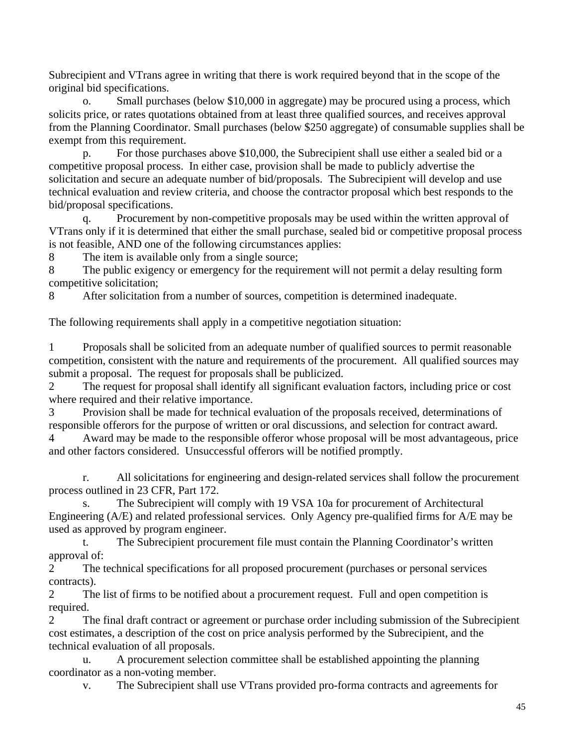Subrecipient and VTrans agree in writing that there is work required beyond that in the scope of the original bid specifications.

o. Small purchases (below $10,000 in aggregate) may be procured using a process, which solicits price, or rates quotations obtained from at least three qualified sources, and receives approval from the Planning Coordinator. Small purchases (below $250 aggregate) of consumable supplies shall be exempt from this requirement.

p. For those purchases above $10,000, the Subrecipient shall use either a sealed bid or a competitive proposal process. In either case, provision shall be made to publicly advertise the solicitation and secure an adequate number of bid/proposals. The Subrecipient will develop and use technical evaluation and review criteria, and choose the contractor proposal which best responds to the bid/proposal specifications.

q. Procurement by non-competitive proposals may be used within the written approval of VTrans only if it is determined that either the small purchase, sealed bid or competitive proposal process is not feasible, AND one of the following circumstances applies:

8 The item is available only from a single source;

8 The public exigency or emergency for the requirement will not permit a delay resulting form competitive solicitation;

8 After solicitation from a number of sources, competition is determined inadequate.

The following requirements shall apply in a competitive negotiation situation:

1 Proposals shall be solicited from an adequate number of qualified sources to permit reasonable competition, consistent with the nature and requirements of the procurement. All qualified sources may submit a proposal. The request for proposals shall be publicized.

2 The request for proposal shall identify all significant evaluation factors, including price or cost where required and their relative importance.

3 Provision shall be made for technical evaluation of the proposals received, determinations of responsible offerors for the purpose of written or oral discussions, and selection for contract award.

4 Award may be made to the responsible offeror whose proposal will be most advantageous, price and other factors considered. Unsuccessful offerors will be notified promptly.

r. All solicitations for engineering and design-related services shall follow the procurement process outlined in 23 CFR, Part 172.

s. The Subrecipient will comply with 19 VSA 10a for procurement of Architectural Engineering (A/E) and related professional services. Only Agency pre-qualified firms for A/E may be used as approved by program engineer.

t. The Subrecipient procurement file must contain the Planning Coordinator's written approval of:

2 The technical specifications for all proposed procurement (purchases or personal services contracts).

2 The list of firms to be notified about a procurement request. Full and open competition is required.

2 The final draft contract or agreement or purchase order including submission of the Subrecipient cost estimates, a description of the cost on price analysis performed by the Subrecipient, and the technical evaluation of all proposals.

u. A procurement selection committee shall be established appointing the planning coordinator as a non-voting member.

v. The Subrecipient shall use VTrans provided pro-forma contracts and agreements for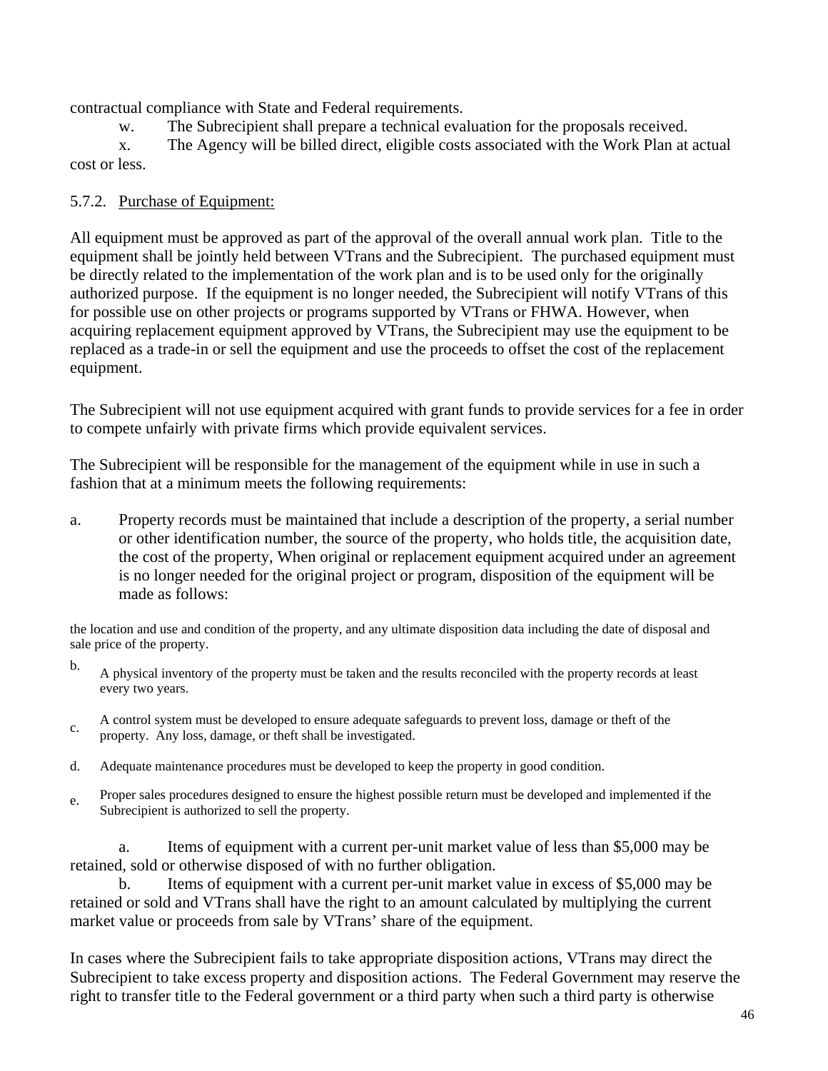contractual compliance with State and Federal requirements.

w. The Subrecipient shall prepare a technical evaluation for the proposals received.

x. The Agency will be billed direct, eligible costs associated with the Work Plan at actual cost or less.

5.7.2. Purchase of Equipment:

All equipment must be approved as part of the approval of the overall annual work plan. Title to the equipment shall be jointly held between VTrans and the Subrecipient. The purchased equipment must be directly related to the implementation of the work plan and is to be used only for the originally authorized purpose. If the equipment is no longer needed, the Subrecipient will notify VTrans of this for possible use on other projects or programs supported by VTrans or FHWA. However, when acquiring replacement equipment approved by VTrans, the Subrecipient may use the equipment to be replaced as a trade-in or sell the equipment and use the proceeds to offset the cost of the replacement equipment.

The Subrecipient will not use equipment acquired with grant funds to provide services for a fee in order to compete unfairly with private firms which provide equivalent services.

The Subrecipient will be responsible for the management of the equipment while in use in such a fashion that at a minimum meets the following requirements:

a. Property records must be maintained that include a description of the property, a serial number or other identification number, the source of the property, who holds title, the acquisition date, the cost of the property, When original or replacement equipment acquired under an agreement is no longer needed for the original project or program, disposition of the equipment will be made as follows:

the location and use and condition of the property, and any ultimate disposition data including the date of disposal and sale price of the property.

b. A physical inventory of the property must be taken and the results reconciled with the property records at least every two years.

c. A control system must be developed to ensure adequate safeguards to prevent loss, damage or theft of the property. Any loss, damage, or theft shall be investigated.

d. Adequate maintenance procedures must be developed to keep the property in good condition.

e. Proper sales procedures designed to ensure the highest possible return must be developed and implemented if the Subrecipient is authorized to sell the property.

a. Items of equipment with a current per-unit market value of less than $5,000 may be retained, sold or otherwise disposed of with no further obligation.

b. Items of equipment with a current per-unit market value in excess of $5,000 may be retained or sold and VTrans shall have the right to an amount calculated by multiplying the current market value or proceeds from sale by VTrans' share of the equipment.

In cases where the Subrecipient fails to take appropriate disposition actions, VTrans may direct the Subrecipient to take excess property and disposition actions. The Federal Government may reserve the right to transfer title to the Federal government or a third party when such a third party is otherwise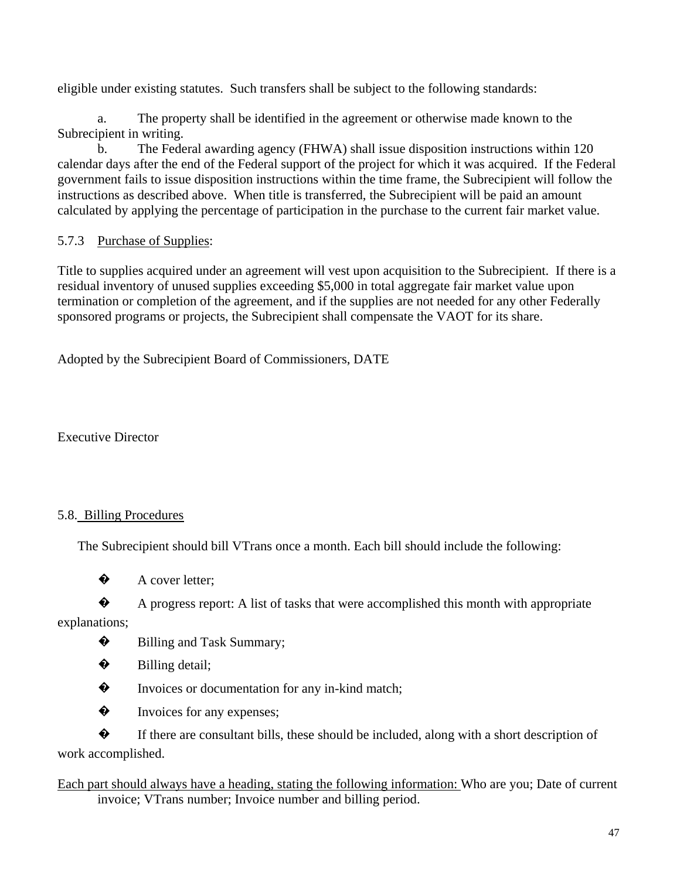eligible under existing statutes. Such transfers shall be subject to the following standards:

a. The property shall be identified in the agreement or otherwise made known to the Subrecipient in writing.

b. The Federal awarding agency (FHWA) shall issue disposition instructions within 120 calendar days after the end of the Federal support of the project for which it was acquired. If the Federal government fails to issue disposition instructions within the time frame, the Subrecipient will follow the instructions as described above. When title is transferred, the Subrecipient will be paid an amount calculated by applying the percentage of participation in the purchase to the current fair market value.

5.7.3 Purchase of Supplies:

Title to supplies acquired under an agreement will vest upon acquisition to the Subrecipient. If there is a residual inventory of unused supplies exceeding $5,000 in total aggregate fair market value upon termination or completion of the agreement, and if the supplies are not needed for any other Federally sponsored programs or projects, the Subrecipient shall compensate the VAOT for its share.

Adopted by the Subrecipient Board of Commissioners, DATE

Executive Director

5.8. Billing Procedures

The Subrecipient should bill VTrans once a month. Each bill should include the following:

- A cover letter;
- A progress report: A list of tasks that were accomplished this month with appropriate explanations;
- Billing and Task Summary;
- Billing detail;
- Invoices or documentation for any in-kind match;
- Invoices for any expenses;
- If there are consultant bills, these should be included, along with a short description of work accomplished.

Each part should always have a heading, stating the following information: Who are you; Date of current invoice; VTrans number; Invoice number and billing period.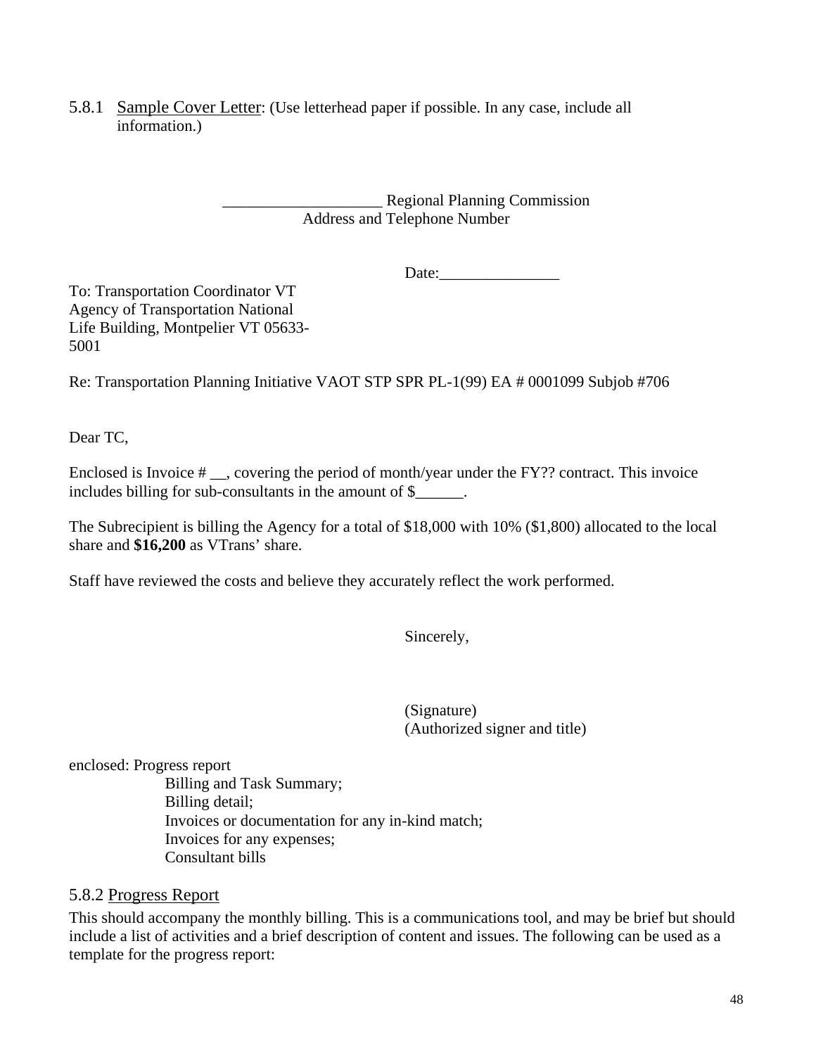### 5.8.1 <u>Sample Cover Letter</u>: (Use letterhead paper if possible. In any case, include all information.)

____________________ Regional Planning Commission
Address and Telephone Number

Date:_______________

To: Transportation Coordinator VT
Agency of Transportation National
Life Building, Montpelier VT 05633-
5001

Re: Transportation Planning Initiative VAOT STP SPR PL-1(99) EA # 0001099 Subjob #706

Dear TC,

Enclosed is Invoice # __, covering the period of month/year under the FY?? contract. This invoice includes billing for sub-consultants in the amount of $______.

The Subrecipient is billing the Agency for a total of $18,000 with 10% ($1,800) allocated to the local share and **$16,200** as VTrans' share.

Staff have reviewed the costs and believe they accurately reflect the work performed.

Sincerely,

(Signature)
(Authorized signer and title)

enclosed: Progress report
- Billing and Task Summary;
- Billing detail;
- Invoices or documentation for any in-kind match;
- Invoices for any expenses;
- Consultant bills

### 5.8.2 <u>Progress Report</u>

This should accompany the monthly billing. This is a communications tool, and may be brief but should include a list of activities and a brief description of content and issues. The following can be used as a template for the progress report: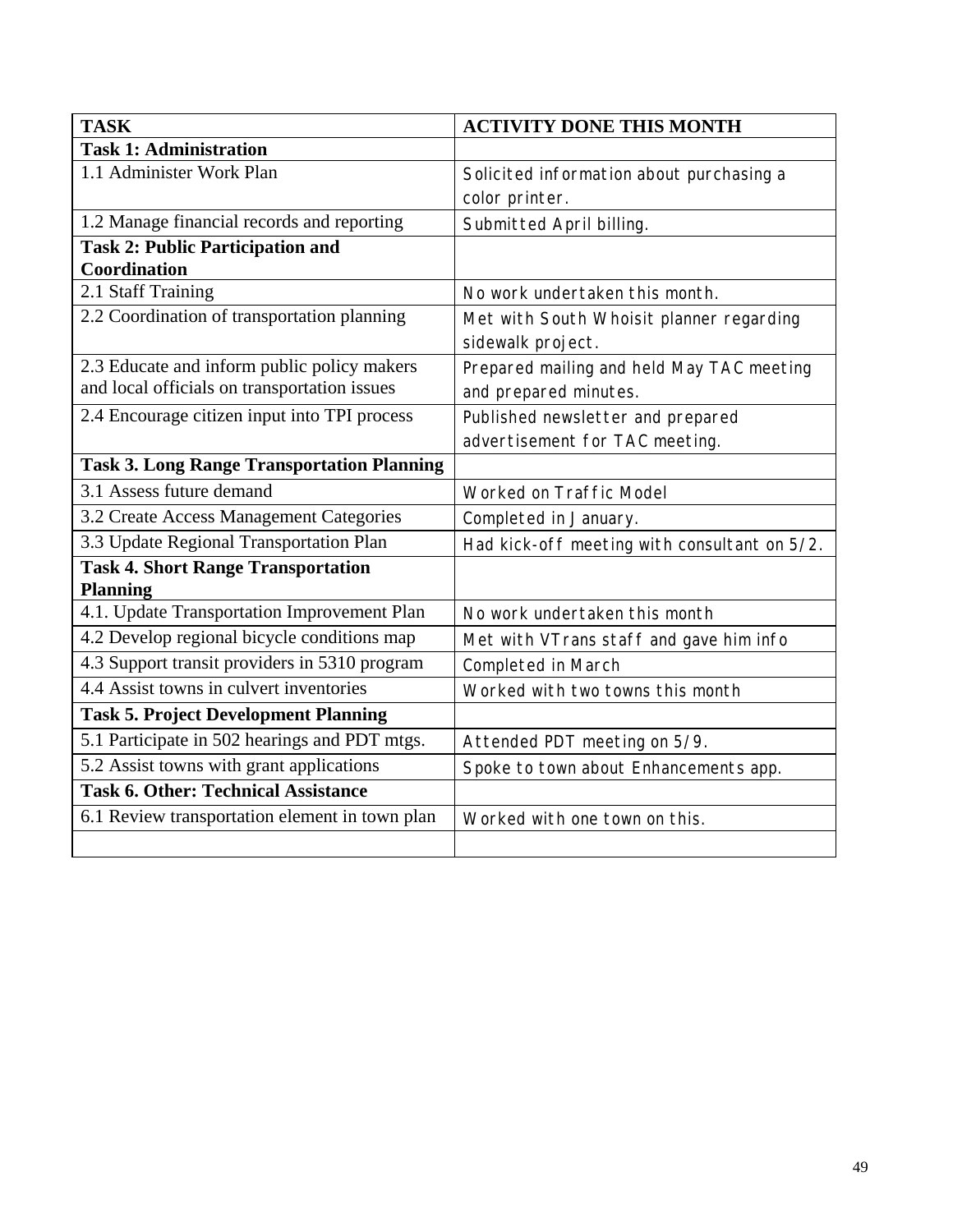| TASK | ACTIVITY DONE THIS MONTH |
|---|---|
| **Task 1: Administration** | |
| 1.1 Administer Work Plan | Solicited information about purchasing a color printer. |
| 1.2 Manage financial records and reporting | Submitted April billing. |
| **Task 2: Public Participation and Coordination** | |
| 2.1 Staff Training | No work undertaken this month. |
| 2.2 Coordination of transportation planning | Met with South Whoisit planner regarding sidewalk project. |
| 2.3 Educate and inform public policy makers and local officials on transportation issues | Prepared mailing and held May TAC meeting and prepared minutes. |
| 2.4 Encourage citizen input into TPI process | Published newsletter and prepared advertisement for TAC meeting. |
| **Task 3. Long Range Transportation Planning** | |
| 3.1 Assess future demand | Worked on Traffic Model |
| 3.2 Create Access Management Categories | Completed in January. |
| 3.3 Update Regional Transportation Plan | Had kick-off meeting with consultant on 5/2. |
| **Task 4. Short Range Transportation Planning** | |
| 4.1. Update Transportation Improvement Plan | No work undertaken this month |
| 4.2 Develop regional bicycle conditions map | Met with VTrans staff and gave him info |
| 4.3 Support transit providers in 5310 program | Completed in March |
| 4.4 Assist towns in culvert inventories | Worked with two towns this month |
| **Task 5. Project Development Planning** | |
| 5.1 Participate in 502 hearings and PDT mtgs. | Attended PDT meeting on 5/9. |
| 5.2 Assist towns with grant applications | Spoke to town about Enhancements app. |
| **Task 6. Other: Technical Assistance** | |
| 6.1 Review transportation element in town plan | Worked with one town on this. |
| | |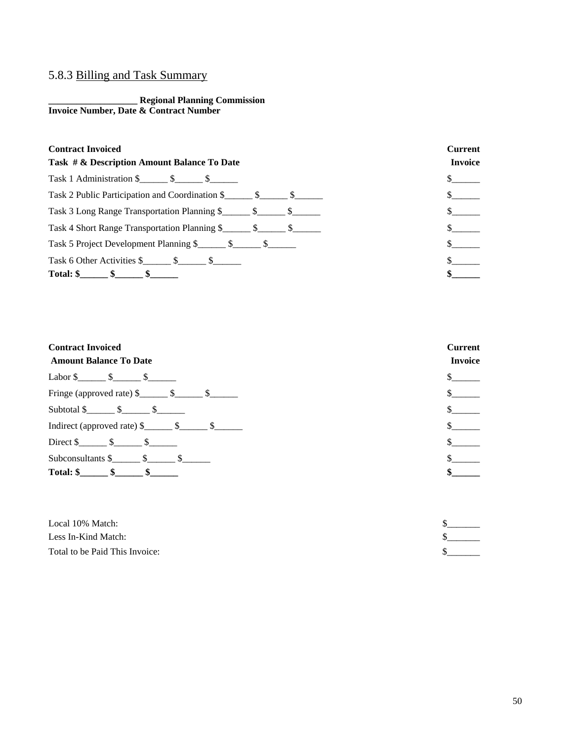## 5.8.3 Billing and Task Summary

**__________________ Regional Planning Commission**
**Invoice Number, Date & Contract Number**

| **Contract Invoiced** | **Current** |
|---|---|
| **Task # & Description Amount Balance To Date** | **Invoice** |
| Task 1 Administration $______ $______ $______ | $______ |
| Task 2 Public Participation and Coordination $______ $______ $______ | $______ |
| Task 3 Long Range Transportation Planning $______ $______ $______ | $______ |
| Task 4 Short Range Transportation Planning $______ $______ $______ | $______ |
| Task 5 Project Development Planning $______ $______ $______ | $______ |
| Task 6 Other Activities $______ $______ $______ | $______ |
| **Total: $______ $______ $______** | **$______** |

| **Contract Invoiced** | **Current** |
|---|---|
| **Amount Balance To Date** | **Invoice** |
| Labor $______ $______ $______ | $______ |
| Fringe (approved rate) $______ $______ $______ | $______ |
| Subtotal $______ $______ $______ | $______ |
| Indirect (approved rate) $______ $______ $______ | $______ |
| Direct $______ $______ $______ | $______ |
| Subconsultants $______ $______ $______ | $______ |
| **Total: $______ $______ $______** | **$______** |

| | |
|---|---|
| Local 10% Match: | $_______ |
| Less In-Kind Match: | $_______ |
| Total to be Paid This Invoice: | $_______ |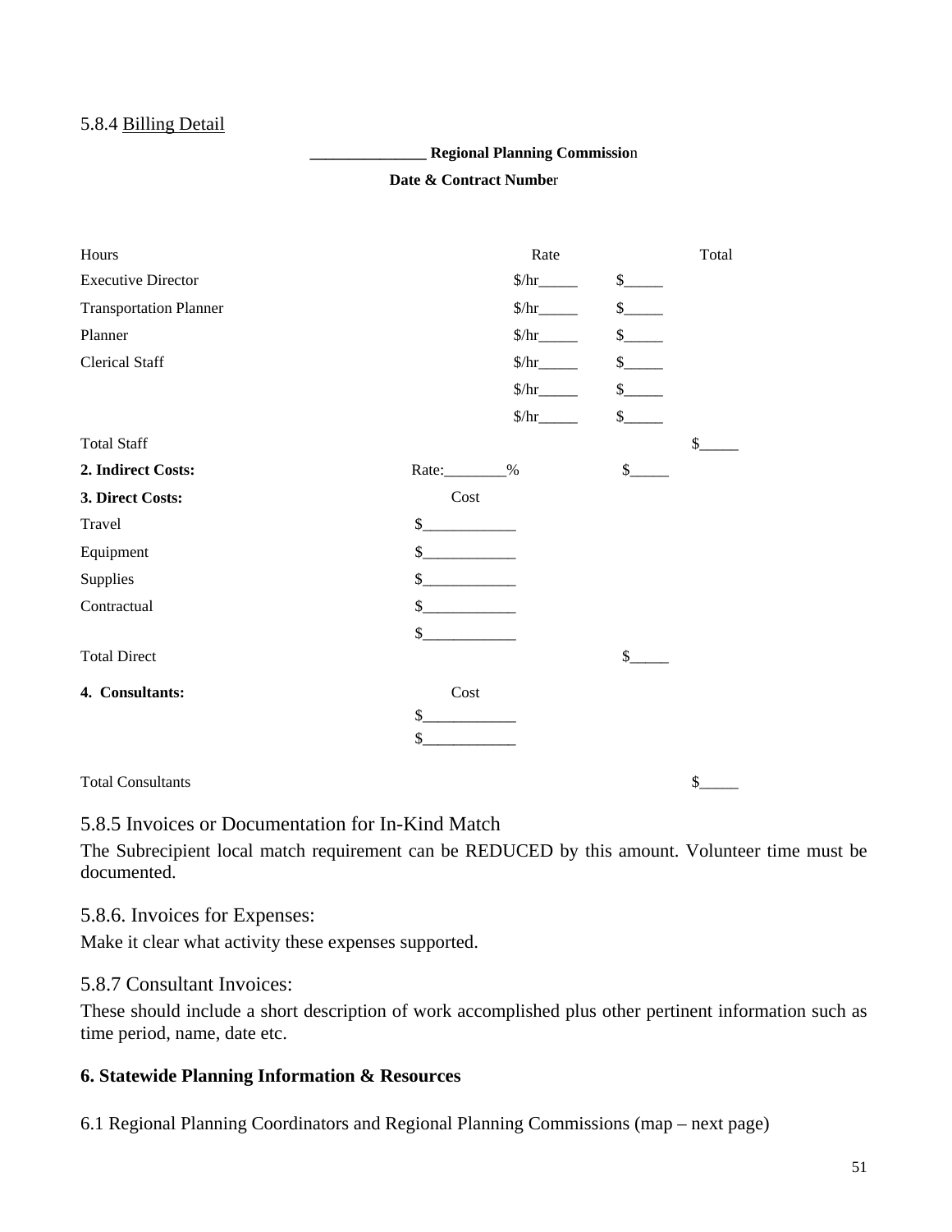5.8.4 Billing Detail

**______________ Regional Planning Commission**

**Date & Contract Number**

| | | | |
|---|---|---|---|
| Hours | | Rate | Total |
| Executive Director | | $/hr_____ | $_____ |
| Transportation Planner | | $/hr_____ | $_____ |
| Planner | | $/hr_____ | $_____ |
| Clerical Staff | | $/hr_____ | $_____ |
| | | $/hr_____ | $_____ |
| | | $/hr_____ | $_____ |
| Total Staff | | | $_____ |
| **2. Indirect Costs:** | Rate:________% | $_____ | |
| **3. Direct Costs:** | Cost | | |
| Travel | $____________ | | |
| Equipment | $____________ | | |
| Supplies | $____________ | | |
| Contractual | $____________ | | |
| | $____________ | | |
| Total Direct | | $_____ | |
| **4. Consultants:** | Cost | | |
| | $____________ | | |
| | $____________ | | |
| Total Consultants | | | $_____ |

5.8.5 Invoices or Documentation for In-Kind Match

The Subrecipient local match requirement can be REDUCED by this amount. Volunteer time must be documented.

5.8.6. Invoices for Expenses:

Make it clear what activity these expenses supported.

5.8.7 Consultant Invoices:

These should include a short description of work accomplished plus other pertinent information such as time period, name, date etc.

## 6. Statewide Planning Information & Resources

6.1 Regional Planning Coordinators and Regional Planning Commissions (map – next page)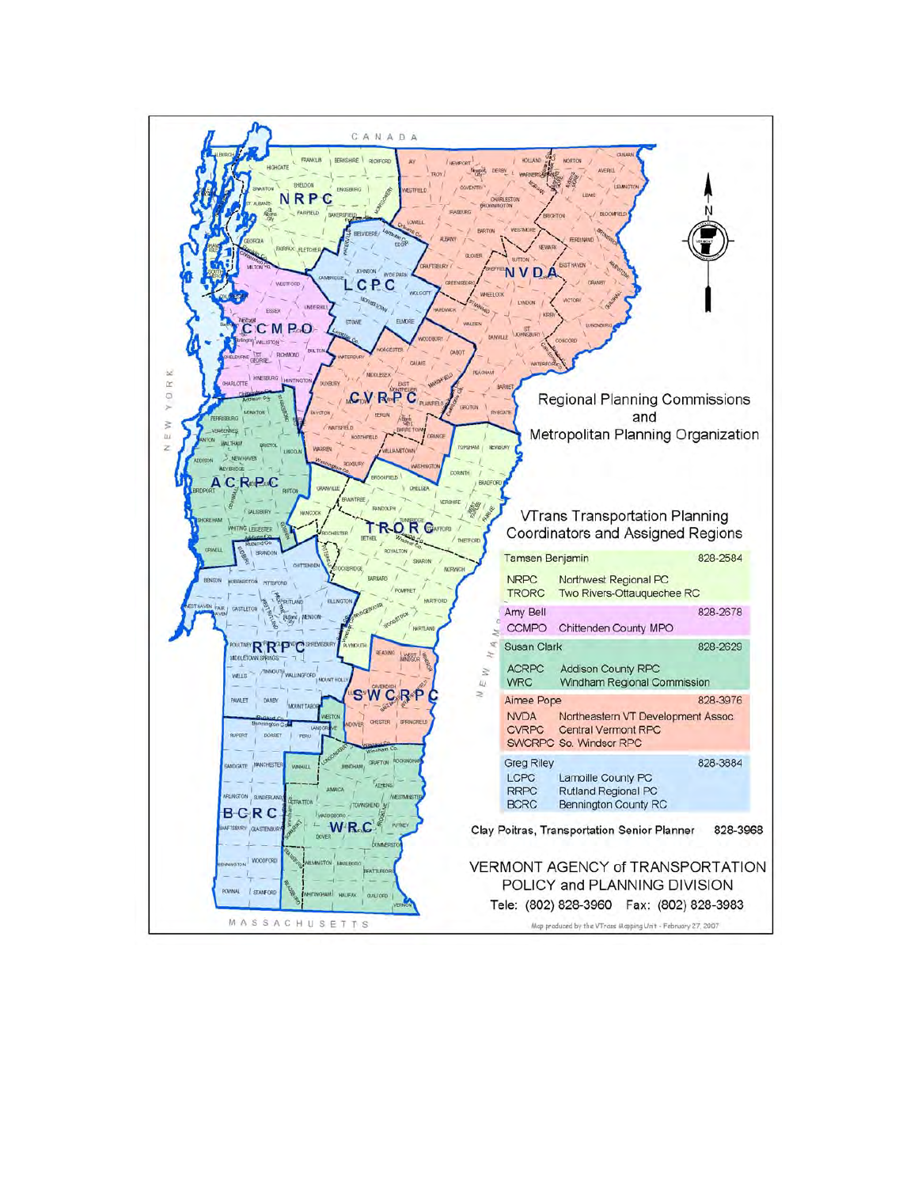CANADA

NEW YORK

NEW HAMPSHIRE

MASSACHUSETTS

Regional Planning Commissions and Metropolitan Planning Organization

VTrans Transportation Planning Coordinators and Assigned Regions

Tamsen Benjamin 828-2584

NRPC Northwest Regional PC

TRORC Two Rivers-Ottauquechee RC

Amy Bell 828-2678

CCMPO Chittenden County MPO

Susan Clark 828-2629

ACRPC Addison County RPC

WRC Windham Regional Commission

Aimee Pope 828-3976

NVDA Northeastern VT Development Assoc.

CVRPC Central Vermont RPC

SWCRPC So. Windsor RPC

Greg Riley 828-3884

LCPC Lamoille County PC

RRPC Rutland Regional PC

BCRC Bennington County RC

Clay Poitras, Transportation Senior Planner 828-3968

VERMONT AGENCY of TRANSPORTATION POLICY and PLANNING DIVISION

Tele: (802) 828-3960 Fax: (802) 828-3983

Map produced by the VTrans Mapping Unit - February 27, 2007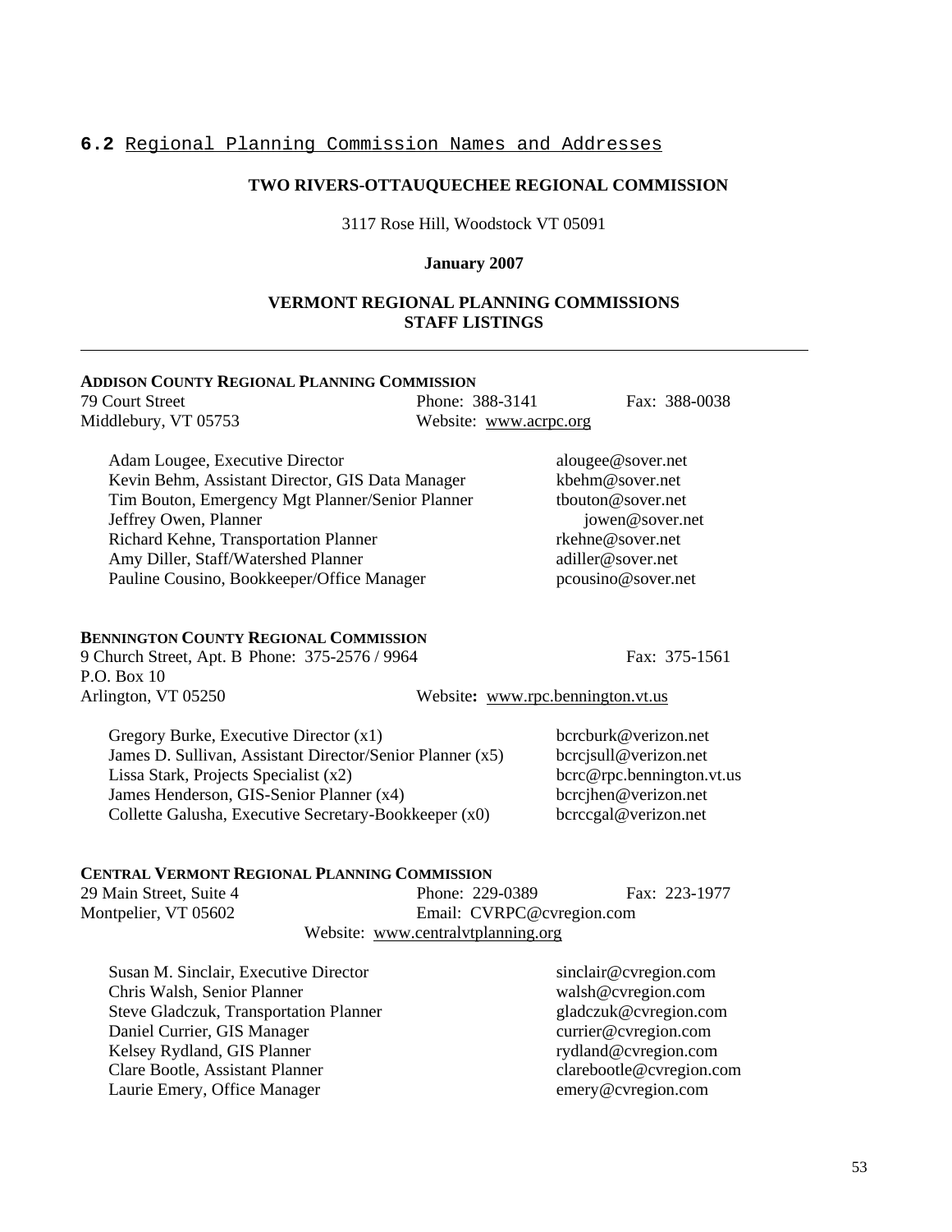## **6.2** Regional Planning Commission Names and Addresses

**TWO RIVERS-OTTAUQUECHEE REGIONAL COMMISSION**

3117 Rose Hill, Woodstock VT 05091

**January 2007**

**VERMONT REGIONAL PLANNING COMMISSIONS**
**STAFF LISTINGS**

---

**ADDISON COUNTY REGIONAL PLANNING COMMISSION**

79 Court Street
Middlebury, VT 05753

Phone: 388-3141
Fax: 388-0038
Website: www.acrpc.org

| | |
|---|---|
| Adam Lougee, Executive Director | alougee@sover.net |
| Kevin Behm, Assistant Director, GIS Data Manager | kbehm@sover.net |
| Tim Bouton, Emergency Mgt Planner/Senior Planner | tbouton@sover.net |
| Jeffrey Owen, Planner | jowen@sover.net |
| Richard Kehne, Transportation Planner | rkehne@sover.net |
| Amy Diller, Staff/Watershed Planner | adiller@sover.net |
| Pauline Cousino, Bookkeeper/Office Manager | pcousino@sover.net |

**BENNINGTON COUNTY REGIONAL COMMISSION**

9 Church Street, Apt. B
P.O. Box 10
Arlington, VT 05250

Phone: 375-2576 / 9964
Fax: 375-1561
Website: www.rpc.bennington.vt.us

| | |
|---|---|
| Gregory Burke, Executive Director (x1) | bcrcburk@verizon.net |
| James D. Sullivan, Assistant Director/Senior Planner (x5) | bcrcjsull@verizon.net |
| Lissa Stark, Projects Specialist (x2) | bcrc@rpc.bennington.vt.us |
| James Henderson, GIS-Senior Planner (x4) | bcrcjhen@verizon.net |
| Collette Galusha, Executive Secretary-Bookkeeper (x0) | bcrccgal@verizon.net |

**CENTRAL VERMONT REGIONAL PLANNING COMMISSION**

29 Main Street, Suite 4
Montpelier, VT 05602

Phone: 229-0389
Fax: 223-1977
Email: CVRPC@cvregion.com
Website: www.centralvtplanning.org

| | |
|---|---|
| Susan M. Sinclair, Executive Director | sinclair@cvregion.com |
| Chris Walsh, Senior Planner | walsh@cvregion.com |
| Steve Gladczuk, Transportation Planner | gladczuk@cvregion.com |
| Daniel Currier, GIS Manager | currier@cvregion.com |
| Kelsey Rydland, GIS Planner | rydland@cvregion.com |
| Clare Bootle, Assistant Planner | clarebootle@cvregion.com |
| Laurie Emery, Office Manager | emery@cvregion.com |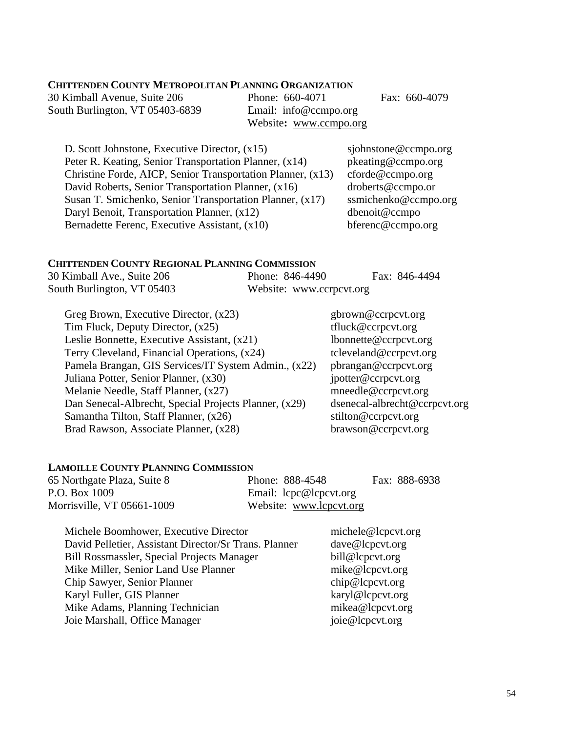**CHITTENDEN COUNTY METROPOLITAN PLANNING ORGANIZATION**

30 Kimball Avenue, Suite 206
South Burlington, VT 05403-6839

Phone: 660-4071 Fax: 660-4079
Email: info@ccmpo.org
Website: www.ccmpo.org

| | |
|---|---|
| D. Scott Johnstone, Executive Director, (x15) | sjohnstone@ccmpo.org |
| Peter R. Keating, Senior Transportation Planner, (x14) | pkeating@ccmpo.org |
| Christine Forde, AICP, Senior Transportation Planner, (x13) | cforde@ccmpo.org |
| David Roberts, Senior Transportation Planner, (x16) | droberts@ccmpo.or |
| Susan T. Smichenko, Senior Transportation Planner, (x17) | ssmichenko@ccmpo.org |
| Daryl Benoit, Transportation Planner, (x12) | dbenoit@ccmpo |
| Bernadette Ferenc, Executive Assistant, (x10) | bferenc@ccmpo.org |

**CHITTENDEN COUNTY REGIONAL PLANNING COMMISSION**

30 Kimball Ave., Suite 206
South Burlington, VT 05403

Phone: 846-4490 Fax: 846-4494
Website: www.ccrpcvt.org

| | |
|---|---|
| Greg Brown, Executive Director, (x23) | gbrown@ccrpcvt.org |
| Tim Fluck, Deputy Director, (x25) | tfluck@ccrpcvt.org |
| Leslie Bonnette, Executive Assistant, (x21) | lbonnette@ccrpcvt.org |
| Terry Cleveland, Financial Operations, (x24) | tcleveland@ccrpcvt.org |
| Pamela Brangan, GIS Services/IT System Admin., (x22) | pbrangan@ccrpcvt.org |
| Juliana Potter, Senior Planner, (x30) | jpotter@ccrpcvt.org |
| Melanie Needle, Staff Planner, (x27) | mneedle@ccrpcvt.org |
| Dan Senecal-Albrecht, Special Projects Planner, (x29) | dsenecal-albrecht@ccrpcvt.org |
| Samantha Tilton, Staff Planner, (x26) | stilton@ccrpcvt.org |
| Brad Rawson, Associate Planner, (x28) | brawson@ccrpcvt.org |

**LAMOILLE COUNTY PLANNING COMMISSION**

65 Northgate Plaza, Suite 8
P.O. Box 1009
Morrisville, VT 05661-1009

Phone: 888-4548 Fax: 888-6938
Email: lcpc@lcpcvt.org
Website: www.lcpcvt.org

| | |
|---|---|
| Michele Boomhower, Executive Director | michele@lcpcvt.org |
| David Pelletier, Assistant Director/Sr Trans. Planner | dave@lcpcvt.org |
| Bill Rossmassler, Special Projects Manager | bill@lcpcvt.org |
| Mike Miller, Senior Land Use Planner | mike@lcpcvt.org |
| Chip Sawyer, Senior Planner | chip@lcpcvt.org |
| Karyl Fuller, GIS Planner | karyl@lcpcvt.org |
| Mike Adams, Planning Technician | mikea@lcpcvt.org |
| Joie Marshall, Office Manager | joie@lcpcvt.org |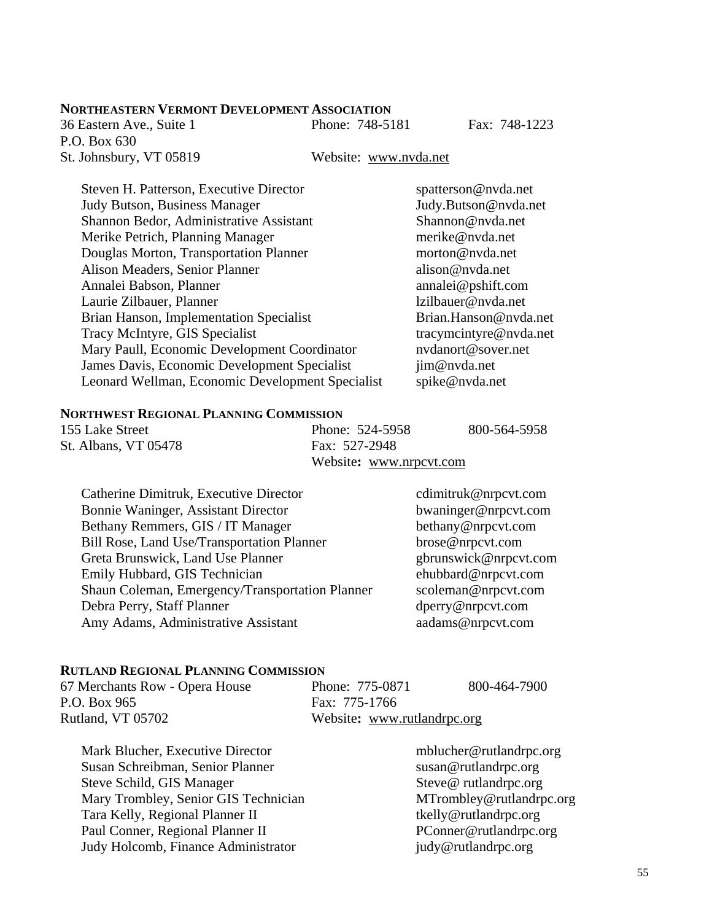### NORTHEASTERN VERMONT DEVELOPMENT ASSOCIATION

| | | |
|---|---|---|
| 36 Eastern Ave., Suite 1 | Phone: 748-5181 | Fax: 748-1223 |
| P.O. Box 630 | | |
| St. Johnsbury, VT 05819 | Website: www.nvda.net | |

| | |
|---|---|
| Steven H. Patterson, Executive Director | spatterson@nvda.net |
| Judy Butson, Business Manager | Judy.Butson@nvda.net |
| Shannon Bedor, Administrative Assistant | Shannon@nvda.net |
| Merike Petrich, Planning Manager | merike@nvda.net |
| Douglas Morton, Transportation Planner | morton@nvda.net |
| Alison Meaders, Senior Planner | alison@nvda.net |
| Annalei Babson, Planner | annalei@pshift.com |
| Laurie Zilbauer, Planner | lzilbauer@nvda.net |
| Brian Hanson, Implementation Specialist | Brian.Hanson@nvda.net |
| Tracy McIntyre, GIS Specialist | tracymcintyre@nvda.net |
| Mary Paull, Economic Development Coordinator | nvdanort@sover.net |
| James Davis, Economic Development Specialist | jim@nvda.net |
| Leonard Wellman, Economic Development Specialist | spike@nvda.net |

### NORTHWEST REGIONAL PLANNING COMMISSION

| | | |
|---|---|---|
| 155 Lake Street | Phone: 524-5958 | 800-564-5958 |
| St. Albans, VT 05478 | Fax: 527-2948 | |
| | Website: www.nrpcvt.com | |

| | |
|---|---|
| Catherine Dimitruk, Executive Director | cdimitruk@nrpcvt.com |
| Bonnie Waninger, Assistant Director | bwaninger@nrpcvt.com |
| Bethany Remmers, GIS / IT Manager | bethany@nrpcvt.com |
| Bill Rose, Land Use/Transportation Planner | brose@nrpcvt.com |
| Greta Brunswick, Land Use Planner | gbrunswick@nrpcvt.com |
| Emily Hubbard, GIS Technician | ehubbard@nrpcvt.com |
| Shaun Coleman, Emergency/Transportation Planner | scoleman@nrpcvt.com |
| Debra Perry, Staff Planner | dperry@nrpcvt.com |
| Amy Adams, Administrative Assistant | aadams@nrpcvt.com |

### RUTLAND REGIONAL PLANNING COMMISSION

| | | |
|---|---|---|
| 67 Merchants Row - Opera House | Phone: 775-0871 | 800-464-7900 |
| P.O. Box 965 | Fax: 775-1766 | |
| Rutland, VT 05702 | Website: www.rutlandrpc.org | |

| | |
|---|---|
| Mark Blucher, Executive Director | mblucher@rutlandrpc.org |
| Susan Schreibman, Senior Planner | susan@rutlandrpc.org |
| Steve Schild, GIS Manager | Steve@ rutlandrpc.org |
| Mary Trombley, Senior GIS Technician | MTrombley@rutlandrpc.org |
| Tara Kelly, Regional Planner II | tkelly@rutlandrpc.org |
| Paul Conner, Regional Planner II | PConner@rutlandrpc.org |
| Judy Holcomb, Finance Administrator | judy@rutlandrpc.org |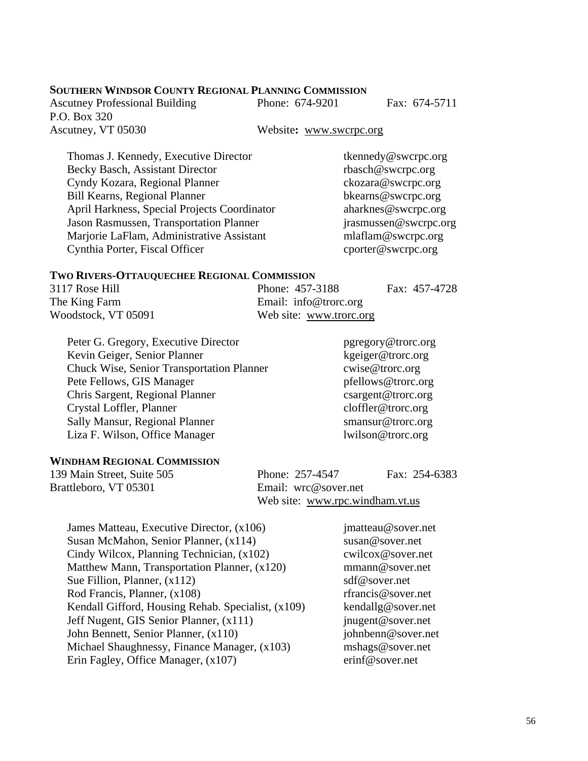### SOUTHERN WINDSOR COUNTY REGIONAL PLANNING COMMISSION

Ascutney Professional Building
P.O. Box 320
Ascutney, VT 05030

Phone: 674-9201
Fax: 674-5711
Website: www.swcrpc.org

| | |
|---|---|
| Thomas J. Kennedy, Executive Director | tkennedy@swcrpc.org |
| Becky Basch, Assistant Director | rbasch@swcrpc.org |
| Cyndy Kozara, Regional Planner | ckozara@swcrpc.org |
| Bill Kearns, Regional Planner | bkearns@swcrpc.org |
| April Harkness, Special Projects Coordinator | aharknes@swcrpc.org |
| Jason Rasmussen, Transportation Planner | jrasmussen@swcrpc.org |
| Marjorie LaFlam, Administrative Assistant | mlaflam@swcrpc.org |
| Cynthia Porter, Fiscal Officer | cporter@swcrpc.org |

### TWO RIVERS-OTTAUQUECHEE REGIONAL COMMISSION

3117 Rose Hill
The King Farm
Woodstock, VT 05091

Phone: 457-3188
Fax: 457-4728
Email: info@trorc.org
Web site: www.trorc.org

| | |
|---|---|
| Peter G. Gregory, Executive Director | pgregory@trorc.org |
| Kevin Geiger, Senior Planner | kgeiger@trorc.org |
| Chuck Wise, Senior Transportation Planner | cwise@trorc.org |
| Pete Fellows, GIS Manager | pfellows@trorc.org |
| Chris Sargent, Regional Planner | csargent@trorc.org |
| Crystal Loffler, Planner | cloffler@trorc.org |
| Sally Mansur, Regional Planner | smansur@trorc.org |
| Liza F. Wilson, Office Manager | lwilson@trorc.org |

### WINDHAM REGIONAL COMMISSION

139 Main Street, Suite 505
Brattleboro, VT 05301

Phone: 257-4547
Fax: 254-6383
Email: wrc@sover.net
Web site: www.rpc.windham.vt.us

| | |
|---|---|
| James Matteau, Executive Director, (x106) | jmatteau@sover.net |
| Susan McMahon, Senior Planner, (x114) | susan@sover.net |
| Cindy Wilcox, Planning Technician, (x102) | cwilcox@sover.net |
| Matthew Mann, Transportation Planner, (x120) | mmann@sover.net |
| Sue Fillion, Planner, (x112) | sdf@sover.net |
| Rod Francis, Planner, (x108) | rfrancis@sover.net |
| Kendall Gifford, Housing Rehab. Specialist, (x109) | kendallg@sover.net |
| Jeff Nugent, GIS Senior Planner, (x111) | jnugent@sover.net |
| John Bennett, Senior Planner, (x110) | johnbenn@sover.net |
| Michael Shaughnessy, Finance Manager, (x103) | mshags@sover.net |
| Erin Fagley, Office Manager, (x107) | erinf@sover.net |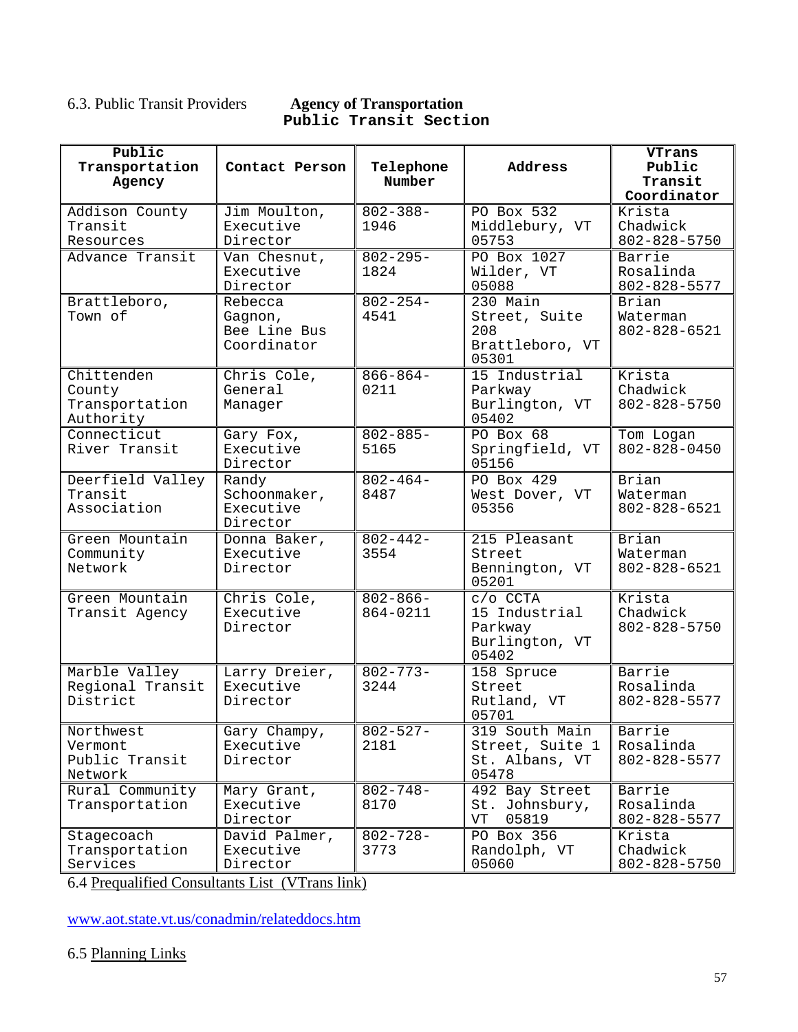6.3. Public Transit Providers

**Agency of Transportation**
**Public Transit Section**

| Public Transportation Agency | Contact Person | Telephone Number | Address | VTrans Public Transit Coordinator |
|---|---|---|---|---|
| Addison County Transit Resources | Jim Moulton, Executive Director | 802-388-1946 | PO Box 532 Middlebury, VT 05753 | Krista Chadwick 802-828-5750 |
| Advance Transit | Van Chesnut, Executive Director | 802-295-1824 | PO Box 1027 Wilder, VT 05088 | Barrie Rosalinda 802-828-5577 |
| Brattleboro, Town of | Rebecca Gagnon, Bee Line Bus Coordinator | 802-254-4541 | 230 Main Street, Suite 208 Brattleboro, VT 05301 | Brian Waterman 802-828-6521 |
| Chittenden County Transportation Authority | Chris Cole, General Manager | 866-864-0211 | 15 Industrial Parkway Burlington, VT 05402 | Krista Chadwick 802-828-5750 |
| Connecticut River Transit | Gary Fox, Executive Director | 802-885-5165 | PO Box 68 Springfield, VT 05156 | Tom Logan 802-828-0450 |
| Deerfield Valley Transit Association | Randy Schoonmaker, Executive Director | 802-464-8487 | PO Box 429 West Dover, VT 05356 | Brian Waterman 802-828-6521 |
| Green Mountain Community Network | Donna Baker, Executive Director | 802-442-3554 | 215 Pleasant Street Bennington, VT 05201 | Brian Waterman 802-828-6521 |
| Green Mountain Transit Agency | Chris Cole, Executive Director | 802-866-864-0211 | c/o CCTA 15 Industrial Parkway Burlington, VT 05402 | Krista Chadwick 802-828-5750 |
| Marble Valley Regional Transit District | Larry Dreier, Executive Director | 802-773-3244 | 158 Spruce Street Rutland, VT 05701 | Barrie Rosalinda 802-828-5577 |
| Northwest Vermont Public Transit Network | Gary Champy, Executive Director | 802-527-2181 | 319 South Main Street, Suite 1 St. Albans, VT 05478 | Barrie Rosalinda 802-828-5577 |
| Rural Community Transportation | Mary Grant, Executive Director | 802-748-8170 | 492 Bay Street St. Johnsbury, VT 05819 | Barrie Rosalinda 802-828-5577 |
| Stagecoach Transportation Services | David Palmer, Executive Director | 802-728-3773 | PO Box 356 Randolph, VT 05060 | Krista Chadwick 802-828-5750 |

6.4 Prequalified Consultants List (VTrans link)

www.aot.state.vt.us/conadmin/relateddocs.htm

6.5 Planning Links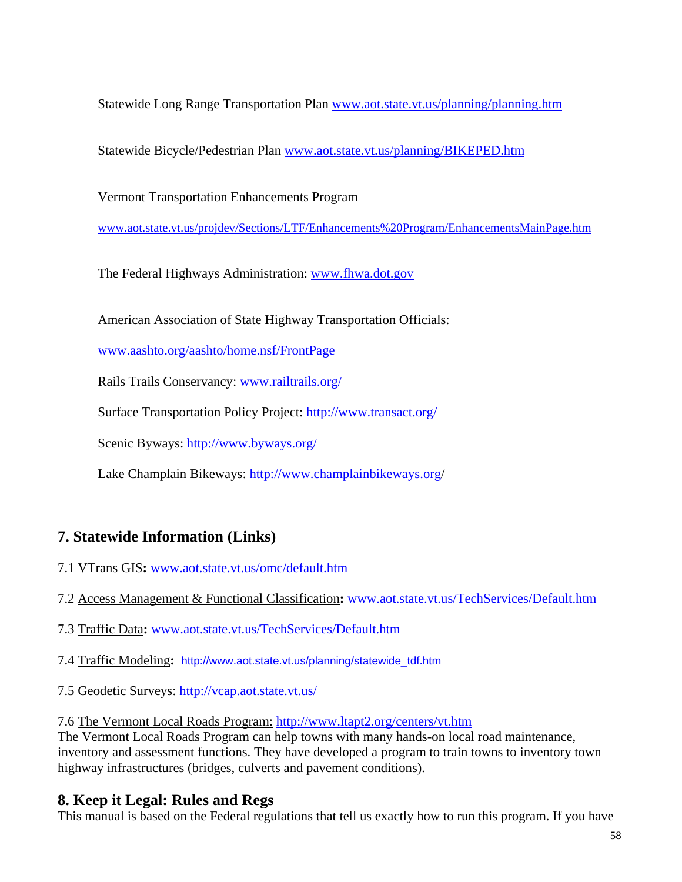Statewide Long Range Transportation Plan www.aot.state.vt.us/planning/planning.htm

Statewide Bicycle/Pedestrian Plan www.aot.state.vt.us/planning/BIKEPED.htm

Vermont Transportation Enhancements Program

www.aot.state.vt.us/projdev/Sections/LTF/Enhancements%20Program/EnhancementsMainPage.htm

The Federal Highways Administration: www.fhwa.dot.gov

American Association of State Highway Transportation Officials:

www.aashto.org/aashto/home.nsf/FrontPage

Rails Trails Conservancy: www.railtrails.org/

Surface Transportation Policy Project: http://www.transact.org/

Scenic Byways: http://www.byways.org/

Lake Champlain Bikeways: http://www.champlainbikeways.org/

## 7. Statewide Information (Links)

7.1 VTrans GIS**:** www.aot.state.vt.us/omc/default.htm

7.2 Access Management & Functional Classification**:** www.aot.state.vt.us/TechServices/Default.htm

7.3 Traffic Data**:** www.aot.state.vt.us/TechServices/Default.htm

7.4 Traffic Modeling**:** http://www.aot.state.vt.us/planning/statewide_tdf.htm

7.5 Geodetic Surveys: http://vcap.aot.state.vt.us/

7.6 The Vermont Local Roads Program: http://www.ltapt2.org/centers/vt.htm
The Vermont Local Roads Program can help towns with many hands-on local road maintenance, inventory and assessment functions. They have developed a program to train towns to inventory town highway infrastructures (bridges, culverts and pavement conditions).

## 8. Keep it Legal: Rules and Regs

This manual is based on the Federal regulations that tell us exactly how to run this program. If you have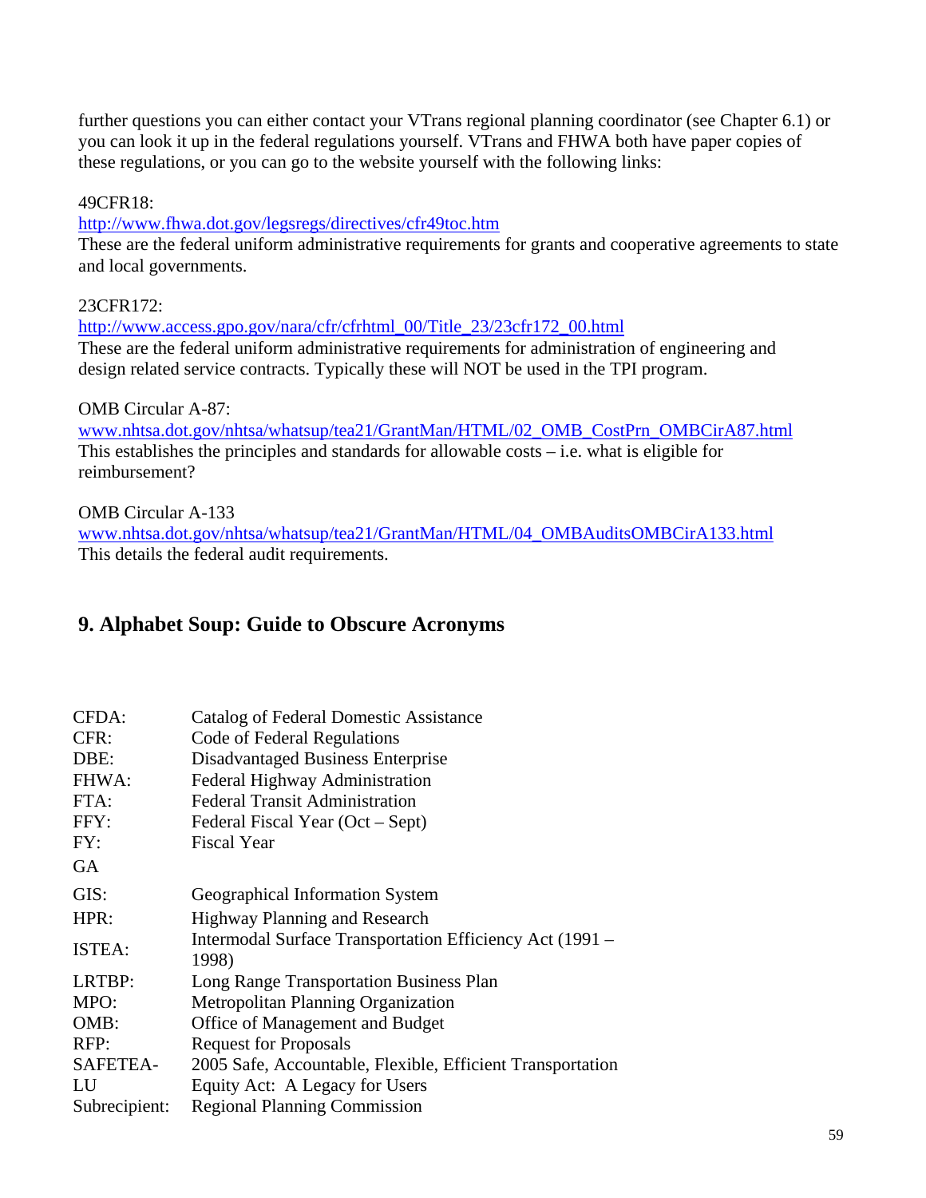further questions you can either contact your VTrans regional planning coordinator (see Chapter 6.1) or you can look it up in the federal regulations yourself. VTrans and FHWA both have paper copies of these regulations, or you can go to the website yourself with the following links:

49CFR18:
http://www.fhwa.dot.gov/legsregs/directives/cfr49toc.htm
These are the federal uniform administrative requirements for grants and cooperative agreements to state and local governments.

23CFR172:
http://www.access.gpo.gov/nara/cfr/cfrhtml_00/Title_23/23cfr172_00.html
These are the federal uniform administrative requirements for administration of engineering and design related service contracts. Typically these will NOT be used in the TPI program.

OMB Circular A-87:
www.nhtsa.dot.gov/nhtsa/whatsup/tea21/GrantMan/HTML/02_OMB_CostPrn_OMBCirA87.html
This establishes the principles and standards for allowable costs – i.e. what is eligible for reimbursement?

OMB Circular A-133
www.nhtsa.dot.gov/nhtsa/whatsup/tea21/GrantMan/HTML/04_OMBAuditsOMBCirA133.html
This details the federal audit requirements.

## 9. Alphabet Soup: Guide to Obscure Acronyms

| | |
|---|---|
| CFDA: | Catalog of Federal Domestic Assistance |
| CFR: | Code of Federal Regulations |
| DBE: | Disadvantaged Business Enterprise |
| FHWA: | Federal Highway Administration |
| FTA: | Federal Transit Administration |
| FFY: | Federal Fiscal Year (Oct – Sept) |
| FY: | Fiscal Year |
| GA | |
| GIS: | Geographical Information System |
| HPR: | Highway Planning and Research |
| ISTEA: | Intermodal Surface Transportation Efficiency Act (1991 – 1998) |
| LRTBP: | Long Range Transportation Business Plan |
| MPO: | Metropolitan Planning Organization |
| OMB: | Office of Management and Budget |
| RFP: | Request for Proposals |
| SAFETEA-LU | 2005 Safe, Accountable, Flexible, Efficient Transportation Equity Act: A Legacy for Users |
| Subrecipient: | Regional Planning Commission |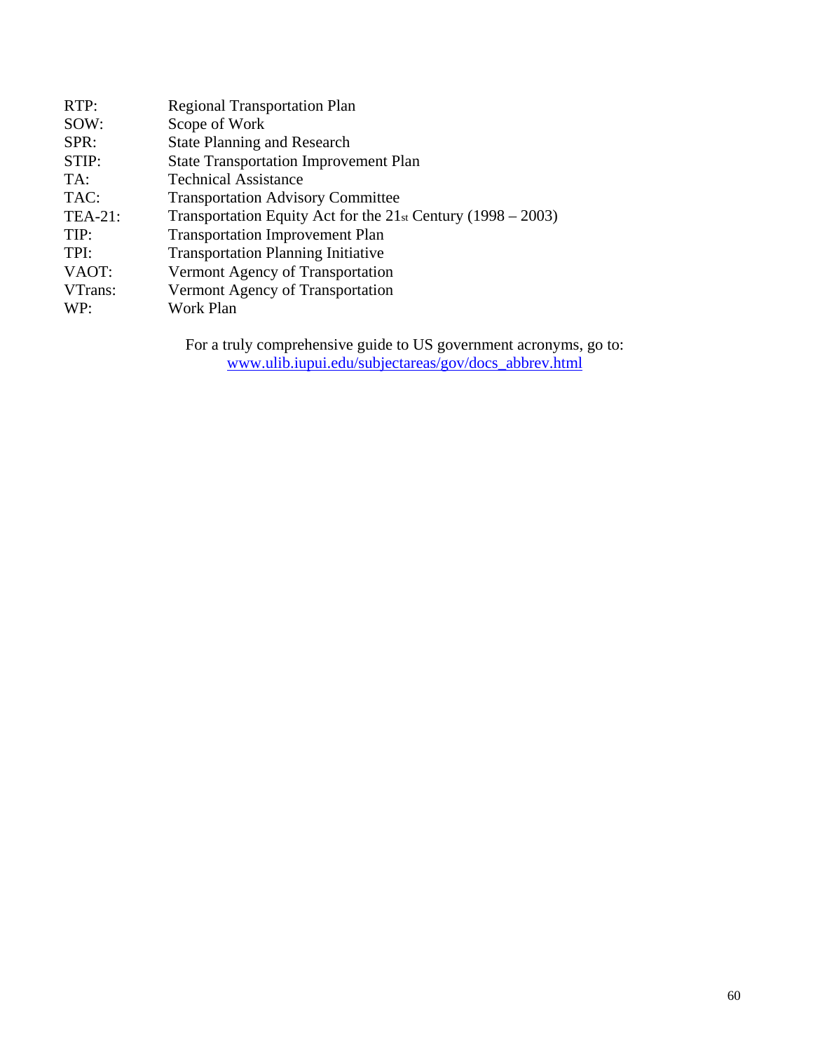| | |
|---|---|
| RTP: | Regional Transportation Plan |
| SOW: | Scope of Work |
| SPR: | State Planning and Research |
| STIP: | State Transportation Improvement Plan |
| TA: | Technical Assistance |
| TAC: | Transportation Advisory Committee |
| TEA-21: | Transportation Equity Act for the 21st Century (1998 – 2003) |
| TIP: | Transportation Improvement Plan |
| TPI: | Transportation Planning Initiative |
| VAOT: | Vermont Agency of Transportation |
| VTrans: | Vermont Agency of Transportation |
| WP: | Work Plan |

For a truly comprehensive guide to US government acronyms, go to:
www.ulib.iupui.edu/subjectareas/gov/docs_abbrev.html